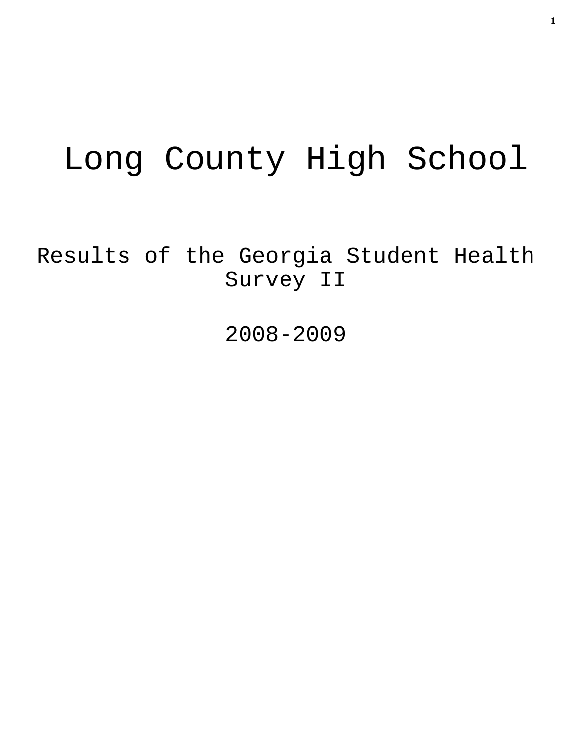# Long County High School

## Results of the Georgia Student Health Survey II

## 2008-2009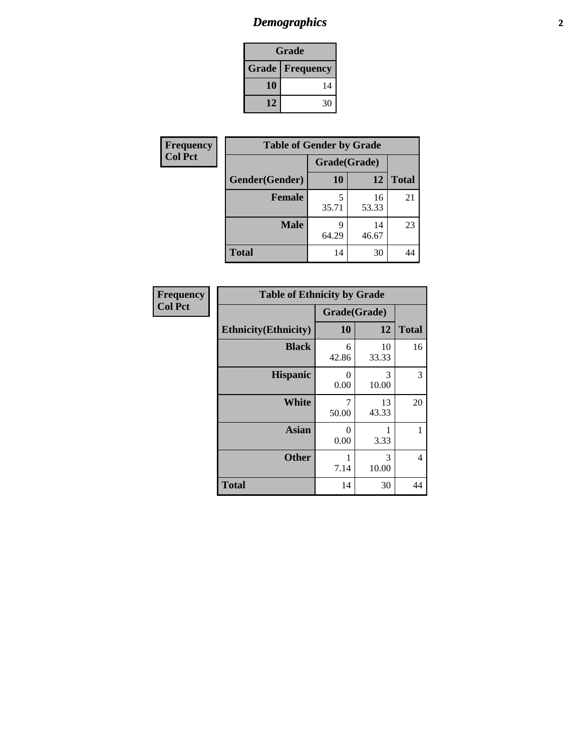# Demographics

| Grade | |
|---|---|
| **Grade** | **Frequency** |
| **10** | 14 |
| **12** | 30 |

| Frequency<br>Col Pct |
|---|

| Table of Gender by Grade | | | |
|---|---|---|---|
| | Grade(Grade) | | |
| **Gender(Gender)** | **10** | **12** | **Total** |
| **Female** | 5<br>35.71 | 16<br>53.33 | 21 |
| **Male** | 9<br>64.29 | 14<br>46.67 | 23 |
| **Total** | 14 | 30 | 44 |

| Frequency<br>Col Pct |
|---|

| Table of Ethnicity by Grade | | | |
|---|---|---|---|
| | Grade(Grade) | | |
| **Ethnicity(Ethnicity)** | **10** | **12** | **Total** |
| **Black** | 6<br>42.86 | 10<br>33.33 | 16 |
| **Hispanic** | 0<br>0.00 | 3<br>10.00 | 3 |
| **White** | 7<br>50.00 | 13<br>43.33 | 20 |
| **Asian** | 0<br>0.00 | 1<br>3.33 | 1 |
| **Other** | 1<br>7.14 | 3<br>10.00 | 4 |
| **Total** | 14 | 30 | 44 |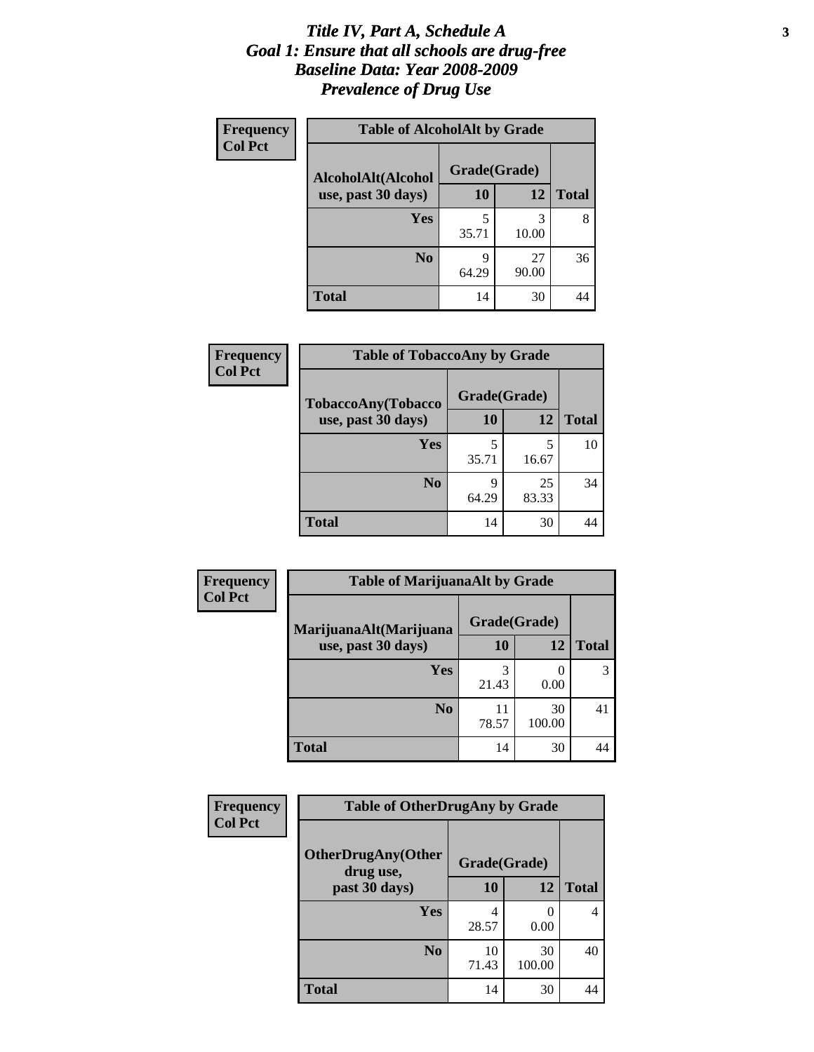# *Title IV, Part A, Schedule A*
# *Goal 1: Ensure that all schools are drug-free*
# *Baseline Data: Year 2008-2009*
# *Prevalence of Drug Use*

**Frequency**
**Col Pct**

**Table of AlcoholAlt by Grade**

| AlcoholAlt(Alcohol use, past 30 days) | Grade(Grade) | | Total |
|---|---|---|---|
| | 10 | 12 | |
| **Yes** | 5<br>35.71 | 3<br>10.00 | 8 |
| **No** | 9<br>64.29 | 27<br>90.00 | 36 |
| **Total** | 14 | 30 | 44 |

**Frequency**
**Col Pct**

**Table of TobaccoAny by Grade**

| TobaccoAny(Tobacco use, past 30 days) | Grade(Grade) | | Total |
|---|---|---|---|
| | 10 | 12 | |
| **Yes** | 5<br>35.71 | 5<br>16.67 | 10 |
| **No** | 9<br>64.29 | 25<br>83.33 | 34 |
| **Total** | 14 | 30 | 44 |

**Frequency**
**Col Pct**

**Table of MarijuanaAlt by Grade**

| MarijuanaAlt(Marijuana use, past 30 days) | Grade(Grade) | | Total |
|---|---|---|---|
| | 10 | 12 | |
| **Yes** | 3<br>21.43 | 0<br>0.00 | 3 |
| **No** | 11<br>78.57 | 30<br>100.00 | 41 |
| **Total** | 14 | 30 | 44 |

**Frequency**
**Col Pct**

**Table of OtherDrugAny by Grade**

| OtherDrugAny(Other drug use, past 30 days) | Grade(Grade) | | Total |
|---|---|---|---|
| | 10 | 12 | |
| **Yes** | 4<br>28.57 | 0<br>0.00 | 4 |
| **No** | 10<br>71.43 | 30<br>100.00 | 40 |
| **Total** | 14 | 30 | 44 |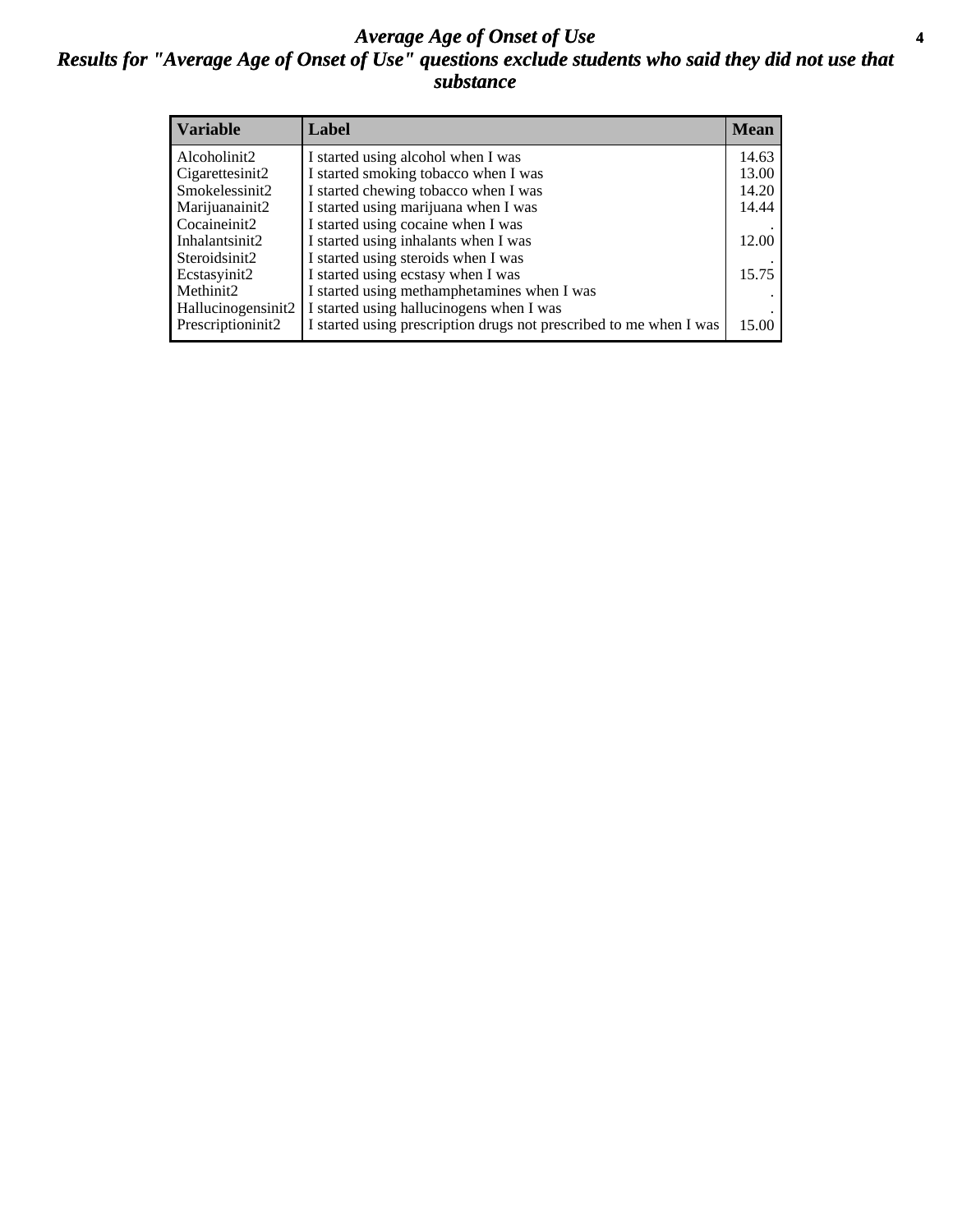## *Average Age of Onset of Use*

### *Results for "Average Age of Onset of Use" questions exclude students who said they did not use that substance*

| Variable | Label | Mean |
|---|---|---|
| Alcoholinit2 | I started using alcohol when I was | 14.63 |
| Cigarettesinit2 | I started smoking tobacco when I was | 13.00 |
| Smokelessinit2 | I started chewing tobacco when I was | 14.20 |
| Marijuanainit2 | I started using marijuana when I was | 14.44 |
| Cocaineinit2 | I started using cocaine when I was | . |
| Inhalantsinit2 | I started using inhalants when I was | 12.00 |
| Steroidsinit2 | I started using steroids when I was | . |
| Ecstasyinit2 | I started using ecstasy when I was | 15.75 |
| Methinit2 | I started using methamphetamines when I was | . |
| Hallucinogensinit2 | I started using hallucinogens when I was | . |
| Prescriptioninit2 | I started using prescription drugs not prescribed to me when I was | 15.00 |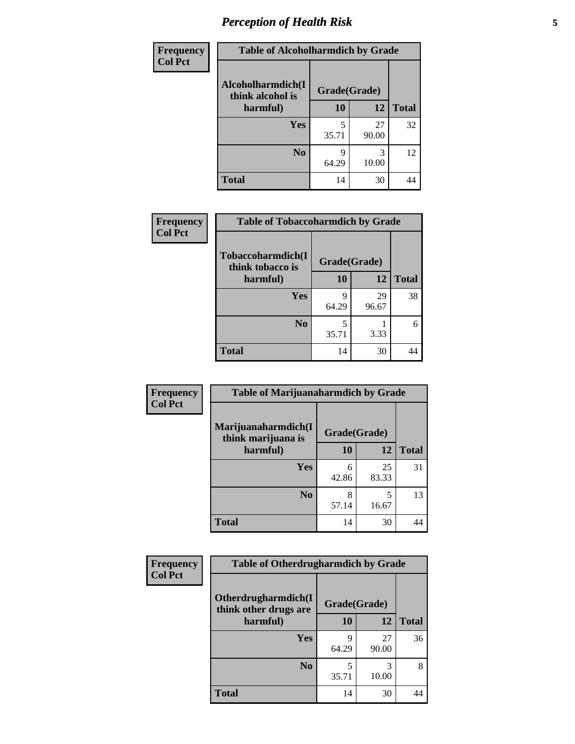| Frequency Col Pct | Table of Alcoholharmdich by Grade | | |
|---|---|---|---|
| Alcoholharmdich(I think alcohol is harmful) | Grade(Grade) | | |
| | 10 | 12 | Total |
| Yes | 5<br>35.71 | 27<br>90.00 | 32 |
| No | 9<br>64.29 | 3<br>10.00 | 12 |
| Total | 14 | 30 | 44 |

| Frequency Col Pct | Table of Tobaccoharmdich by Grade | | |
|---|---|---|---|
| Tobaccoharmdich(I think tobacco is harmful) | Grade(Grade) | | |
| | 10 | 12 | Total |
| Yes | 9<br>64.29 | 29<br>96.67 | 38 |
| No | 5<br>35.71 | 1<br>3.33 | 6 |
| Total | 14 | 30 | 44 |

| Frequency Col Pct | Table of Marijuanaharmdich by Grade | | |
|---|---|---|---|
| Marijuanaharmdich(I think marijuana is harmful) | Grade(Grade) | | |
| | 10 | 12 | Total |
| Yes | 6<br>42.86 | 25<br>83.33 | 31 |
| No | 8<br>57.14 | 5<br>16.67 | 13 |
| Total | 14 | 30 | 44 |

| Frequency Col Pct | Table of Otherdrugharmdich by Grade | | |
|---|---|---|---|
| Otherdrugharmdich(I think other drugs are harmful) | Grade(Grade) | | |
| | 10 | 12 | Total |
| Yes | 9<br>64.29 | 27<br>90.00 | 36 |
| No | 5<br>35.71 | 3<br>10.00 | 8 |
| Total | 14 | 30 | 44 |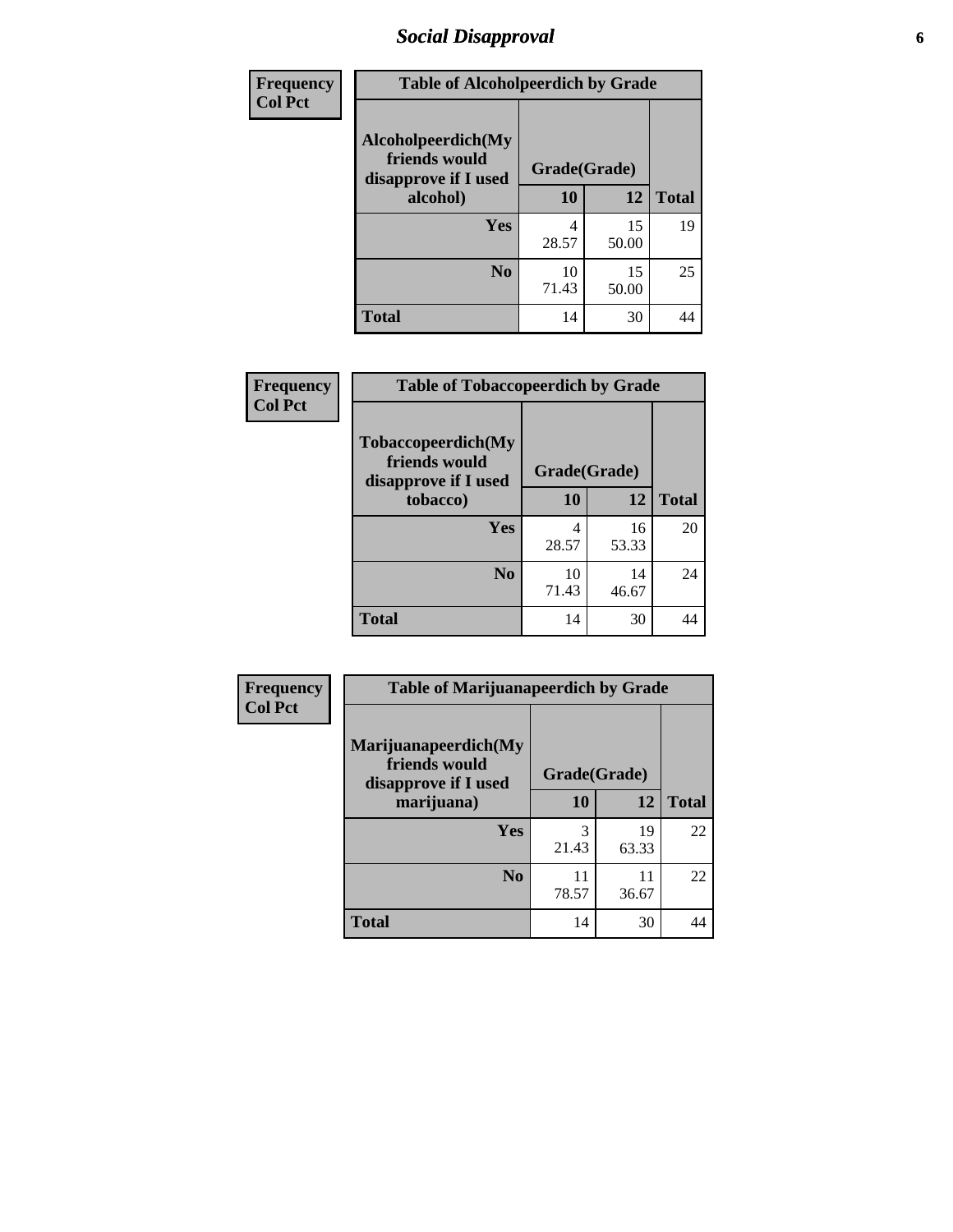## Social Disapproval

| Frequency<br>Col Pct | | | |
|---|---|---|---|
| **Table of Alcoholpeerdich by Grade** | | | |
| **Alcoholpeerdich(My friends would disapprove if I used alcohol)** | **Grade(Grade)** | | |
| | **10** | **12** | **Total** |
| **Yes** | 4<br>28.57 | 15<br>50.00 | 19 |
| **No** | 10<br>71.43 | 15<br>50.00 | 25 |
| **Total** | 14 | 30 | 44 |

| Frequency<br>Col Pct | | | |
|---|---|---|---|
| **Table of Tobaccopeerdich by Grade** | | | |
| **Tobaccopeerdich(My friends would disapprove if I used tobacco)** | **Grade(Grade)** | | |
| | **10** | **12** | **Total** |
| **Yes** | 4<br>28.57 | 16<br>53.33 | 20 |
| **No** | 10<br>71.43 | 14<br>46.67 | 24 |
| **Total** | 14 | 30 | 44 |

| Frequency<br>Col Pct | | | |
|---|---|---|---|
| **Table of Marijuanapeerdich by Grade** | | | |
| **Marijuanapeerdich(My friends would disapprove if I used marijuana)** | **Grade(Grade)** | | |
| | **10** | **12** | **Total** |
| **Yes** | 3<br>21.43 | 19<br>63.33 | 22 |
| **No** | 11<br>78.57 | 11<br>36.67 | 22 |
| **Total** | 14 | 30 | 44 |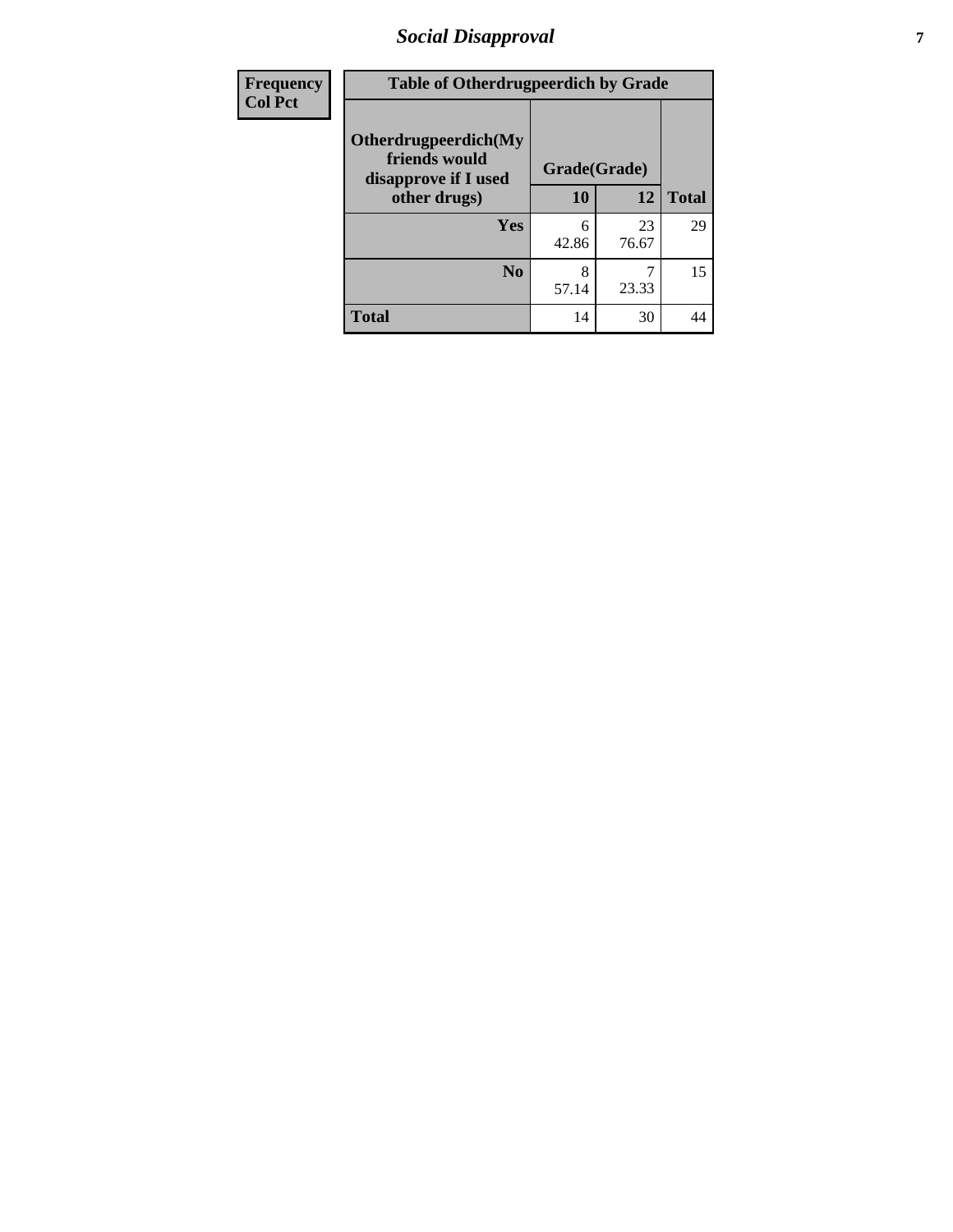# Social Disapproval

| Frequency<br>Col Pct | | | |
|---|---|---|---|

**Table of Otherdrugpeerdich by Grade**

| Otherdrugpeerdich(My friends would disapprove if I used other drugs) | Grade(Grade) | | |
|---|---|---|---|
| | 10 | 12 | Total |
| Yes | 6<br>42.86 | 23<br>76.67 | 29 |
| No | 8<br>57.14 | 7<br>23.33 | 15 |
| Total | 14 | 30 | 44 |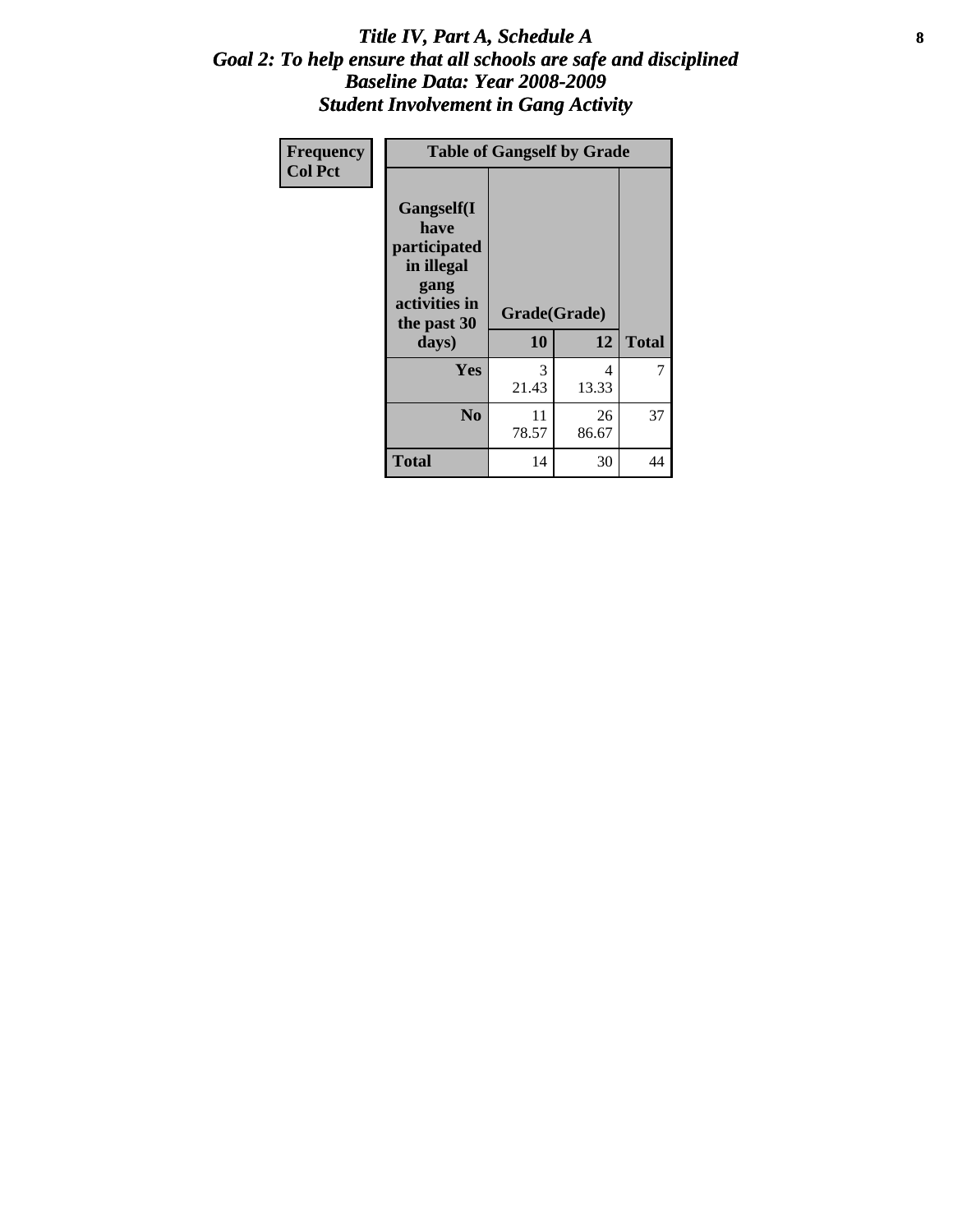# *Title IV, Part A, Schedule A*
## *Goal 2: To help ensure that all schools are safe and disciplined*
## *Baseline Data: Year 2008-2009*
## *Student Involvement in Gang Activity*

**Frequency**
**Col Pct**

| Table of Gangself by Grade | | | |
|---|---|---|---|
| **Gangself(I have participated in illegal gang activities in the past 30 days)** | **Grade(Grade)** | | |
| | **10** | **12** | **Total** |
| **Yes** | 3<br>21.43 | 4<br>13.33 | 7 |
| **No** | 11<br>78.57 | 26<br>86.67 | 37 |
| **Total** | 14 | 30 | 44 |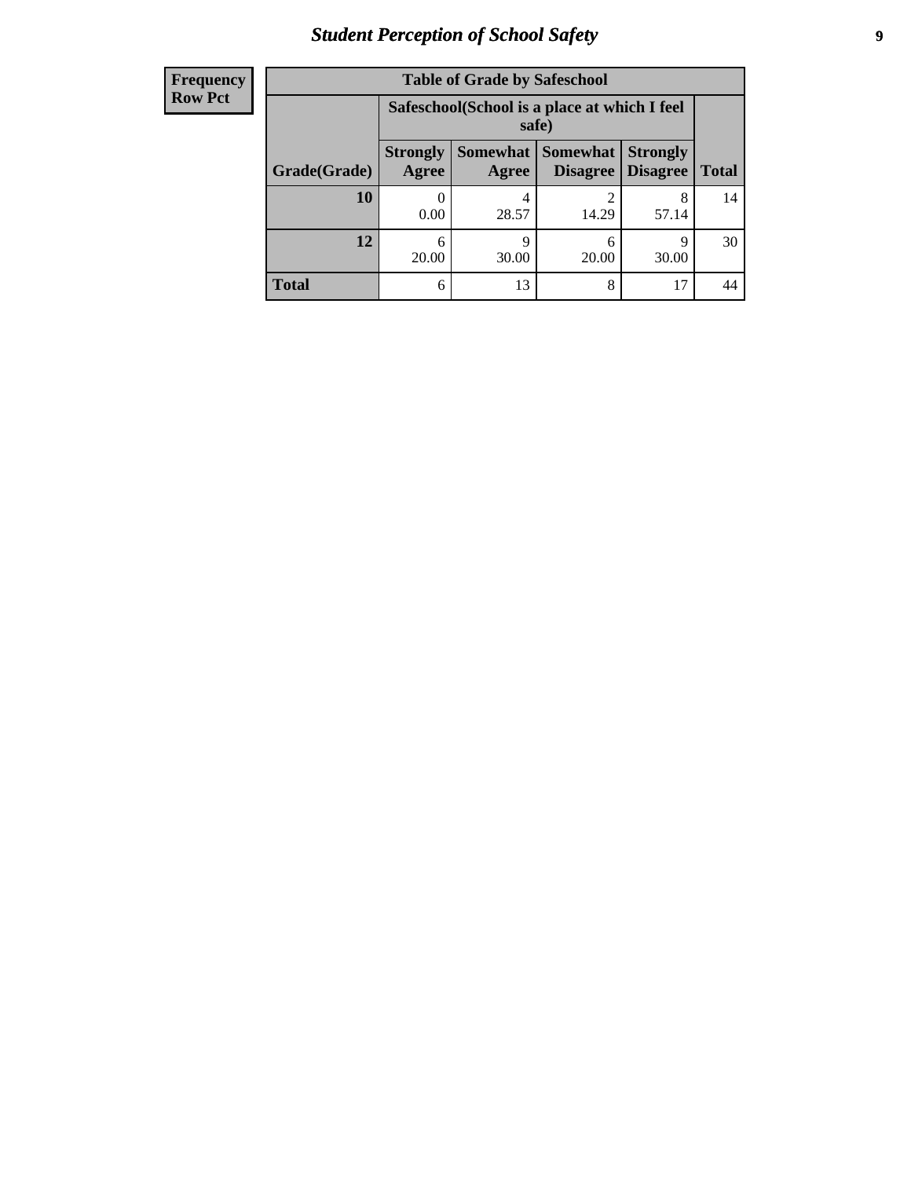| Frequency<br>Row Pct |
|---|

**Table of Grade by Safeschool**

| Grade(Grade) | Safeschool(School is a place at which I feel safe) | | | | Total |
|---|---|---|---|---|---|
| | Strongly Agree | Somewhat Agree | Somewhat Disagree | Strongly Disagree | |
| 10 | 0<br>0.00 | 4<br>28.57 | 2<br>14.29 | 8<br>57.14 | 14 |
| 12 | 6<br>20.00 | 9<br>30.00 | 6<br>20.00 | 9<br>30.00 | 30 |
| Total | 6 | 13 | 8 | 17 | 44 |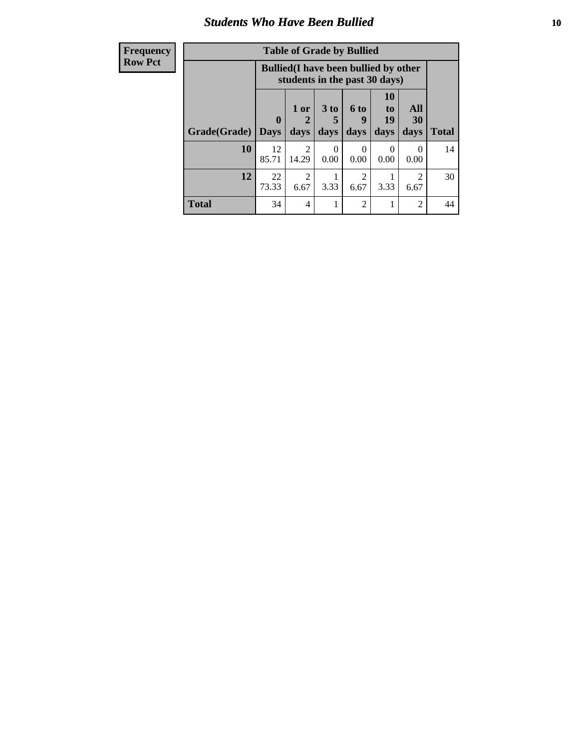## Students Who Have Been Bullied

| Frequency<br>Row Pct |
|---|

| Table of Grade by Bullied | | | | | | | |
|---|---|---|---|---|---|---|---|
| | Bullied(I have been bullied by other students in the past 30 days) | | | | | | |
| Grade(Grade) | 0 Days | 1 or 2 days | 3 to 5 days | 6 to 9 days | 10 to 19 days | All 30 days | Total |
| 10 | 12<br>85.71 | 2<br>14.29 | 0<br>0.00 | 0<br>0.00 | 0<br>0.00 | 0<br>0.00 | 14 |
| 12 | 22<br>73.33 | 2<br>6.67 | 1<br>3.33 | 2<br>6.67 | 1<br>3.33 | 2<br>6.67 | 30 |
| Total | 34 | 4 | 1 | 2 | 1 | 2 | 44 |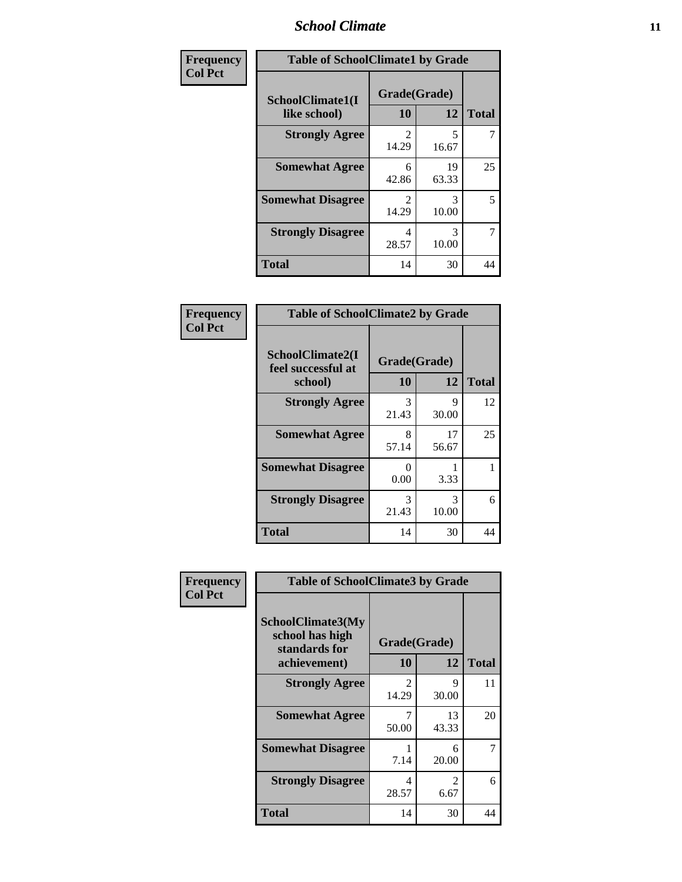| Frequency<br>Col Pct | Table of SchoolClimate1 by Grade | | |
|---|---|---|---|
| SchoolClimate1(I like school) | Grade(Grade) | | |
| | 10 | 12 | Total |
| Strongly Agree | 2<br>14.29 | 5<br>16.67 | 7 |
| Somewhat Agree | 6<br>42.86 | 19<br>63.33 | 25 |
| Somewhat Disagree | 2<br>14.29 | 3<br>10.00 | 5 |
| Strongly Disagree | 4<br>28.57 | 3<br>10.00 | 7 |
| Total | 14 | 30 | 44 |

| Frequency<br>Col Pct | Table of SchoolClimate2 by Grade | | |
|---|---|---|---|
| SchoolClimate2(I feel successful at school) | Grade(Grade) | | |
| | 10 | 12 | Total |
| Strongly Agree | 3<br>21.43 | 9<br>30.00 | 12 |
| Somewhat Agree | 8<br>57.14 | 17<br>56.67 | 25 |
| Somewhat Disagree | 0<br>0.00 | 1<br>3.33 | 1 |
| Strongly Disagree | 3<br>21.43 | 3<br>10.00 | 6 |
| Total | 14 | 30 | 44 |

| Frequency<br>Col Pct | Table of SchoolClimate3 by Grade | | |
|---|---|---|---|
| SchoolClimate3(My school has high standards for achievement) | Grade(Grade) | | |
| | 10 | 12 | Total |
| Strongly Agree | 2<br>14.29 | 9<br>30.00 | 11 |
| Somewhat Agree | 7<br>50.00 | 13<br>43.33 | 20 |
| Somewhat Disagree | 1<br>7.14 | 6<br>20.00 | 7 |
| Strongly Disagree | 4<br>28.57 | 2<br>6.67 | 6 |
| Total | 14 | 30 | 44 |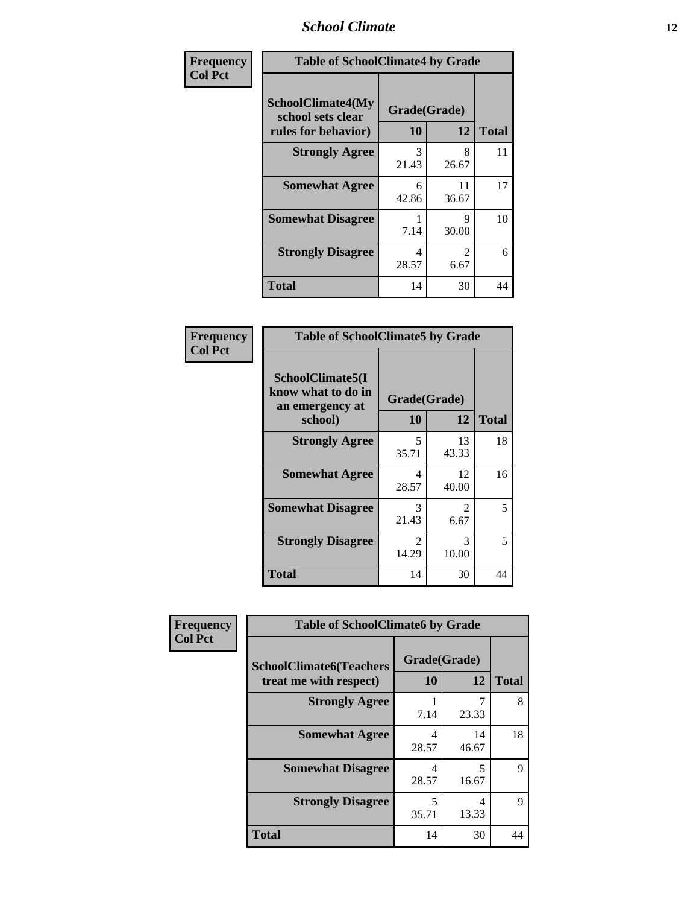**Frequency**
**Col Pct**

| Table of SchoolClimate4 by Grade | | | |
|---|---|---|---|
| SchoolClimate4(My school sets clear rules for behavior) | Grade(Grade) | | |
| | 10 | 12 | Total |
| Strongly Agree | 3<br>21.43 | 8<br>26.67 | 11 |
| Somewhat Agree | 6<br>42.86 | 11<br>36.67 | 17 |
| Somewhat Disagree | 1<br>7.14 | 9<br>30.00 | 10 |
| Strongly Disagree | 4<br>28.57 | 2<br>6.67 | 6 |
| Total | 14 | 30 | 44 |

**Frequency**
**Col Pct**

| Table of SchoolClimate5 by Grade | | | |
|---|---|---|---|
| SchoolClimate5(I know what to do in an emergency at school) | Grade(Grade) | | |
| | 10 | 12 | Total |
| Strongly Agree | 5<br>35.71 | 13<br>43.33 | 18 |
| Somewhat Agree | 4<br>28.57 | 12<br>40.00 | 16 |
| Somewhat Disagree | 3<br>21.43 | 2<br>6.67 | 5 |
| Strongly Disagree | 2<br>14.29 | 3<br>10.00 | 5 |
| Total | 14 | 30 | 44 |

**Frequency**
**Col Pct**

| Table of SchoolClimate6 by Grade | | | |
|---|---|---|---|
| SchoolClimate6(Teachers treat me with respect) | Grade(Grade) | | |
| | 10 | 12 | Total |
| Strongly Agree | 1<br>7.14 | 7<br>23.33 | 8 |
| Somewhat Agree | 4<br>28.57 | 14<br>46.67 | 18 |
| Somewhat Disagree | 4<br>28.57 | 5<br>16.67 | 9 |
| Strongly Disagree | 5<br>35.71 | 4<br>13.33 | 9 |
| Total | 14 | 30 | 44 |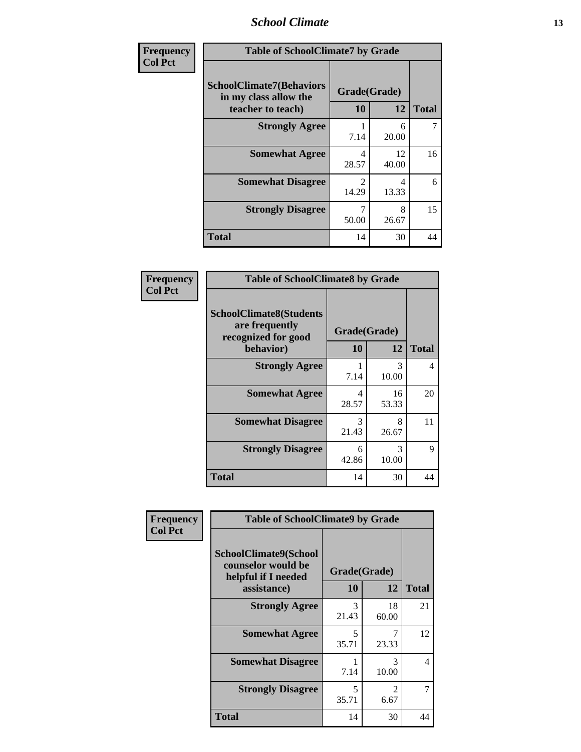| Frequency<br>Col Pct | | | |
|---|---|---|---|

**Table of SchoolClimate7 by Grade**

| SchoolClimate7(Behaviors in my class allow the teacher to teach) | Grade(Grade) | | Total |
|---|---|---|---|
| | 10 | 12 | |
| Strongly Agree | 1<br>7.14 | 6<br>20.00 | 7 |
| Somewhat Agree | 4<br>28.57 | 12<br>40.00 | 16 |
| Somewhat Disagree | 2<br>14.29 | 4<br>13.33 | 6 |
| Strongly Disagree | 7<br>50.00 | 8<br>26.67 | 15 |
| Total | 14 | 30 | 44 |

| Frequency<br>Col Pct | | | |
|---|---|---|---|

**Table of SchoolClimate8 by Grade**

| SchoolClimate8(Students are frequently recognized for good behavior) | Grade(Grade) | | Total |
|---|---|---|---|
| | 10 | 12 | |
| Strongly Agree | 1<br>7.14 | 3<br>10.00 | 4 |
| Somewhat Agree | 4<br>28.57 | 16<br>53.33 | 20 |
| Somewhat Disagree | 3<br>21.43 | 8<br>26.67 | 11 |
| Strongly Disagree | 6<br>42.86 | 3<br>10.00 | 9 |
| Total | 14 | 30 | 44 |

| Frequency<br>Col Pct | | | |
|---|---|---|---|

**Table of SchoolClimate9 by Grade**

| SchoolClimate9(School counselor would be helpful if I needed assistance) | Grade(Grade) | | Total |
|---|---|---|---|
| | 10 | 12 | |
| Strongly Agree | 3<br>21.43 | 18<br>60.00 | 21 |
| Somewhat Agree | 5<br>35.71 | 7<br>23.33 | 12 |
| Somewhat Disagree | 1<br>7.14 | 3<br>10.00 | 4 |
| Strongly Disagree | 5<br>35.71 | 2<br>6.67 | 7 |
| Total | 14 | 30 | 44 |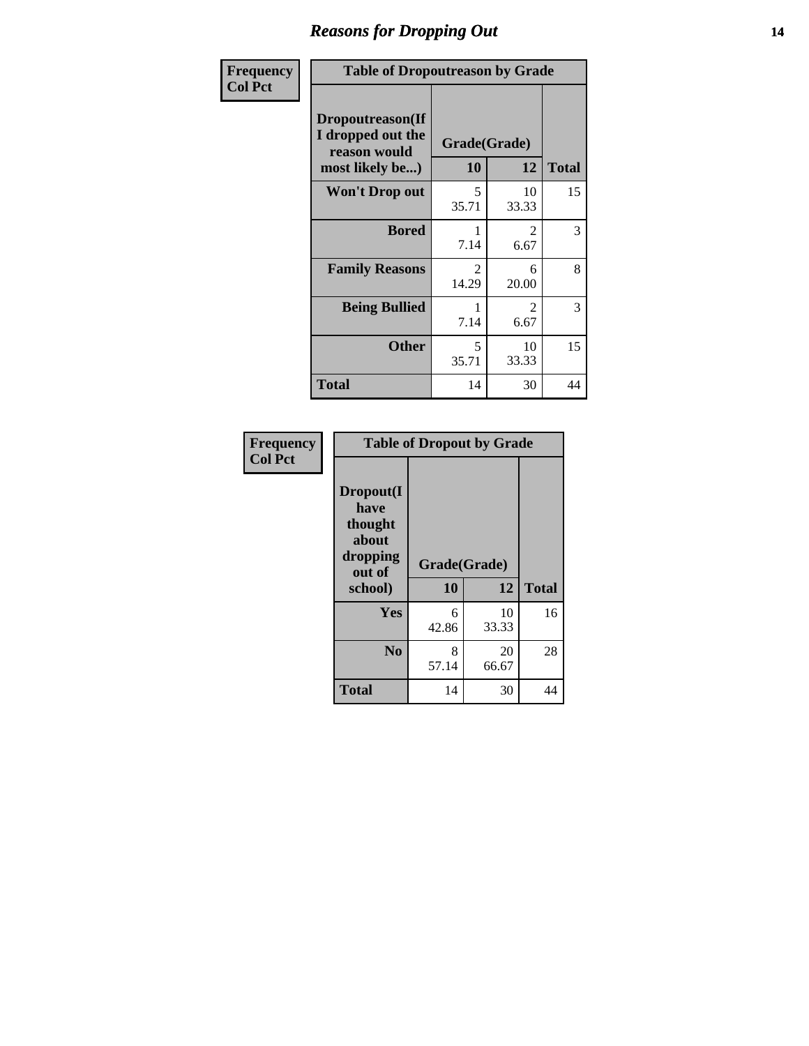## Reasons for Dropping Out

**Frequency**
**Col Pct**

**Table of Dropoutreason by Grade**

| Dropoutreason(If I dropped out the reason would most likely be...) | Grade(Grade) | | |
|---|---|---|---|
| | 10 | 12 | Total |
| Won't Drop out | 5<br>35.71 | 10<br>33.33 | 15 |
| Bored | 1<br>7.14 | 2<br>6.67 | 3 |
| Family Reasons | 2<br>14.29 | 6<br>20.00 | 8 |
| Being Bullied | 1<br>7.14 | 2<br>6.67 | 3 |
| Other | 5<br>35.71 | 10<br>33.33 | 15 |
| Total | 14 | 30 | 44 |

**Frequency**
**Col Pct**

**Table of Dropout by Grade**

| Dropout(I have thought about dropping out of school) | Grade(Grade) | | |
|---|---|---|---|
| | 10 | 12 | Total |
| Yes | 6<br>42.86 | 10<br>33.33 | 16 |
| No | 8<br>57.14 | 20<br>66.67 | 28 |
| Total | 14 | 30 | 44 |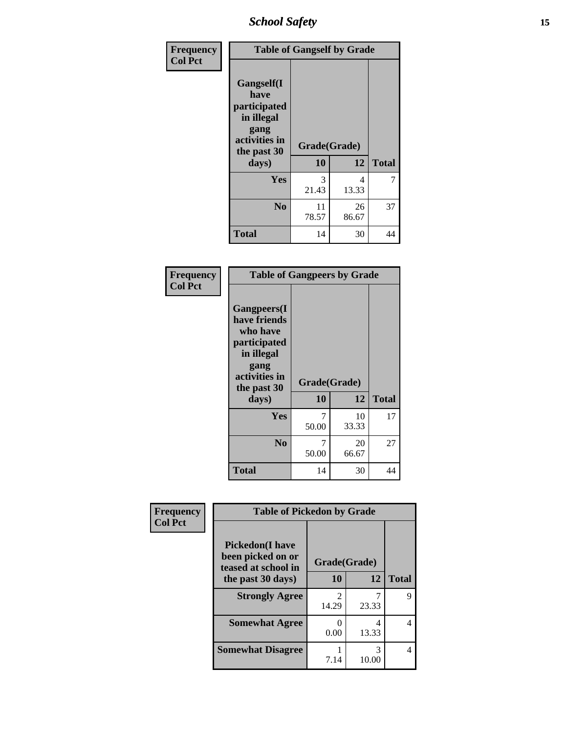| Frequency<br>Col Pct | Table of Gangself by Grade | | |
|---|---|---|---|
| Gangself(I have participated in illegal gang activities in the past 30 days) | Grade(Grade) | | |
| | 10 | 12 | Total |
| Yes | 3<br>21.43 | 4<br>13.33 | 7 |
| No | 11<br>78.57 | 26<br>86.67 | 37 |
| Total | 14 | 30 | 44 |

| Frequency<br>Col Pct | Table of Gangpeers by Grade | | |
|---|---|---|---|
| Gangpeers(I have friends who have participated in illegal gang activities in the past 30 days) | Grade(Grade) | | |
| | 10 | 12 | Total |
| Yes | 7<br>50.00 | 10<br>33.33 | 17 |
| No | 7<br>50.00 | 20<br>66.67 | 27 |
| Total | 14 | 30 | 44 |

| Frequency<br>Col Pct | Table of Pickedon by Grade | | |
|---|---|---|---|
| Pickedon(I have been picked on or teased at school in the past 30 days) | Grade(Grade) | | |
| | 10 | 12 | Total |
| Strongly Agree | 2<br>14.29 | 7<br>23.33 | 9 |
| Somewhat Agree | 0<br>0.00 | 4<br>13.33 | 4 |
| Somewhat Disagree | 1<br>7.14 | 3<br>10.00 | 4 |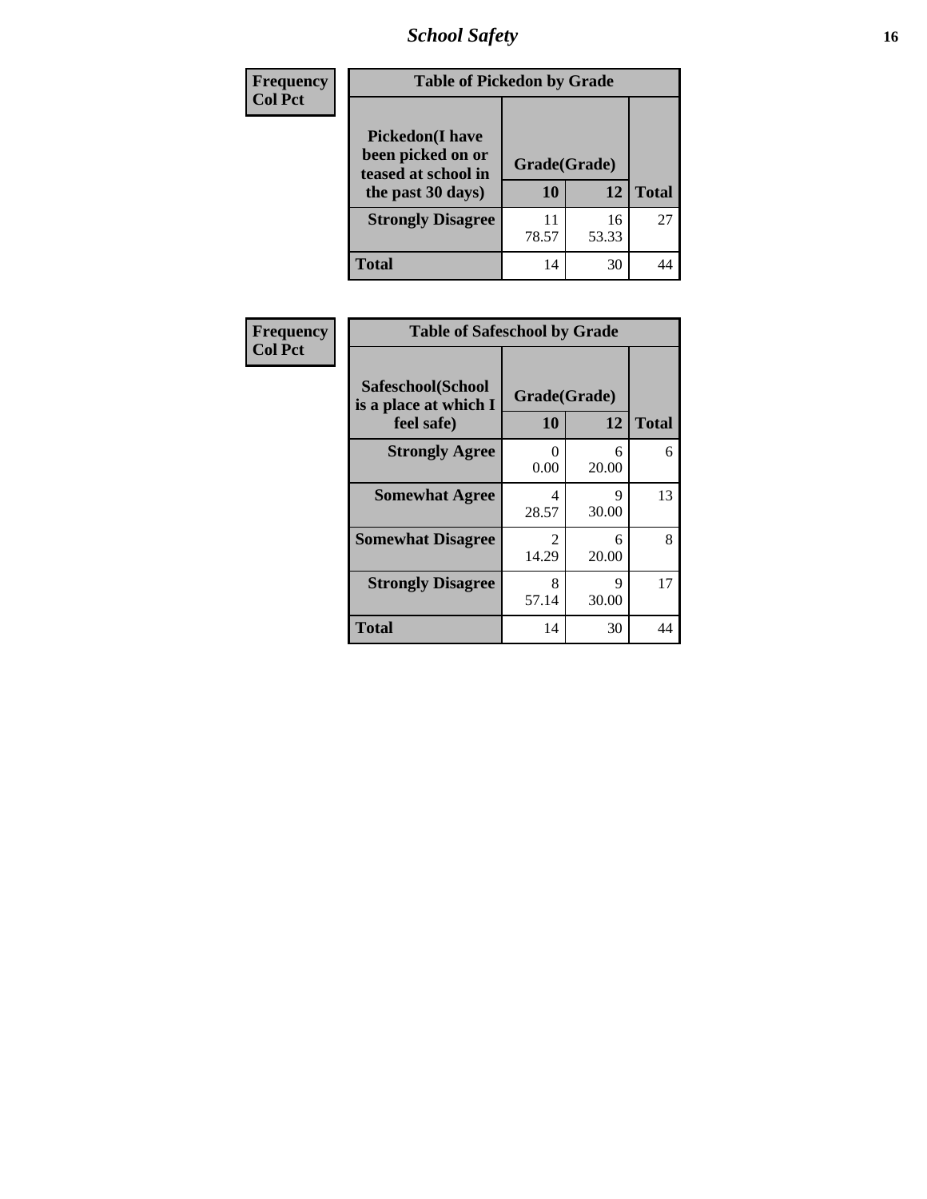| Frequency<br>Col Pct |
|---|

**Table of Pickedon by Grade**

| Pickedon(I have been picked on or teased at school in the past 30 days) | Grade(Grade) | | |
|---|---|---|---|
| | 10 | 12 | Total |
| Strongly Disagree | 11<br>78.57 | 16<br>53.33 | 27 |
| Total | 14 | 30 | 44 |

| Frequency<br>Col Pct |
|---|

**Table of Safeschool by Grade**

| Safeschool(School is a place at which I feel safe) | Grade(Grade) | | |
|---|---|---|---|
| | 10 | 12 | Total |
| Strongly Agree | 0<br>0.00 | 6<br>20.00 | 6 |
| Somewhat Agree | 4<br>28.57 | 9<br>30.00 | 13 |
| Somewhat Disagree | 2<br>14.29 | 6<br>20.00 | 8 |
| Strongly Disagree | 8<br>57.14 | 9<br>30.00 | 17 |
| Total | 14 | 30 | 44 |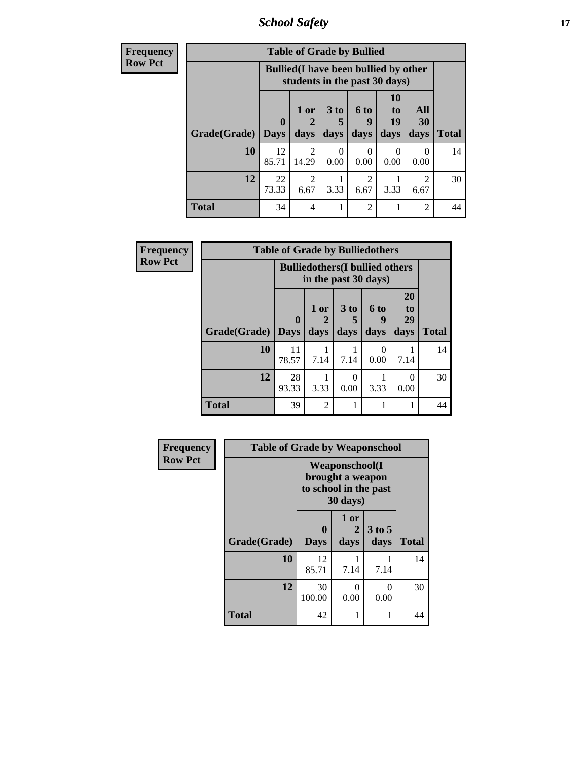## School Safety

**Frequency**
**Row Pct**

| Table of Grade by Bullied | | | | | | | |
|---|---|---|---|---|---|---|---|
| | Bullied(I have been bullied by other students in the past 30 days) | | | | | | |
| Grade(Grade) | 0 Days | 1 or 2 days | 3 to 5 days | 6 to 9 days | 10 to 19 days | All 30 days | Total |
| 10 | 12<br>85.71 | 2<br>14.29 | 0<br>0.00 | 0<br>0.00 | 0<br>0.00 | 0<br>0.00 | 14 |
| 12 | 22<br>73.33 | 2<br>6.67 | 1<br>3.33 | 2<br>6.67 | 1<br>3.33 | 2<br>6.67 | 30 |
| Total | 34 | 4 | 1 | 2 | 1 | 2 | 44 |

**Frequency**
**Row Pct**

| Table of Grade by Bulliedothers | | | | | | |
|---|---|---|---|---|---|---|
| | Bulliedothers(I bullied others in the past 30 days) | | | | | |
| Grade(Grade) | 0 Days | 1 or 2 days | 3 to 5 days | 6 to 9 days | 20 to 29 days | Total |
| 10 | 11<br>78.57 | 1<br>7.14 | 1<br>7.14 | 0<br>0.00 | 1<br>7.14 | 14 |
| 12 | 28<br>93.33 | 1<br>3.33 | 0<br>0.00 | 1<br>3.33 | 0<br>0.00 | 30 |
| Total | 39 | 2 | 1 | 1 | 1 | 44 |

**Frequency**
**Row Pct**

| Table of Grade by Weaponschool | | | | |
|---|---|---|---|---|
| | Weaponschool(I brought a weapon to school in the past 30 days) | | | |
| Grade(Grade) | 0 Days | 1 or 2 days | 3 to 5 days | Total |
| 10 | 12<br>85.71 | 1<br>7.14 | 1<br>7.14 | 14 |
| 12 | 30<br>100.00 | 0<br>0.00 | 0<br>0.00 | 30 |
| Total | 42 | 1 | 1 | 44 |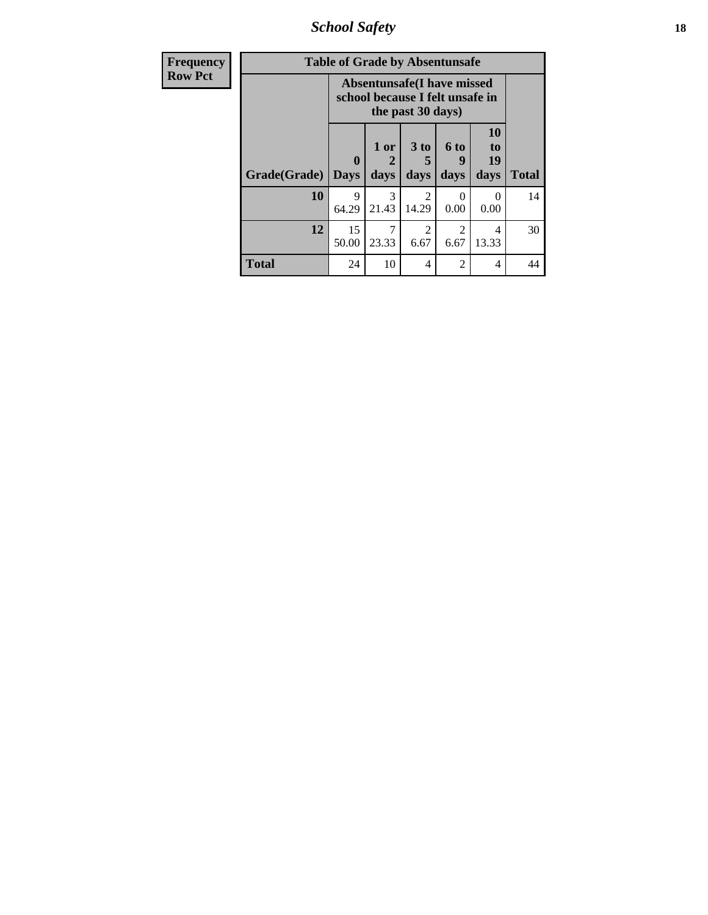# *School Safety*

| Frequency<br>Row Pct |
|---|

**Table of Grade by Absentunsafe**

| Grade(Grade) | Absentunsafe(I have missed school because I felt unsafe in the past 30 days) | | | | | Total |
|---|---|---|---|---|---|---|
| | 0 Days | 1 or 2 days | 3 to 5 days | 6 to 9 days | 10 to 19 days | |
| 10 | 9<br>64.29 | 3<br>21.43 | 2<br>14.29 | 0<br>0.00 | 0<br>0.00 | 14 |
| 12 | 15<br>50.00 | 7<br>23.33 | 2<br>6.67 | 2<br>6.67 | 4<br>13.33 | 30 |
| Total | 24 | 10 | 4 | 2 | 4 | 44 |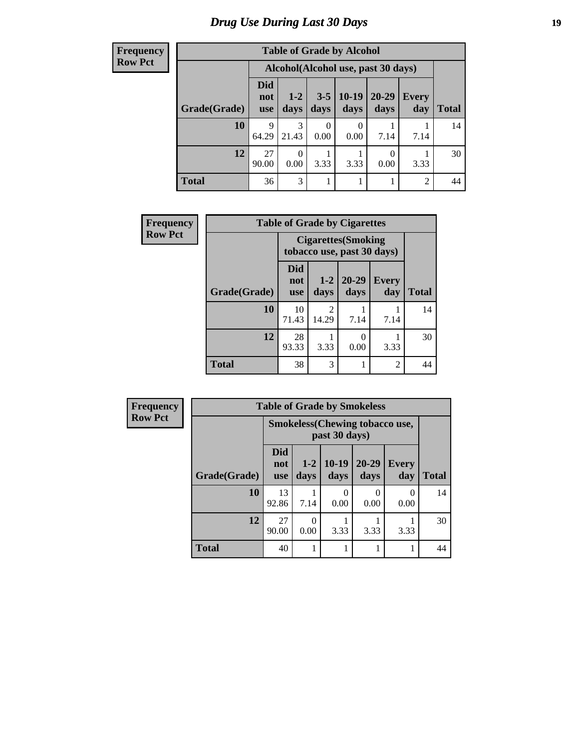# Drug Use During Last 30 Days

**Frequency**
**Row Pct**

| Table of Grade by Alcohol | | | | | | | |
|---|---|---|---|---|---|---|---|
| | Alcohol(Alcohol use, past 30 days) | | | | | | |
| Grade(Grade) | Did not use | 1-2 days | 3-5 days | 10-19 days | 20-29 days | Every day | Total |
| 10 | 9<br>64.29 | 3<br>21.43 | 0<br>0.00 | 0<br>0.00 | 1<br>7.14 | 1<br>7.14 | 14 |
| 12 | 27<br>90.00 | 0<br>0.00 | 1<br>3.33 | 1<br>3.33 | 0<br>0.00 | 1<br>3.33 | 30 |
| Total | 36 | 3 | 1 | 1 | 1 | 2 | 44 |

**Frequency**
**Row Pct**

| Table of Grade by Cigarettes | | | | | |
|---|---|---|---|---|---|
| | Cigarettes(Smoking tobacco use, past 30 days) | | | | |
| Grade(Grade) | Did not use | 1-2 days | 20-29 days | Every day | Total |
| 10 | 10<br>71.43 | 2<br>14.29 | 1<br>7.14 | 1<br>7.14 | 14 |
| 12 | 28<br>93.33 | 1<br>3.33 | 0<br>0.00 | 1<br>3.33 | 30 |
| Total | 38 | 3 | 1 | 2 | 44 |

**Frequency**
**Row Pct**

| Table of Grade by Smokeless | | | | | | |
|---|---|---|---|---|---|---|
| | Smokeless(Chewing tobacco use, past 30 days) | | | | | |
| Grade(Grade) | Did not use | 1-2 days | 10-19 days | 20-29 days | Every day | Total |
| 10 | 13<br>92.86 | 1<br>7.14 | 0<br>0.00 | 0<br>0.00 | 0<br>0.00 | 14 |
| 12 | 27<br>90.00 | 0<br>0.00 | 1<br>3.33 | 1<br>3.33 | 1<br>3.33 | 30 |
| Total | 40 | 1 | 1 | 1 | 1 | 44 |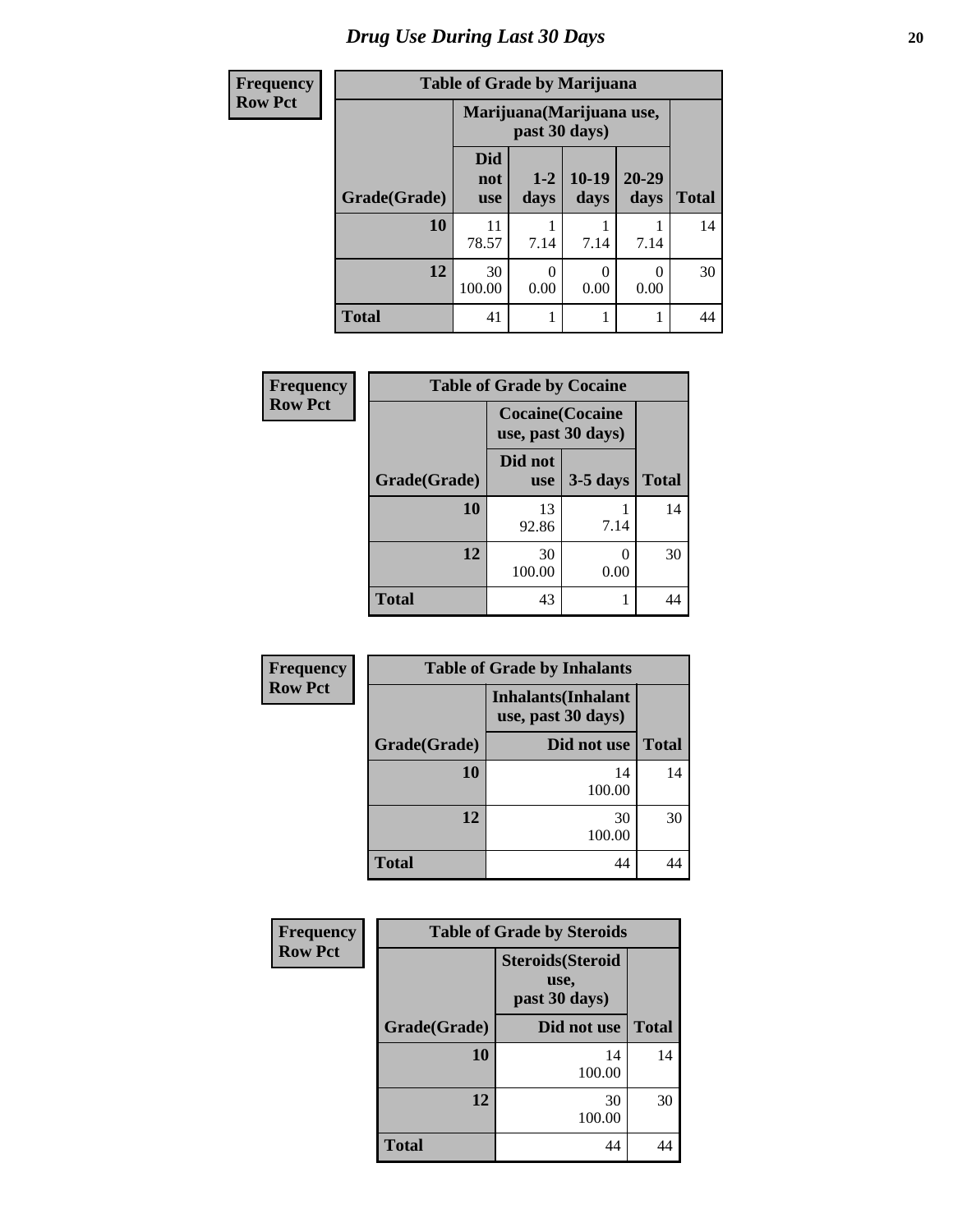# Drug Use During Last 30 Days

Frequency
Row Pct

**Table of Grade by Marijuana**

| Grade(Grade) | Marijuana(Marijuana use, past 30 days) | | | | Total |
|---|---|---|---|---|---|
| | Did not use | 1-2 days | 10-19 days | 20-29 days | |
| **10** | 11<br>78.57 | 1<br>7.14 | 1<br>7.14 | 1<br>7.14 | 14 |
| **12** | 30<br>100.00 | 0<br>0.00 | 0<br>0.00 | 0<br>0.00 | 30 |
| **Total** | 41 | 1 | 1 | 1 | 44 |

Frequency
Row Pct

**Table of Grade by Cocaine**

| Grade(Grade) | Cocaine(Cocaine use, past 30 days) | | Total |
|---|---|---|---|
| | Did not use | 3-5 days | |
| **10** | 13<br>92.86 | 1<br>7.14 | 14 |
| **12** | 30<br>100.00 | 0<br>0.00 | 30 |
| **Total** | 43 | 1 | 44 |

Frequency
Row Pct

**Table of Grade by Inhalants**

| Grade(Grade) | Inhalants(Inhalant use, past 30 days) | Total |
|---|---|---|
| | Did not use | |
| **10** | 14<br>100.00 | 14 |
| **12** | 30<br>100.00 | 30 |
| **Total** | 44 | 44 |

Frequency
Row Pct

**Table of Grade by Steroids**

| Grade(Grade) | Steroids(Steroid use, past 30 days) | Total |
|---|---|---|
| | Did not use | |
| **10** | 14<br>100.00 | 14 |
| **12** | 30<br>100.00 | 30 |
| **Total** | 44 | 44 |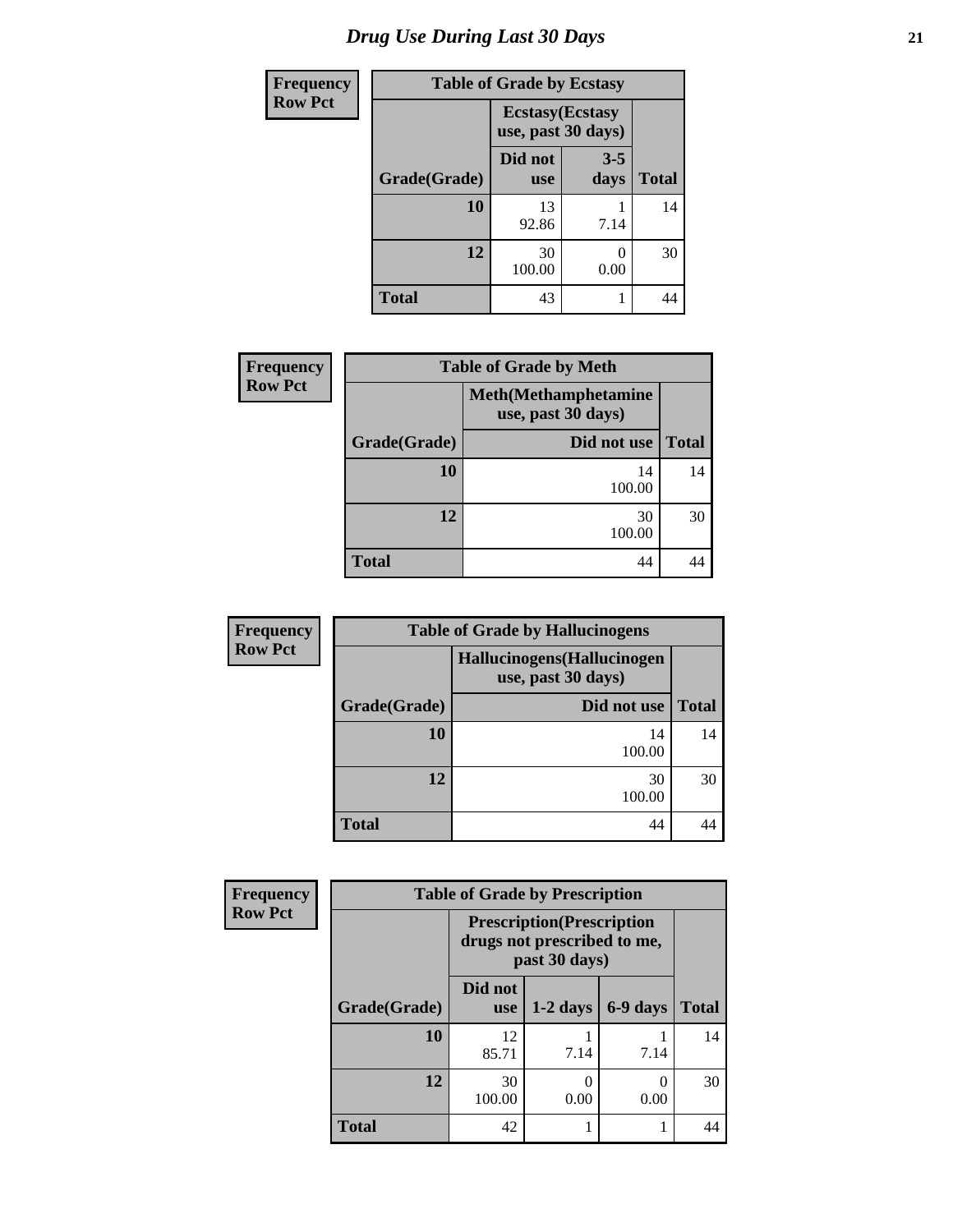# Drug Use During Last 30 Days

| Frequency Row Pct | | | |
|---|---|---|---|
| **Table of Grade by Ecstasy** | | | |
| | **Ecstasy(Ecstasy use, past 30 days)** | | |
| **Grade(Grade)** | **Did not use** | **3-5 days** | **Total** |
| **10** | 13<br>92.86 | 1<br>7.14 | 14 |
| **12** | 30<br>100.00 | 0<br>0.00 | 30 |
| **Total** | 43 | 1 | 44 |

| Frequency Row Pct | | |
|---|---|---|
| **Table of Grade by Meth** | | |
| | **Meth(Methamphetamine use, past 30 days)** | |
| **Grade(Grade)** | **Did not use** | **Total** |
| **10** | 14<br>100.00 | 14 |
| **12** | 30<br>100.00 | 30 |
| **Total** | 44 | 44 |

| Frequency Row Pct | | |
|---|---|---|
| **Table of Grade by Hallucinogens** | | |
| | **Hallucinogens(Hallucinogen use, past 30 days)** | |
| **Grade(Grade)** | **Did not use** | **Total** |
| **10** | 14<br>100.00 | 14 |
| **12** | 30<br>100.00 | 30 |
| **Total** | 44 | 44 |

| Frequency Row Pct | | | | |
|---|---|---|---|---|
| **Table of Grade by Prescription** | | | | |
| | **Prescription(Prescription drugs not prescribed to me, past 30 days)** | | | |
| **Grade(Grade)** | **Did not use** | **1-2 days** | **6-9 days** | **Total** |
| **10** | 12<br>85.71 | 1<br>7.14 | 1<br>7.14 | 14 |
| **12** | 30<br>100.00 | 0<br>0.00 | 0<br>0.00 | 30 |
| **Total** | 42 | 1 | 1 | 44 |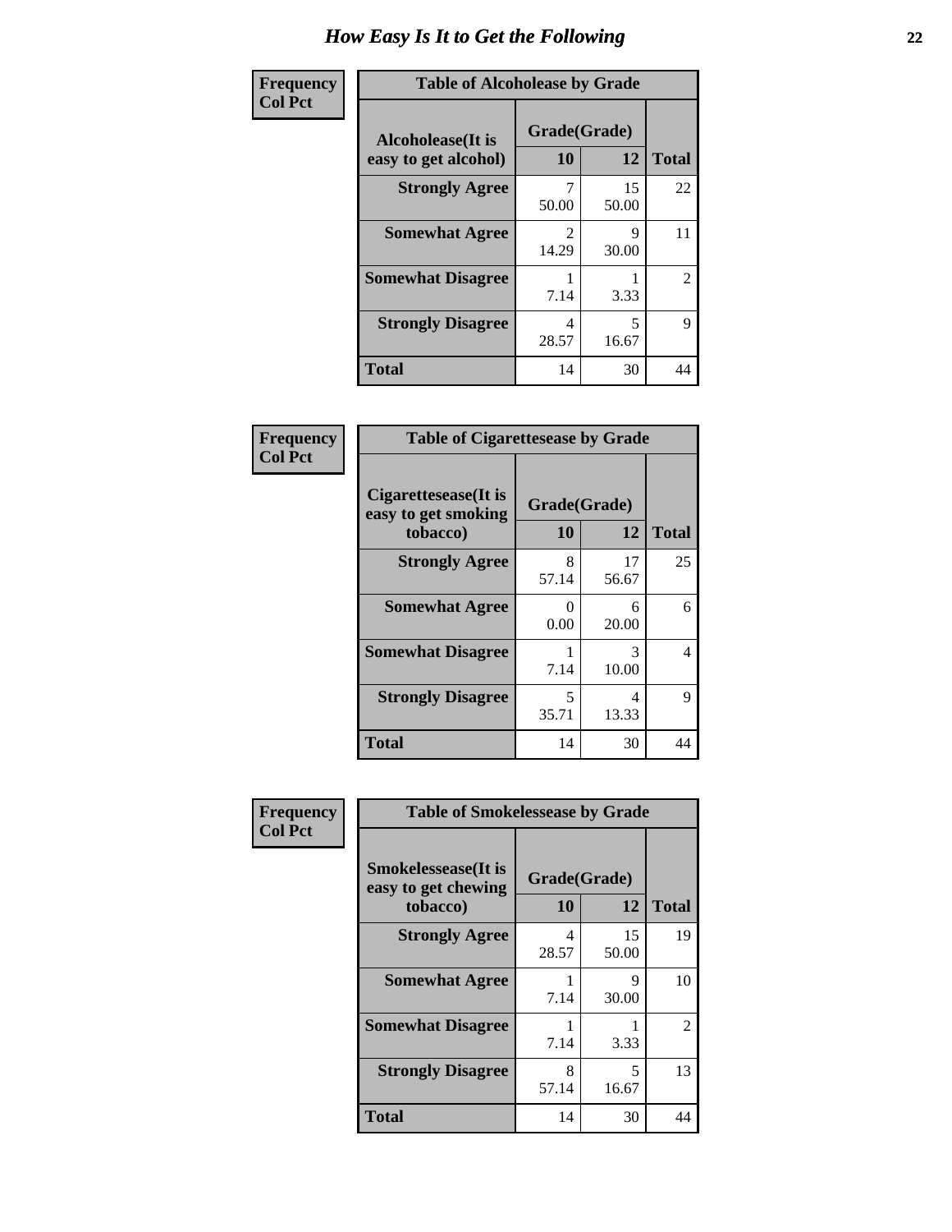# How Easy Is It to Get the Following

**Frequency**
**Col Pct**

| Table of Alcoholease by Grade | | | |
|---|---|---|---|
| **Alcoholease(It is easy to get alcohol)** | **Grade(Grade)** | | **Total** |
| | **10** | **12** | |
| **Strongly Agree** | 7<br>50.00 | 15<br>50.00 | 22 |
| **Somewhat Agree** | 2<br>14.29 | 9<br>30.00 | 11 |
| **Somewhat Disagree** | 1<br>7.14 | 1<br>3.33 | 2 |
| **Strongly Disagree** | 4<br>28.57 | 5<br>16.67 | 9 |
| **Total** | 14 | 30 | 44 |

**Frequency**
**Col Pct**

| Table of Cigarettesease by Grade | | | |
|---|---|---|---|
| **Cigarettesease(It is easy to get smoking tobacco)** | **Grade(Grade)** | | **Total** |
| | **10** | **12** | |
| **Strongly Agree** | 8<br>57.14 | 17<br>56.67 | 25 |
| **Somewhat Agree** | 0<br>0.00 | 6<br>20.00 | 6 |
| **Somewhat Disagree** | 1<br>7.14 | 3<br>10.00 | 4 |
| **Strongly Disagree** | 5<br>35.71 | 4<br>13.33 | 9 |
| **Total** | 14 | 30 | 44 |

**Frequency**
**Col Pct**

| Table of Smokelessease by Grade | | | |
|---|---|---|---|
| **Smokelessease(It is easy to get chewing tobacco)** | **Grade(Grade)** | | **Total** |
| | **10** | **12** | |
| **Strongly Agree** | 4<br>28.57 | 15<br>50.00 | 19 |
| **Somewhat Agree** | 1<br>7.14 | 9<br>30.00 | 10 |
| **Somewhat Disagree** | 1<br>7.14 | 1<br>3.33 | 2 |
| **Strongly Disagree** | 8<br>57.14 | 5<br>16.67 | 13 |
| **Total** | 14 | 30 | 44 |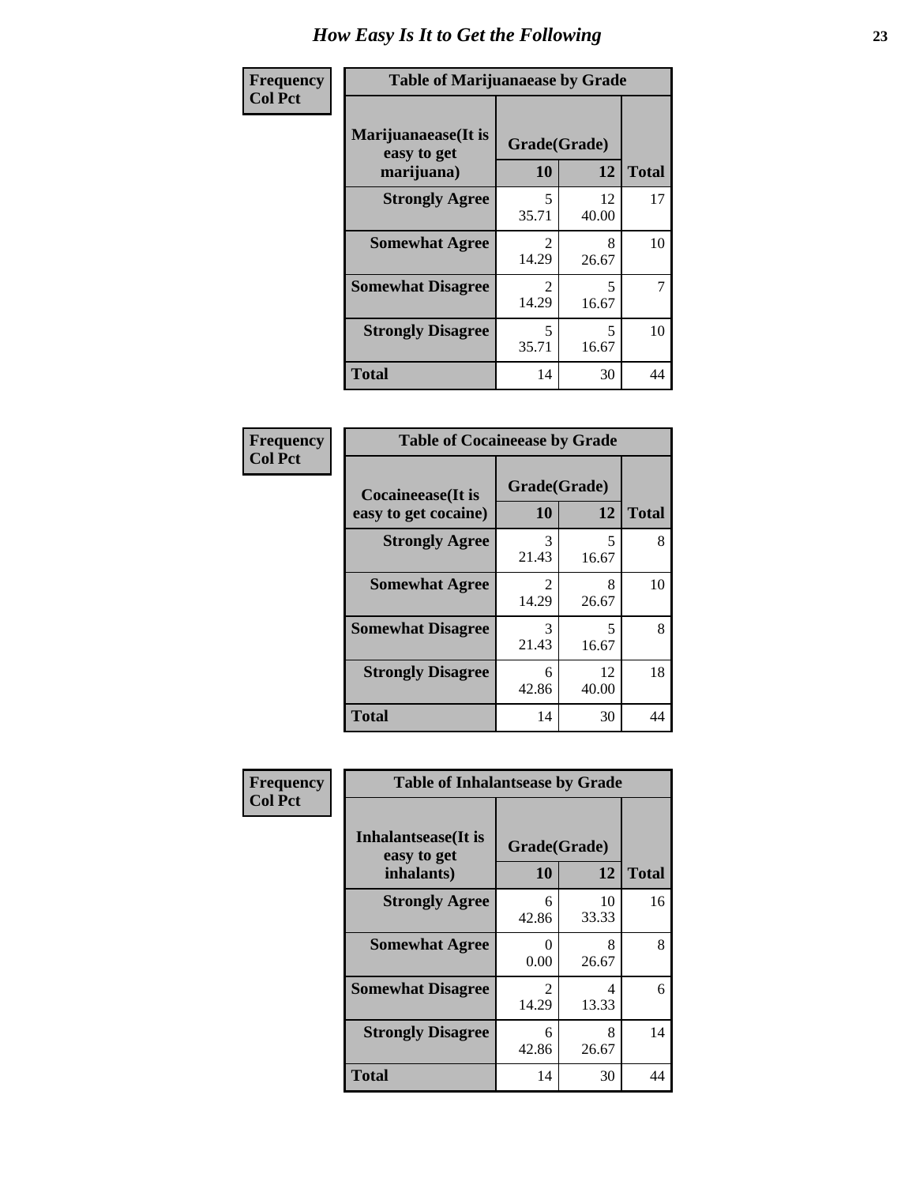# How Easy Is It to Get the Following

**Frequency**
**Col Pct**

| Table of Marijuanaease by Grade | | | |
|---|---|---|---|
| Marijuanaease(It is easy to get marijuana) | Grade(Grade) | | |
| | 10 | 12 | Total |
| Strongly Agree | 5<br>35.71 | 12<br>40.00 | 17 |
| Somewhat Agree | 2<br>14.29 | 8<br>26.67 | 10 |
| Somewhat Disagree | 2<br>14.29 | 5<br>16.67 | 7 |
| Strongly Disagree | 5<br>35.71 | 5<br>16.67 | 10 |
| Total | 14 | 30 | 44 |

**Frequency**
**Col Pct**

| Table of Cocaineease by Grade | | | |
|---|---|---|---|
| Cocaineease(It is easy to get cocaine) | Grade(Grade) | | |
| | 10 | 12 | Total |
| Strongly Agree | 3<br>21.43 | 5<br>16.67 | 8 |
| Somewhat Agree | 2<br>14.29 | 8<br>26.67 | 10 |
| Somewhat Disagree | 3<br>21.43 | 5<br>16.67 | 8 |
| Strongly Disagree | 6<br>42.86 | 12<br>40.00 | 18 |
| Total | 14 | 30 | 44 |

**Frequency**
**Col Pct**

| Table of Inhalantsease by Grade | | | |
|---|---|---|---|
| Inhalantsease(It is easy to get inhalants) | Grade(Grade) | | |
| | 10 | 12 | Total |
| Strongly Agree | 6<br>42.86 | 10<br>33.33 | 16 |
| Somewhat Agree | 0<br>0.00 | 8<br>26.67 | 8 |
| Somewhat Disagree | 2<br>14.29 | 4<br>13.33 | 6 |
| Strongly Disagree | 6<br>42.86 | 8<br>26.67 | 14 |
| Total | 14 | 30 | 44 |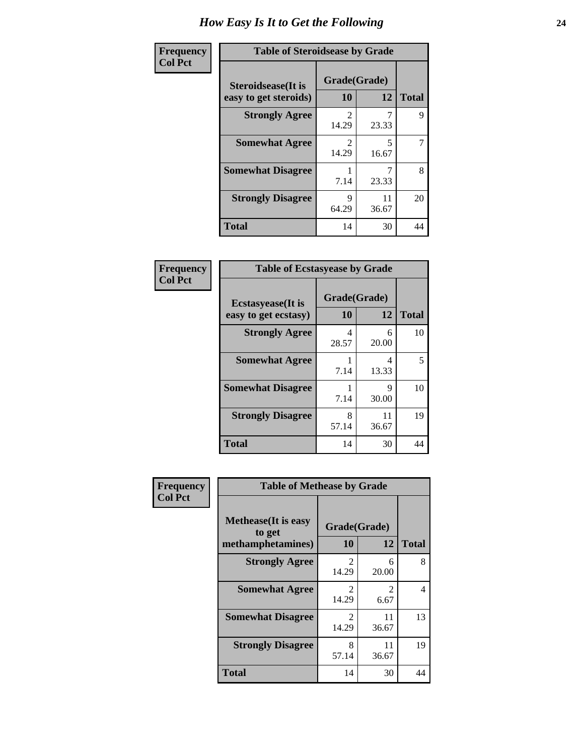# How Easy Is It to Get the Following

**Frequency**
**Col Pct**

| Table of Steroidsease by Grade | | | |
|---|---|---|---|
| **Steroidsease(It is easy to get steroids)** | **Grade(Grade)** | | **Total** |
| | **10** | **12** | |
| **Strongly Agree** | 2<br>14.29 | 7<br>23.33 | 9 |
| **Somewhat Agree** | 2<br>14.29 | 5<br>16.67 | 7 |
| **Somewhat Disagree** | 1<br>7.14 | 7<br>23.33 | 8 |
| **Strongly Disagree** | 9<br>64.29 | 11<br>36.67 | 20 |
| **Total** | 14 | 30 | 44 |

**Frequency**
**Col Pct**

| Table of Ecstasyease by Grade | | | |
|---|---|---|---|
| **Ecstasyease(It is easy to get ecstasy)** | **Grade(Grade)** | | **Total** |
| | **10** | **12** | |
| **Strongly Agree** | 4<br>28.57 | 6<br>20.00 | 10 |
| **Somewhat Agree** | 1<br>7.14 | 4<br>13.33 | 5 |
| **Somewhat Disagree** | 1<br>7.14 | 9<br>30.00 | 10 |
| **Strongly Disagree** | 8<br>57.14 | 11<br>36.67 | 19 |
| **Total** | 14 | 30 | 44 |

**Frequency**
**Col Pct**

| Table of Methease by Grade | | | |
|---|---|---|---|
| **Methease(It is easy to get methamphetamines)** | **Grade(Grade)** | | **Total** |
| | **10** | **12** | |
| **Strongly Agree** | 2<br>14.29 | 6<br>20.00 | 8 |
| **Somewhat Agree** | 2<br>14.29 | 2<br>6.67 | 4 |
| **Somewhat Disagree** | 2<br>14.29 | 11<br>36.67 | 13 |
| **Strongly Disagree** | 8<br>57.14 | 11<br>36.67 | 19 |
| **Total** | 14 | 30 | 44 |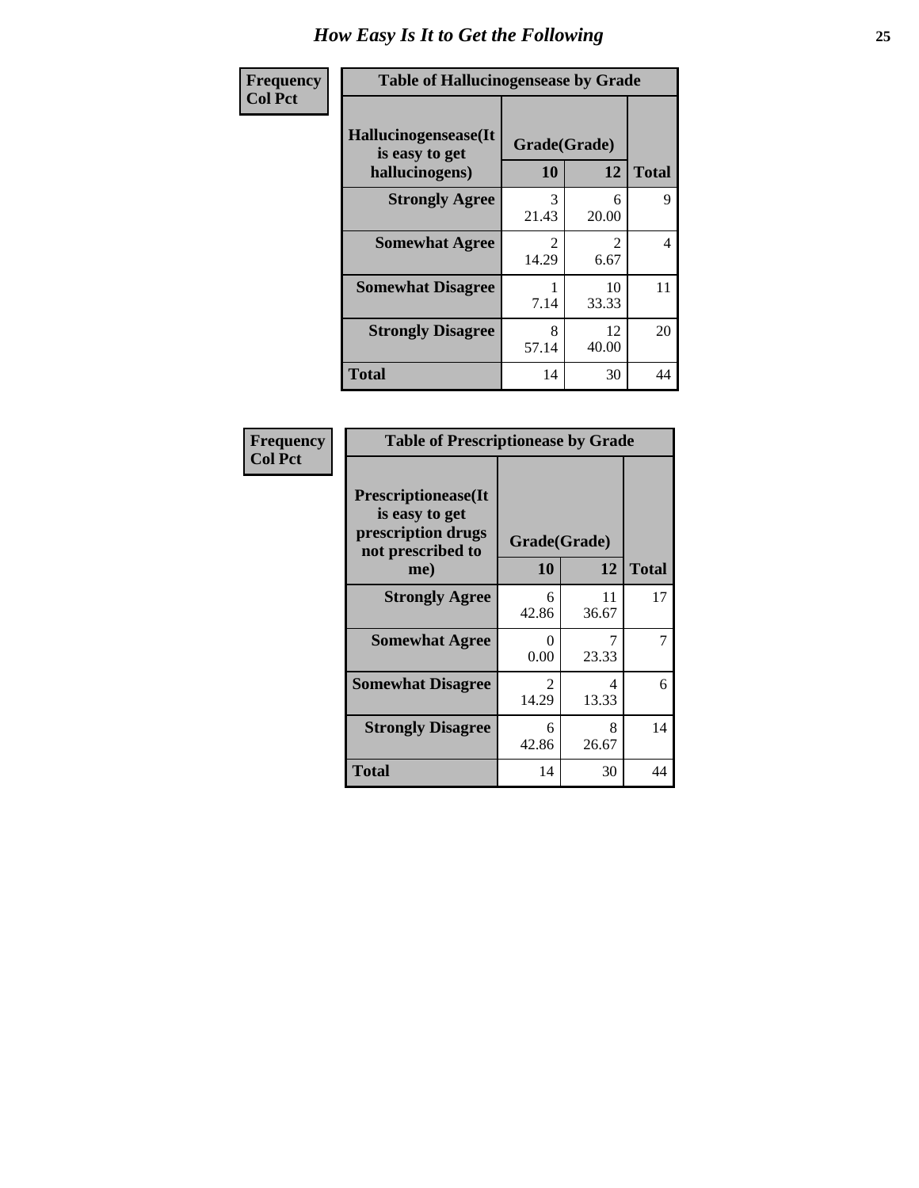# How Easy Is It to Get the Following

| Frequency Col Pct | Table of Hallucinogensease by Grade | | |
|---|---|---|---|
| Hallucinogensease(It is easy to get hallucinogens) | Grade(Grade) | | |
| | 10 | 12 | Total |
| Strongly Agree | 3<br>21.43 | 6<br>20.00 | 9 |
| Somewhat Agree | 2<br>14.29 | 2<br>6.67 | 4 |
| Somewhat Disagree | 1<br>7.14 | 10<br>33.33 | 11 |
| Strongly Disagree | 8<br>57.14 | 12<br>40.00 | 20 |
| Total | 14 | 30 | 44 |

| Frequency Col Pct | Table of Prescriptionease by Grade | | |
|---|---|---|---|
| Prescriptionease(It is easy to get prescription drugs not prescribed to me) | Grade(Grade) | | |
| | 10 | 12 | Total |
| Strongly Agree | 6<br>42.86 | 11<br>36.67 | 17 |
| Somewhat Agree | 0<br>0.00 | 7<br>23.33 | 7 |
| Somewhat Disagree | 2<br>14.29 | 4<br>13.33 | 6 |
| Strongly Disagree | 6<br>42.86 | 8<br>26.67 | 14 |
| Total | 14 | 30 | 44 |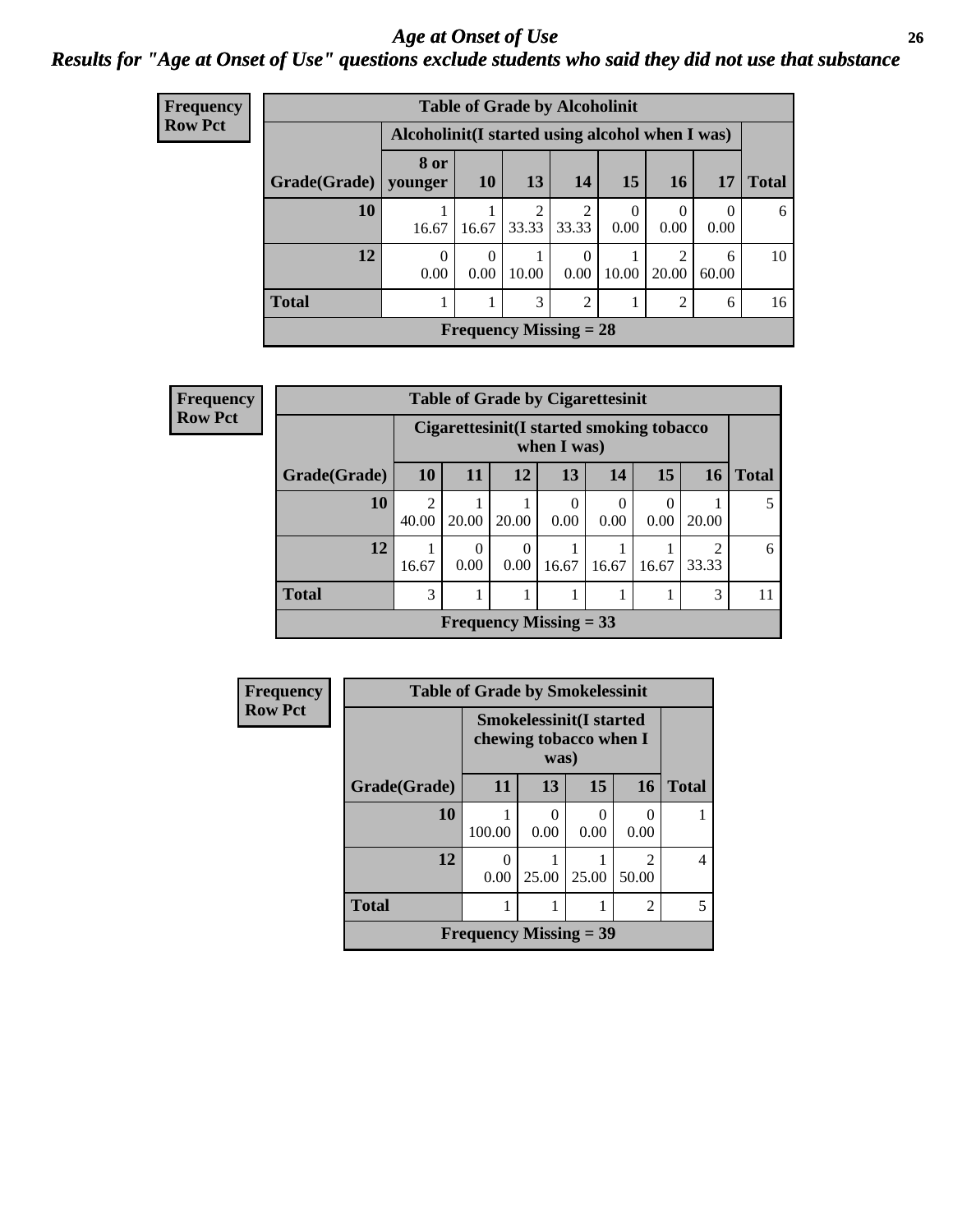# Age at Onset of Use

## Results for "Age at Onset of Use" questions exclude students who said they did not use that substance

**Frequency**
**Row Pct**

**Table of Grade by Alcoholinit**

| Grade(Grade) | Alcoholinit(I started using alcohol when I was) | | | | | | | Total |
|---|---|---|---|---|---|---|---|---|
| | 8 or younger | 10 | 13 | 14 | 15 | 16 | 17 | |
| 10 | 1<br>16.67 | 1<br>16.67 | 2<br>33.33 | 2<br>33.33 | 0<br>0.00 | 0<br>0.00 | 0<br>0.00 | 6 |
| 12 | 0<br>0.00 | 0<br>0.00 | 1<br>10.00 | 0<br>0.00 | 1<br>10.00 | 2<br>20.00 | 6<br>60.00 | 10 |
| Total | 1 | 1 | 3 | 2 | 1 | 2 | 6 | 16 |

**Frequency Missing = 28**

**Frequency**
**Row Pct**

**Table of Grade by Cigarettesinit**

| Grade(Grade) | Cigarettesinit(I started smoking tobacco when I was) | | | | | | | Total |
|---|---|---|---|---|---|---|---|---|
| | 10 | 11 | 12 | 13 | 14 | 15 | 16 | |
| 10 | 2<br>40.00 | 1<br>20.00 | 1<br>20.00 | 0<br>0.00 | 0<br>0.00 | 0<br>0.00 | 1<br>20.00 | 5 |
| 12 | 1<br>16.67 | 0<br>0.00 | 0<br>0.00 | 1<br>16.67 | 1<br>16.67 | 1<br>16.67 | 2<br>33.33 | 6 |
| Total | 3 | 1 | 1 | 1 | 1 | 1 | 3 | 11 |

**Frequency Missing = 33**

**Frequency**
**Row Pct**

**Table of Grade by Smokelessinit**

| Grade(Grade) | Smokelessinit(I started chewing tobacco when I was) | | | | Total |
|---|---|---|---|---|---|
| | 11 | 13 | 15 | 16 | |
| 10 | 1<br>100.00 | 0<br>0.00 | 0<br>0.00 | 0<br>0.00 | 1 |
| 12 | 0<br>0.00 | 1<br>25.00 | 1<br>25.00 | 2<br>50.00 | 4 |
| Total | 1 | 1 | 1 | 2 | 5 |

**Frequency Missing = 39**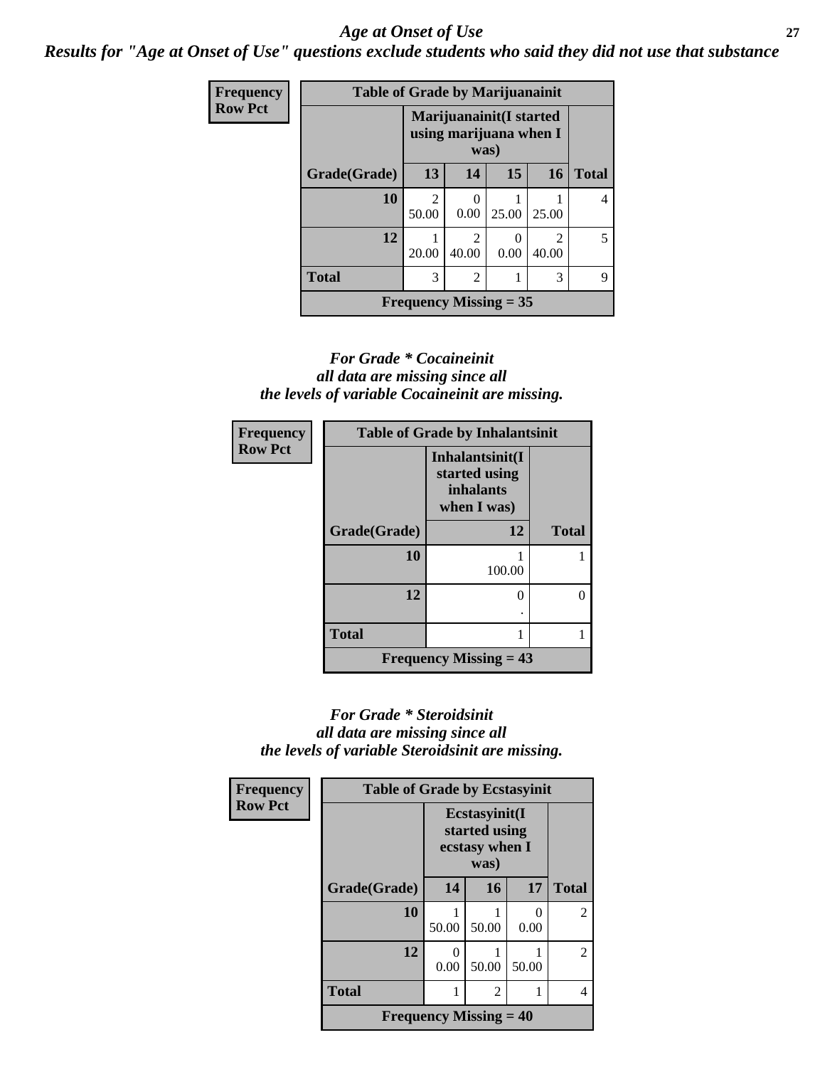# *Age at Onset of Use*

***Results for "Age at Onset of Use" questions exclude students who said they did not use that substance***

**Table of Grade by Marijuanainit**

| Frequency / Row Pct | Marijuanainit(I started using marijuana when I was) | | | | |
|---|---|---|---|---|---|
| Grade(Grade) | 13 | 14 | 15 | 16 | Total |
| 10 | 2<br>50.00 | 0<br>0.00 | 1<br>25.00 | 1<br>25.00 | 4 |
| 12 | 1<br>20.00 | 2<br>40.00 | 0<br>0.00 | 2<br>40.00 | 5 |
| Total | 3 | 2 | 1 | 3 | 9 |

**Frequency Missing = 35**

*For Grade \* Cocaineinit all data are missing since all the levels of variable Cocaineinit are missing.*

**Table of Grade by Inhalantsinit**

| Frequency / Row Pct | Inhalantsinit(I started using inhalants when I was) | |
|---|---|---|
| Grade(Grade) | 12 | Total |
| 10 | 1<br>100.00 | 1 |
| 12 | 0<br>. | 0 |
| Total | 1 | 1 |

**Frequency Missing = 43**

*For Grade \* Steroidsinit all data are missing since all the levels of variable Steroidsinit are missing.*

**Table of Grade by Ecstasyinit**

| Frequency / Row Pct | Ecstasyinit(I started using ecstasy when I was) | | | |
|---|---|---|---|---|
| Grade(Grade) | 14 | 16 | 17 | Total |
| 10 | 1<br>50.00 | 1<br>50.00 | 0<br>0.00 | 2 |
| 12 | 0<br>0.00 | 1<br>50.00 | 1<br>50.00 | 2 |
| Total | 1 | 2 | 1 | 4 |

**Frequency Missing = 40**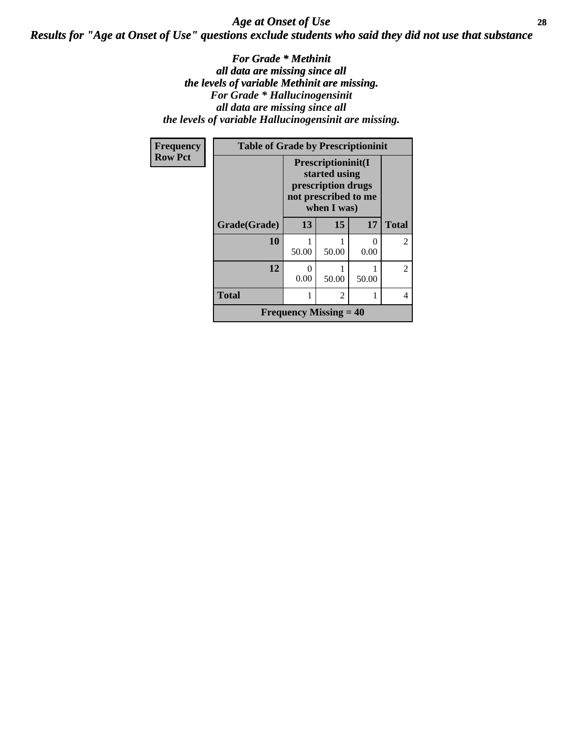*Age at Onset of Use*

***Results for "Age at Onset of Use" questions exclude students who said they did not use that substance***

***For Grade * Methinit all data are missing since all the levels of variable Methinit are missing. For Grade * Hallucinogensinit all data are missing since all the levels of variable Hallucinogensinit are missing.***

**Frequency**
**Row Pct**

| Table of Grade by Prescriptioninit | | | | |
|---|---|---|---|---|
| | Prescriptioninit(I started using prescription drugs not prescribed to me when I was) | | | |
| Grade(Grade) | 13 | 15 | 17 | Total |
| 10 | 1<br>50.00 | 1<br>50.00 | 0<br>0.00 | 2 |
| 12 | 0<br>0.00 | 1<br>50.00 | 1<br>50.00 | 2 |
| Total | 1 | 2 | 1 | 4 |
| Frequency Missing = 40 | | | | |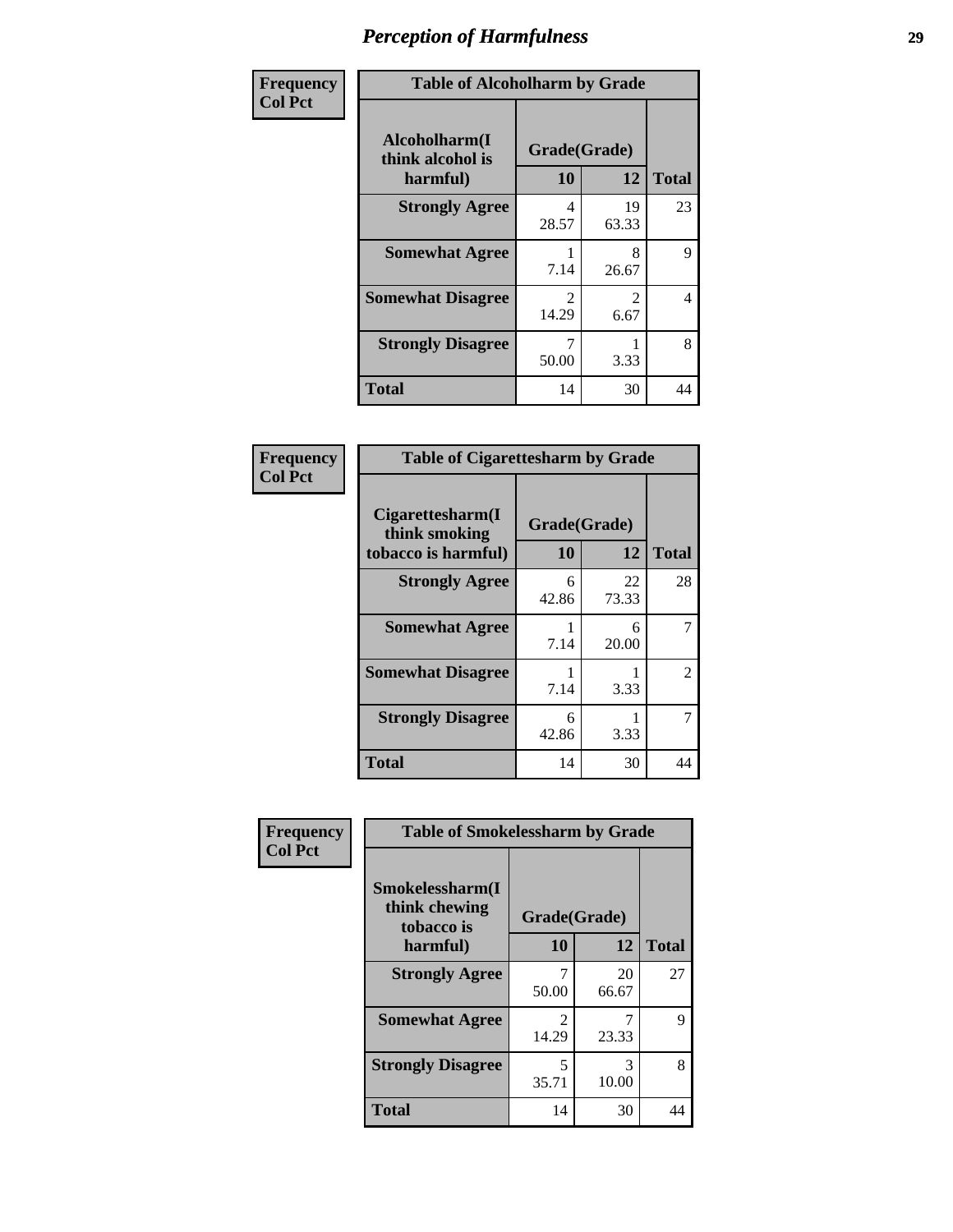## Perception of Harmfulness

| Frequency<br>Col Pct | Table of Alcoholharm by Grade | | |
|---|---|---|---|
| **Alcoholharm(I think alcohol is harmful)** | **Grade(Grade)** | | |
| | **10** | **12** | **Total** |
| **Strongly Agree** | 4<br>28.57 | 19<br>63.33 | 23 |
| **Somewhat Agree** | 1<br>7.14 | 8<br>26.67 | 9 |
| **Somewhat Disagree** | 2<br>14.29 | 2<br>6.67 | 4 |
| **Strongly Disagree** | 7<br>50.00 | 1<br>3.33 | 8 |
| **Total** | 14 | 30 | 44 |

| Frequency<br>Col Pct | Table of Cigarettesharm by Grade | | |
|---|---|---|---|
| **Cigarettesharm(I think smoking tobacco is harmful)** | **Grade(Grade)** | | |
| | **10** | **12** | **Total** |
| **Strongly Agree** | 6<br>42.86 | 22<br>73.33 | 28 |
| **Somewhat Agree** | 1<br>7.14 | 6<br>20.00 | 7 |
| **Somewhat Disagree** | 1<br>7.14 | 1<br>3.33 | 2 |
| **Strongly Disagree** | 6<br>42.86 | 1<br>3.33 | 7 |
| **Total** | 14 | 30 | 44 |

| Frequency<br>Col Pct | Table of Smokelessharm by Grade | | |
|---|---|---|---|
| **Smokelessharm(I think chewing tobacco is harmful)** | **Grade(Grade)** | | |
| | **10** | **12** | **Total** |
| **Strongly Agree** | 7<br>50.00 | 20<br>66.67 | 27 |
| **Somewhat Agree** | 2<br>14.29 | 7<br>23.33 | 9 |
| **Strongly Disagree** | 5<br>35.71 | 3<br>10.00 | 8 |
| **Total** | 14 | 30 | 44 |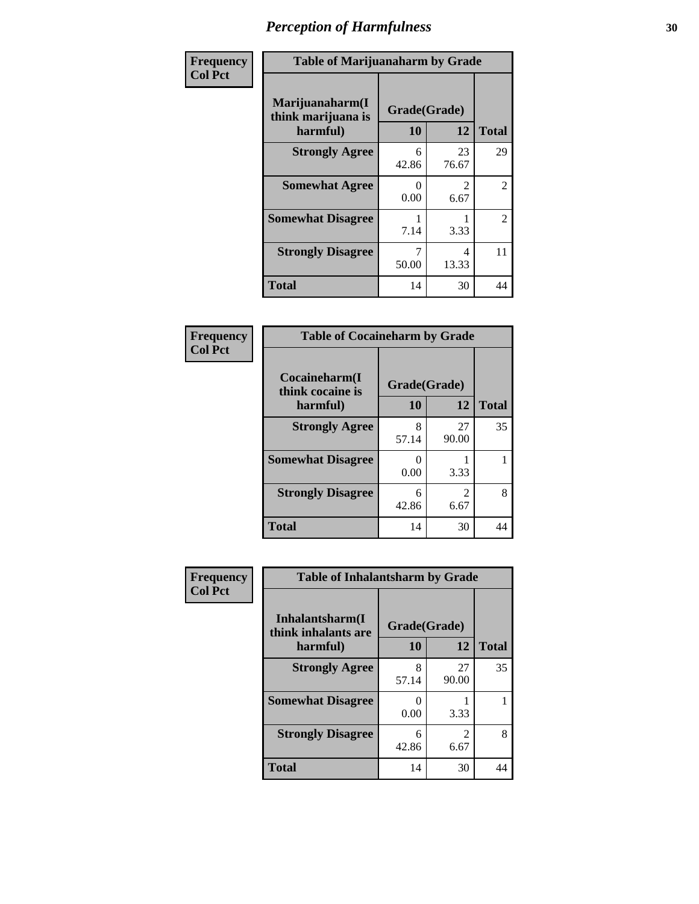# Perception of Harmfulness

| Frequency<br>Col Pct | Table of Marijuanaharm by Grade | | |
|---|---|---|---|
| **Marijuanaharm(I think marijuana is harmful)** | **Grade(Grade)** | | |
| | **10** | **12** | **Total** |
| **Strongly Agree** | 6<br>42.86 | 23<br>76.67 | 29 |
| **Somewhat Agree** | 0<br>0.00 | 2<br>6.67 | 2 |
| **Somewhat Disagree** | 1<br>7.14 | 1<br>3.33 | 2 |
| **Strongly Disagree** | 7<br>50.00 | 4<br>13.33 | 11 |
| **Total** | 14 | 30 | 44 |

| Frequency<br>Col Pct | Table of Cocaineharm by Grade | | |
|---|---|---|---|
| **Cocaineharm(I think cocaine is harmful)** | **Grade(Grade)** | | |
| | **10** | **12** | **Total** |
| **Strongly Agree** | 8<br>57.14 | 27<br>90.00 | 35 |
| **Somewhat Disagree** | 0<br>0.00 | 1<br>3.33 | 1 |
| **Strongly Disagree** | 6<br>42.86 | 2<br>6.67 | 8 |
| **Total** | 14 | 30 | 44 |

| Frequency<br>Col Pct | Table of Inhalantsharm by Grade | | |
|---|---|---|---|
| **Inhalantsharm(I think inhalants are harmful)** | **Grade(Grade)** | | |
| | **10** | **12** | **Total** |
| **Strongly Agree** | 8<br>57.14 | 27<br>90.00 | 35 |
| **Somewhat Disagree** | 0<br>0.00 | 1<br>3.33 | 1 |
| **Strongly Disagree** | 6<br>42.86 | 2<br>6.67 | 8 |
| **Total** | 14 | 30 | 44 |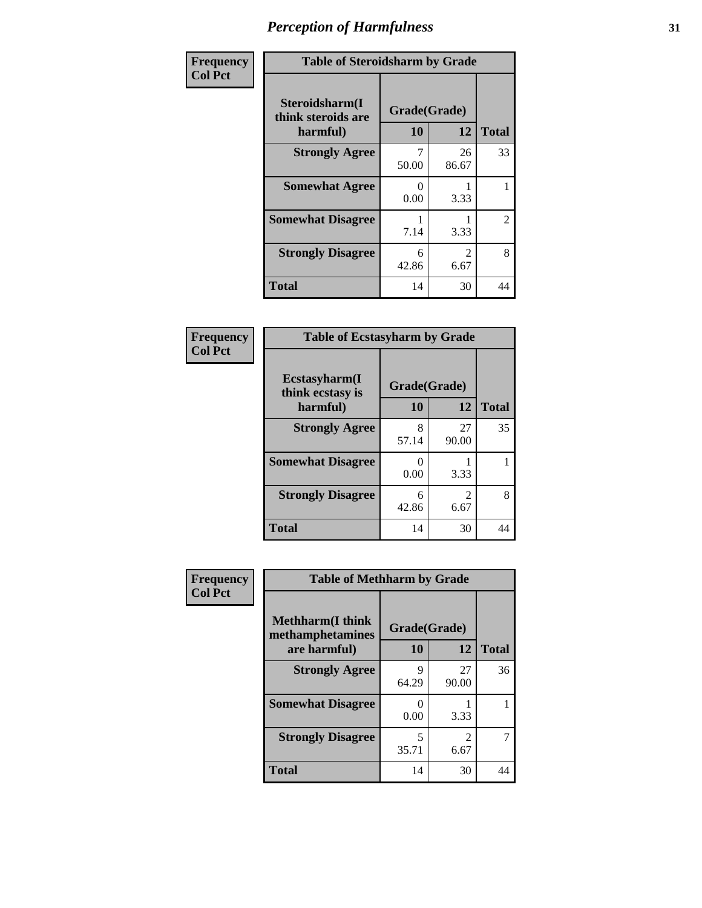# Perception of Harmfulness

**Frequency**
**Col Pct**

| Table of Steroidsharm by Grade | | | |
|---|---|---|---|
| Steroidsharm(I think steroids are harmful) | Grade(Grade) | | |
| | 10 | 12 | Total |
| **Strongly Agree** | 7<br>50.00 | 26<br>86.67 | 33 |
| **Somewhat Agree** | 0<br>0.00 | 1<br>3.33 | 1 |
| **Somewhat Disagree** | 1<br>7.14 | 1<br>3.33 | 2 |
| **Strongly Disagree** | 6<br>42.86 | 2<br>6.67 | 8 |
| **Total** | 14 | 30 | 44 |

**Frequency**
**Col Pct**

| Table of Ecstasyharm by Grade | | | |
|---|---|---|---|
| Ecstasyharm(I think ecstasy is harmful) | Grade(Grade) | | |
| | 10 | 12 | Total |
| **Strongly Agree** | 8<br>57.14 | 27<br>90.00 | 35 |
| **Somewhat Disagree** | 0<br>0.00 | 1<br>3.33 | 1 |
| **Strongly Disagree** | 6<br>42.86 | 2<br>6.67 | 8 |
| **Total** | 14 | 30 | 44 |

**Frequency**
**Col Pct**

| Table of Methharm by Grade | | | |
|---|---|---|---|
| Methharm(I think methamphetamines are harmful) | Grade(Grade) | | |
| | 10 | 12 | Total |
| **Strongly Agree** | 9<br>64.29 | 27<br>90.00 | 36 |
| **Somewhat Disagree** | 0<br>0.00 | 1<br>3.33 | 1 |
| **Strongly Disagree** | 5<br>35.71 | 2<br>6.67 | 7 |
| **Total** | 14 | 30 | 44 |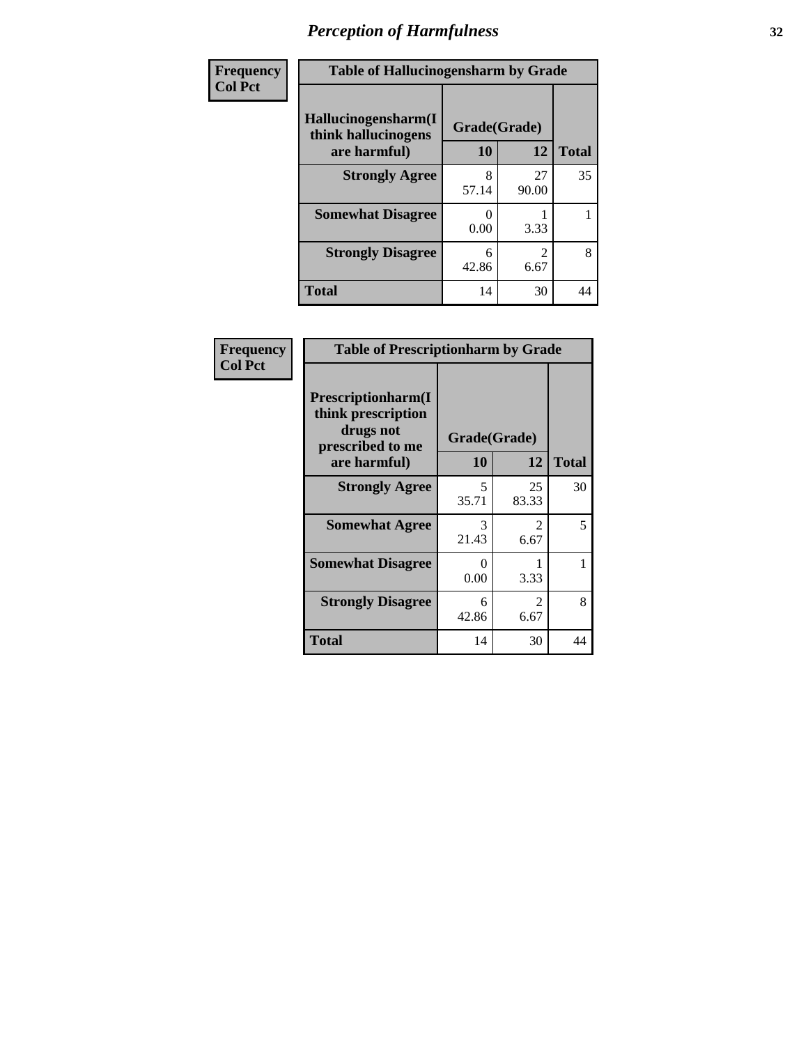# *Perception of Harmfulness*

| Frequency<br>Col Pct |
|---|

**Table of Hallucinogensharm by Grade**

| Hallucinogensharm(I think hallucinogens are harmful) | Grade(Grade) 10 | 12 | Total |
|---|---|---|---|
| **Strongly Agree** | 8<br>57.14 | 27<br>90.00 | 35 |
| **Somewhat Disagree** | 0<br>0.00 | 1<br>3.33 | 1 |
| **Strongly Disagree** | 6<br>42.86 | 2<br>6.67 | 8 |
| **Total** | 14 | 30 | 44 |

| Frequency<br>Col Pct |
|---|

**Table of Prescriptionharm by Grade**

| Prescriptionharm(I think prescription drugs not prescribed to me are harmful) | Grade(Grade) 10 | 12 | Total |
|---|---|---|---|
| **Strongly Agree** | 5<br>35.71 | 25<br>83.33 | 30 |
| **Somewhat Agree** | 3<br>21.43 | 2<br>6.67 | 5 |
| **Somewhat Disagree** | 0<br>0.00 | 1<br>3.33 | 1 |
| **Strongly Disagree** | 6<br>42.86 | 2<br>6.67 | 8 |
| **Total** | 14 | 30 | 44 |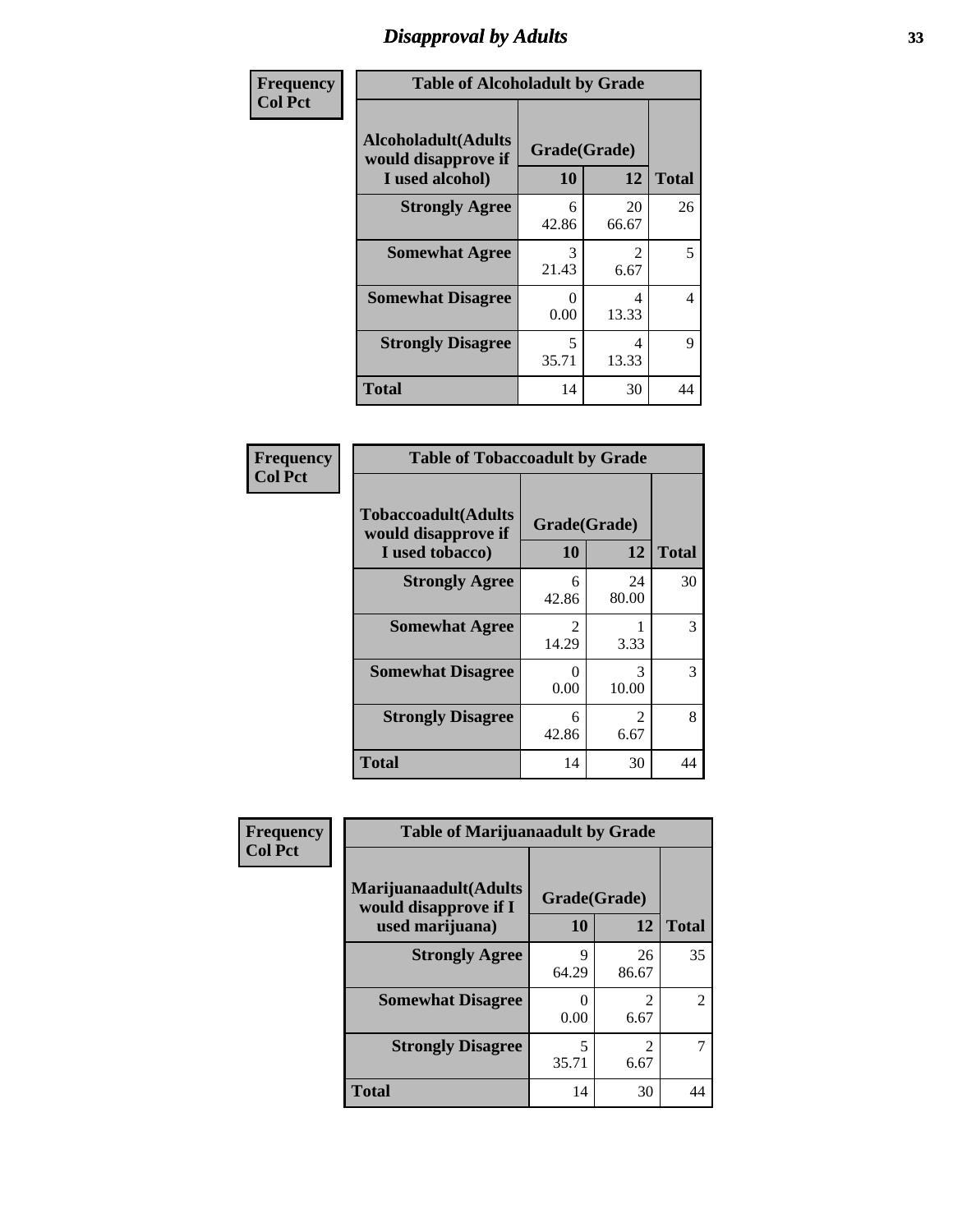# Disapproval by Adults

| Frequency<br>Col Pct | | | |
|---|---|---|---|

**Table of Alcoholadult by Grade**

| Alcoholadult(Adults would disapprove if I used alcohol) | Grade(Grade) 10 | 12 | Total |
|---|---|---|---|
| Strongly Agree | 6<br>42.86 | 20<br>66.67 | 26 |
| Somewhat Agree | 3<br>21.43 | 2<br>6.67 | 5 |
| Somewhat Disagree | 0<br>0.00 | 4<br>13.33 | 4 |
| Strongly Disagree | 5<br>35.71 | 4<br>13.33 | 9 |
| Total | 14 | 30 | 44 |

| Frequency<br>Col Pct | | | |
|---|---|---|---|

**Table of Tobaccoadult by Grade**

| Tobaccoadult(Adults would disapprove if I used tobacco) | Grade(Grade) 10 | 12 | Total |
|---|---|---|---|
| Strongly Agree | 6<br>42.86 | 24<br>80.00 | 30 |
| Somewhat Agree | 2<br>14.29 | 1<br>3.33 | 3 |
| Somewhat Disagree | 0<br>0.00 | 3<br>10.00 | 3 |
| Strongly Disagree | 6<br>42.86 | 2<br>6.67 | 8 |
| Total | 14 | 30 | 44 |

| Frequency<br>Col Pct | | | |
|---|---|---|---|

**Table of Marijuanaadult by Grade**

| Marijuanaadult(Adults would disapprove if I used marijuana) | Grade(Grade) 10 | 12 | Total |
|---|---|---|---|
| Strongly Agree | 9<br>64.29 | 26<br>86.67 | 35 |
| Somewhat Disagree | 0<br>0.00 | 2<br>6.67 | 2 |
| Strongly Disagree | 5<br>35.71 | 2<br>6.67 | 7 |
| Total | 14 | 30 | 44 |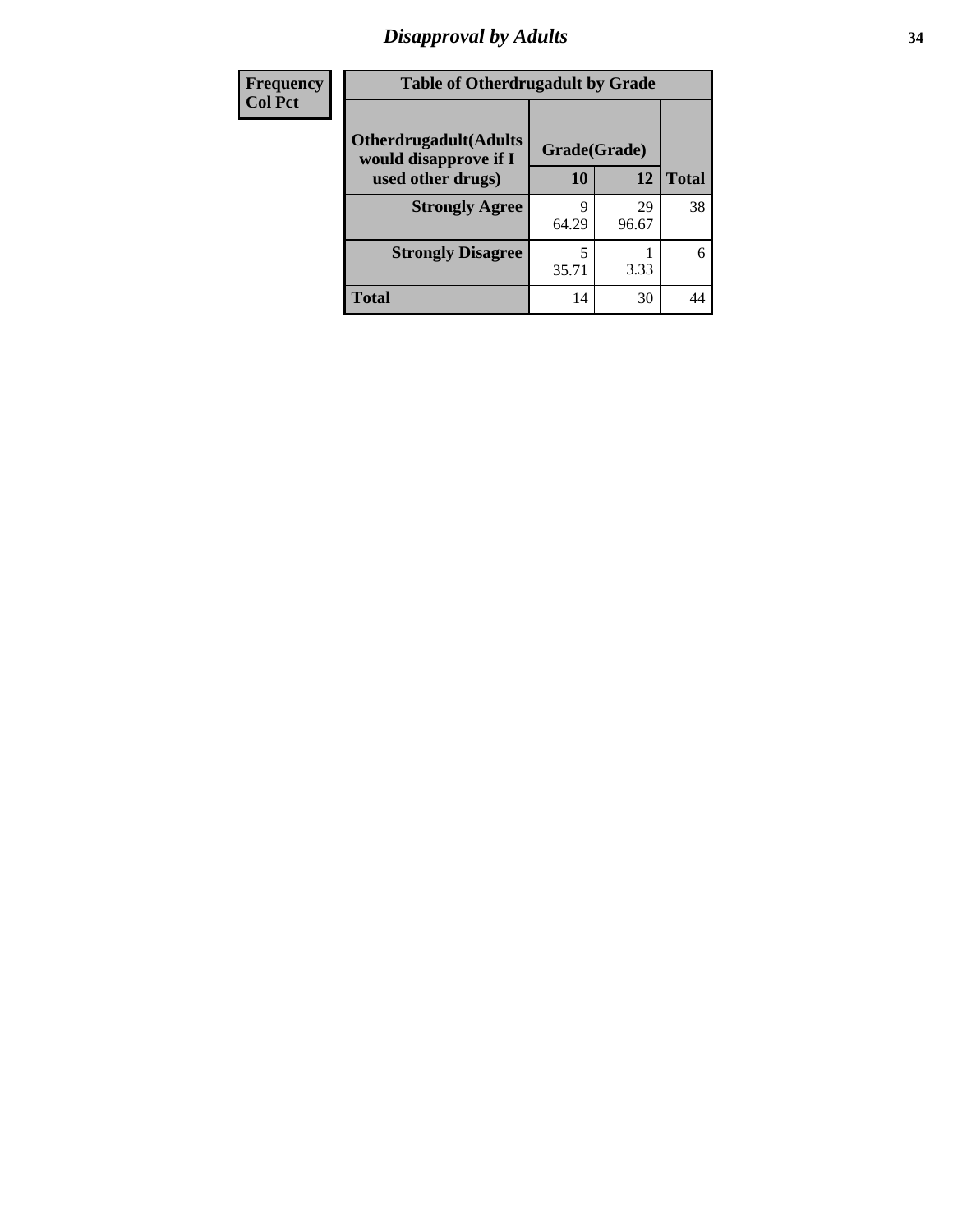| Frequency<br>Col Pct |
|---|

**Table of Otherdrugadult by Grade**

| Otherdrugadult(Adults would disapprove if I used other drugs) | Grade(Grade) | | Total |
|---|---|---|---|
| | 10 | 12 | |
| **Strongly Agree** | 9<br>64.29 | 29<br>96.67 | 38 |
| **Strongly Disagree** | 5<br>35.71 | 1<br>3.33 | 6 |
| **Total** | 14 | 30 | 44 |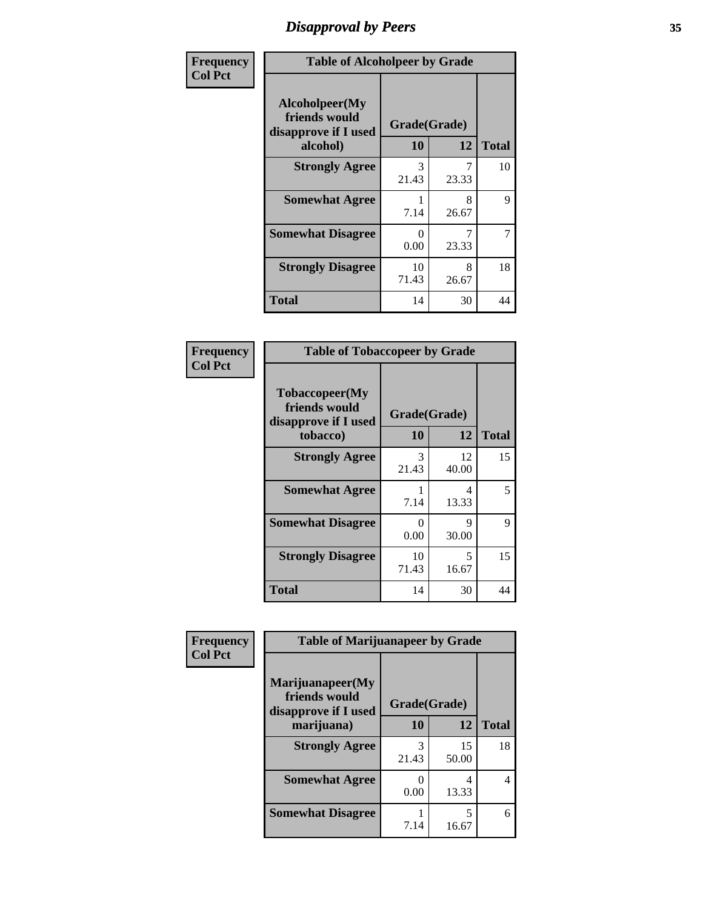# Disapproval by Peers

**Frequency**
**Col Pct**

| Table of Alcoholpeer by Grade | | | |
|---|---|---|---|
| Alcoholpeer(My friends would disapprove if I used alcohol) | Grade(Grade) | | |
| | 10 | 12 | Total |
| Strongly Agree | 3<br>21.43 | 7<br>23.33 | 10 |
| Somewhat Agree | 1<br>7.14 | 8<br>26.67 | 9 |
| Somewhat Disagree | 0<br>0.00 | 7<br>23.33 | 7 |
| Strongly Disagree | 10<br>71.43 | 8<br>26.67 | 18 |
| Total | 14 | 30 | 44 |

**Frequency**
**Col Pct**

| Table of Tobaccopeer by Grade | | | |
|---|---|---|---|
| Tobaccopeer(My friends would disapprove if I used tobacco) | Grade(Grade) | | |
| | 10 | 12 | Total |
| Strongly Agree | 3<br>21.43 | 12<br>40.00 | 15 |
| Somewhat Agree | 1<br>7.14 | 4<br>13.33 | 5 |
| Somewhat Disagree | 0<br>0.00 | 9<br>30.00 | 9 |
| Strongly Disagree | 10<br>71.43 | 5<br>16.67 | 15 |
| Total | 14 | 30 | 44 |

**Frequency**
**Col Pct**

| Table of Marijuanapeer by Grade | | | |
|---|---|---|---|
| Marijuanapeer(My friends would disapprove if I used marijuana) | Grade(Grade) | | |
| | 10 | 12 | Total |
| Strongly Agree | 3<br>21.43 | 15<br>50.00 | 18 |
| Somewhat Agree | 0<br>0.00 | 4<br>13.33 | 4 |
| Somewhat Disagree | 1<br>7.14 | 5<br>16.67 | 6 |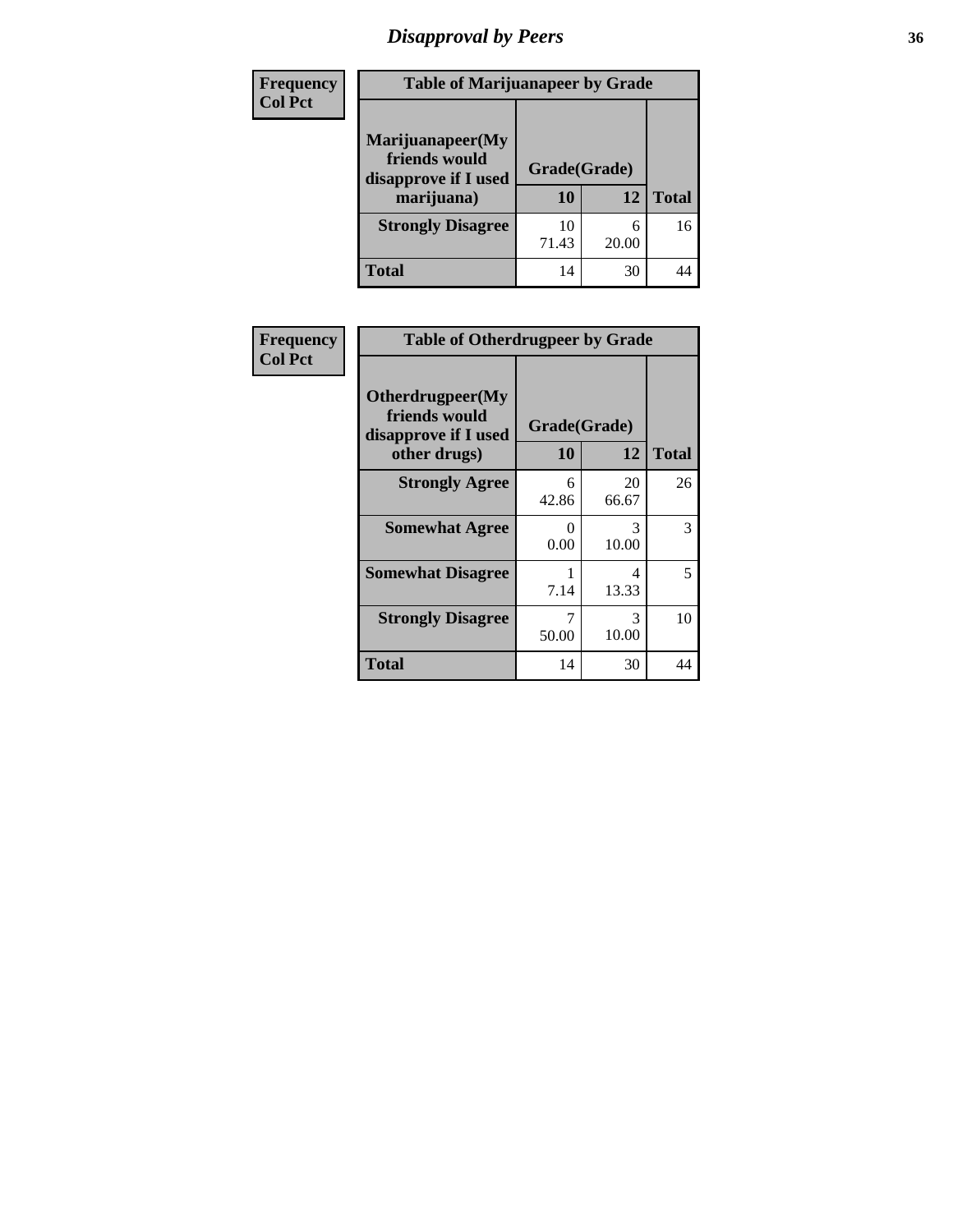# Disapproval by Peers

| Frequency Col Pct | Table of Marijuanapeer by Grade | | |
|---|---|---|---|
| Marijuanapeer(My friends would disapprove if I used marijuana) | Grade(Grade) | | |
| | 10 | 12 | Total |
| Strongly Disagree | 10<br>71.43 | 6<br>20.00 | 16 |
| Total | 14 | 30 | 44 |

| Frequency Col Pct | Table of Otherdrugpeer by Grade | | |
|---|---|---|---|
| Otherdrugpeer(My friends would disapprove if I used other drugs) | Grade(Grade) | | |
| | 10 | 12 | Total |
| Strongly Agree | 6<br>42.86 | 20<br>66.67 | 26 |
| Somewhat Agree | 0<br>0.00 | 3<br>10.00 | 3 |
| Somewhat Disagree | 1<br>7.14 | 4<br>13.33 | 5 |
| Strongly Disagree | 7<br>50.00 | 3<br>10.00 | 10 |
| Total | 14 | 30 | 44 |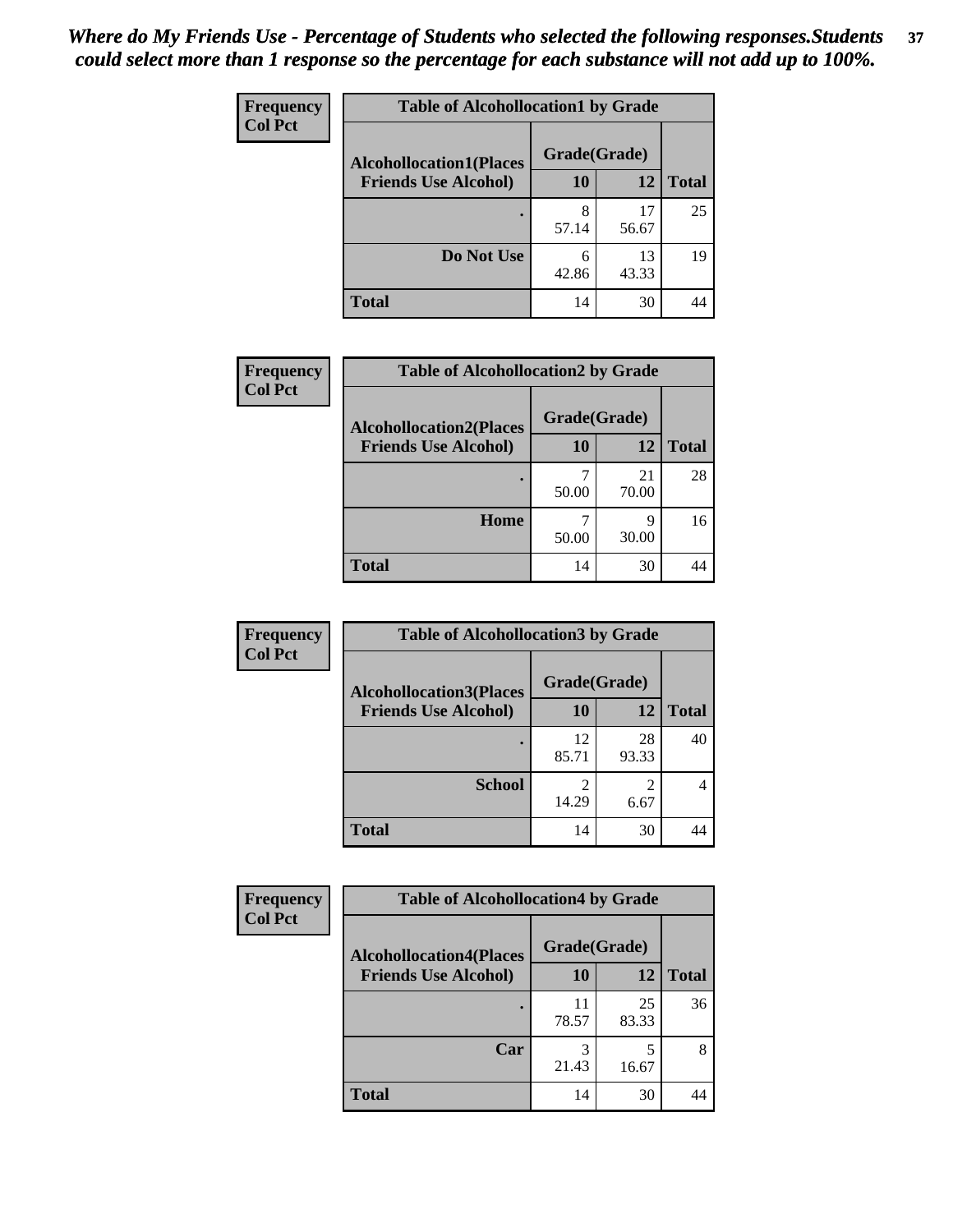*Where do My Friends Use - Percentage of Students who selected the following responses.Students could select more than 1 response so the percentage for each substance will not add up to 100%.*

**Frequency**
**Col Pct**

| Table of Alcohollocation1 by Grade | | | |
|---|---|---|---|
| **Alcohollocation1(Places Friends Use Alcohol)** | **Grade(Grade)** | | **Total** |
| | **10** | **12** | |
| **.** | 8<br>57.14 | 17<br>56.67 | 25 |
| **Do Not Use** | 6<br>42.86 | 13<br>43.33 | 19 |
| **Total** | 14 | 30 | 44 |

**Frequency**
**Col Pct**

| Table of Alcohollocation2 by Grade | | | |
|---|---|---|---|
| **Alcohollocation2(Places Friends Use Alcohol)** | **Grade(Grade)** | | **Total** |
| | **10** | **12** | |
| **.** | 7<br>50.00 | 21<br>70.00 | 28 |
| **Home** | 7<br>50.00 | 9<br>30.00 | 16 |
| **Total** | 14 | 30 | 44 |

**Frequency**
**Col Pct**

| Table of Alcohollocation3 by Grade | | | |
|---|---|---|---|
| **Alcohollocation3(Places Friends Use Alcohol)** | **Grade(Grade)** | | **Total** |
| | **10** | **12** | |
| **.** | 12<br>85.71 | 28<br>93.33 | 40 |
| **School** | 2<br>14.29 | 2<br>6.67 | 4 |
| **Total** | 14 | 30 | 44 |

**Frequency**
**Col Pct**

| Table of Alcohollocation4 by Grade | | | |
|---|---|---|---|
| **Alcohollocation4(Places Friends Use Alcohol)** | **Grade(Grade)** | | **Total** |
| | **10** | **12** | |
| **.** | 11<br>78.57 | 25<br>83.33 | 36 |
| **Car** | 3<br>21.43 | 5<br>16.67 | 8 |
| **Total** | 14 | 30 | 44 |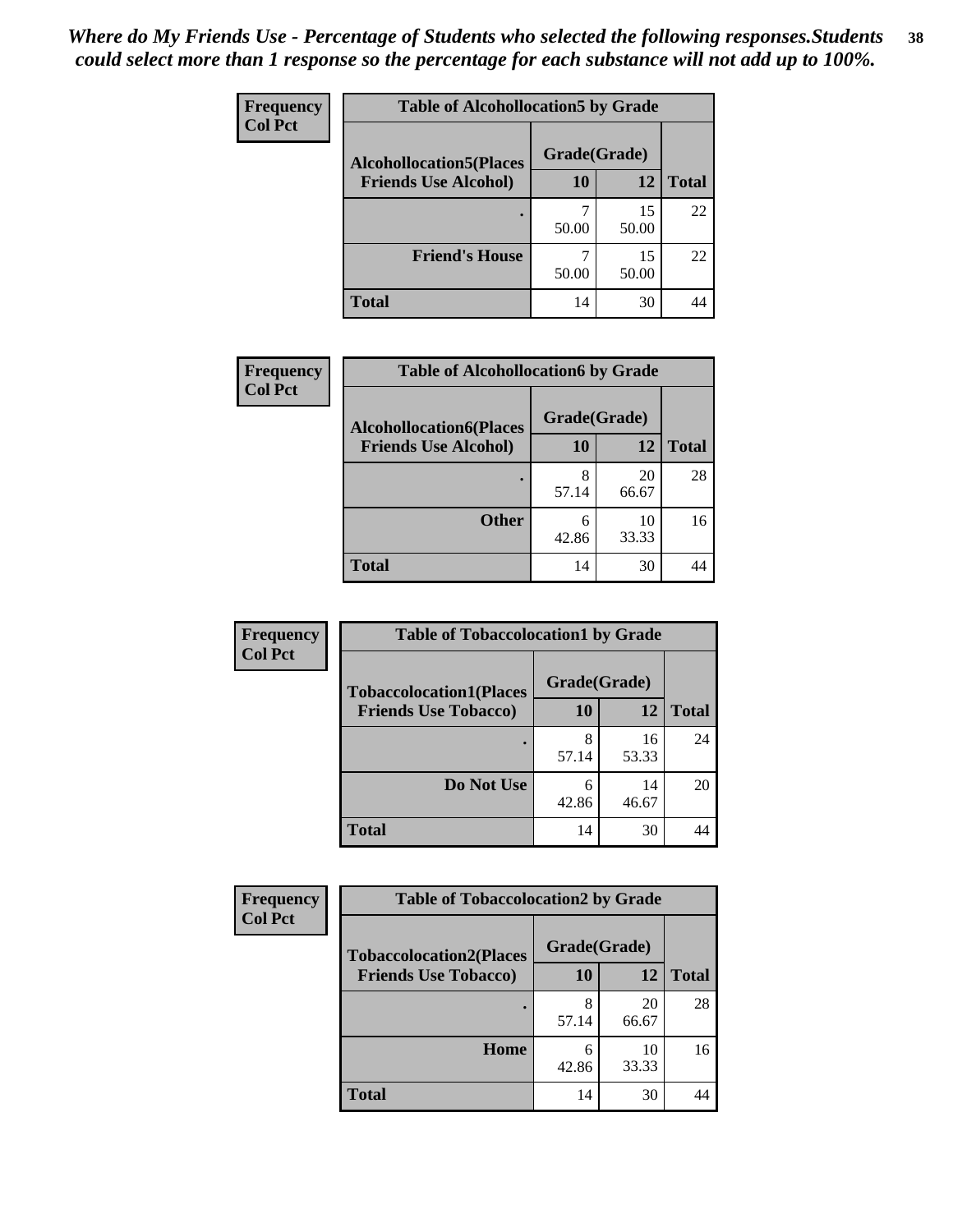*Where do My Friends Use - Percentage of Students who selected the following responses.Students could select more than 1 response so the percentage for each substance will not add up to 100%.*

**Frequency**
**Col Pct**

| Table of Alcohollocation5 by Grade | | | |
|---|---|---|---|
| Alcohollocation5(Places Friends Use Alcohol) | Grade(Grade) | | Total |
| | 10 | 12 | |
| . | 7<br>50.00 | 15<br>50.00 | 22 |
| Friend's House | 7<br>50.00 | 15<br>50.00 | 22 |
| Total | 14 | 30 | 44 |

**Frequency**
**Col Pct**

| Table of Alcohollocation6 by Grade | | | |
|---|---|---|---|
| Alcohollocation6(Places Friends Use Alcohol) | Grade(Grade) | | Total |
| | 10 | 12 | |
| . | 8<br>57.14 | 20<br>66.67 | 28 |
| Other | 6<br>42.86 | 10<br>33.33 | 16 |
| Total | 14 | 30 | 44 |

**Frequency**
**Col Pct**

| Table of Tobaccolocation1 by Grade | | | |
|---|---|---|---|
| Tobaccolocation1(Places Friends Use Tobacco) | Grade(Grade) | | Total |
| | 10 | 12 | |
| . | 8<br>57.14 | 16<br>53.33 | 24 |
| Do Not Use | 6<br>42.86 | 14<br>46.67 | 20 |
| Total | 14 | 30 | 44 |

**Frequency**
**Col Pct**

| Table of Tobaccolocation2 by Grade | | | |
|---|---|---|---|
| Tobaccolocation2(Places Friends Use Tobacco) | Grade(Grade) | | Total |
| | 10 | 12 | |
| . | 8<br>57.14 | 20<br>66.67 | 28 |
| Home | 6<br>42.86 | 10<br>33.33 | 16 |
| Total | 14 | 30 | 44 |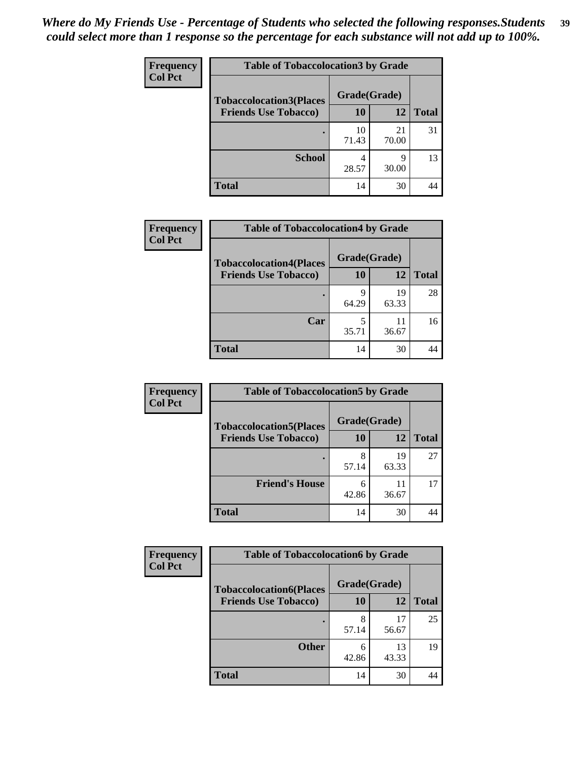*Where do My Friends Use - Percentage of Students who selected the following responses.Students could select more than 1 response so the percentage for each substance will not add up to 100%.*

**Frequency**
**Col Pct**

| Table of Tobaccolocation3 by Grade | | | |
|---|---|---|---|
| **Tobaccolocation3(Places Friends Use Tobacco)** | **Grade(Grade)** | | **Total** |
| | **10** | **12** | |
| **.** | 10<br>71.43 | 21<br>70.00 | 31 |
| **School** | 4<br>28.57 | 9<br>30.00 | 13 |
| **Total** | 14 | 30 | 44 |

**Frequency**
**Col Pct**

| Table of Tobaccolocation4 by Grade | | | |
|---|---|---|---|
| **Tobaccolocation4(Places Friends Use Tobacco)** | **Grade(Grade)** | | **Total** |
| | **10** | **12** | |
| **.** | 9<br>64.29 | 19<br>63.33 | 28 |
| **Car** | 5<br>35.71 | 11<br>36.67 | 16 |
| **Total** | 14 | 30 | 44 |

**Frequency**
**Col Pct**

| Table of Tobaccolocation5 by Grade | | | |
|---|---|---|---|
| **Tobaccolocation5(Places Friends Use Tobacco)** | **Grade(Grade)** | | **Total** |
| | **10** | **12** | |
| **.** | 8<br>57.14 | 19<br>63.33 | 27 |
| **Friend's House** | 6<br>42.86 | 11<br>36.67 | 17 |
| **Total** | 14 | 30 | 44 |

**Frequency**
**Col Pct**

| Table of Tobaccolocation6 by Grade | | | |
|---|---|---|---|
| **Tobaccolocation6(Places Friends Use Tobacco)** | **Grade(Grade)** | | **Total** |
| | **10** | **12** | |
| **.** | 8<br>57.14 | 17<br>56.67 | 25 |
| **Other** | 6<br>42.86 | 13<br>43.33 | 19 |
| **Total** | 14 | 30 | 44 |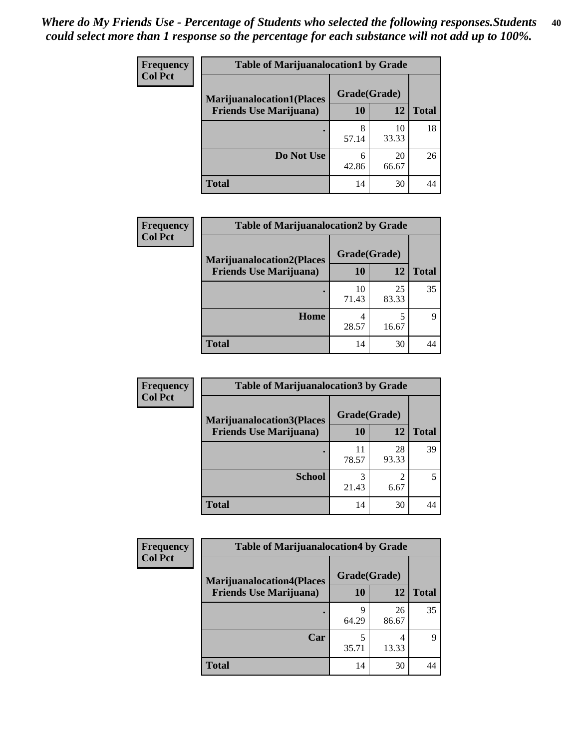*Where do My Friends Use - Percentage of Students who selected the following responses.Students could select more than 1 response so the percentage for each substance will not add up to 100%.*

**Frequency**
**Col Pct**

| Table of Marijuanalocation1 by Grade | | | |
|---|---|---|---|
| Marijuanalocation1(Places Friends Use Marijuana) | Grade(Grade) | | Total |
| | 10 | 12 | |
| . | 8<br>57.14 | 10<br>33.33 | 18 |
| Do Not Use | 6<br>42.86 | 20<br>66.67 | 26 |
| Total | 14 | 30 | 44 |

**Frequency**
**Col Pct**

| Table of Marijuanalocation2 by Grade | | | |
|---|---|---|---|
| Marijuanalocation2(Places Friends Use Marijuana) | Grade(Grade) | | Total |
| | 10 | 12 | |
| . | 10<br>71.43 | 25<br>83.33 | 35 |
| Home | 4<br>28.57 | 5<br>16.67 | 9 |
| Total | 14 | 30 | 44 |

**Frequency**
**Col Pct**

| Table of Marijuanalocation3 by Grade | | | |
|---|---|---|---|
| Marijuanalocation3(Places Friends Use Marijuana) | Grade(Grade) | | Total |
| | 10 | 12 | |
| . | 11<br>78.57 | 28<br>93.33 | 39 |
| School | 3<br>21.43 | 2<br>6.67 | 5 |
| Total | 14 | 30 | 44 |

**Frequency**
**Col Pct**

| Table of Marijuanalocation4 by Grade | | | |
|---|---|---|---|
| Marijuanalocation4(Places Friends Use Marijuana) | Grade(Grade) | | Total |
| | 10 | 12 | |
| . | 9<br>64.29 | 26<br>86.67 | 35 |
| Car | 5<br>35.71 | 4<br>13.33 | 9 |
| Total | 14 | 30 | 44 |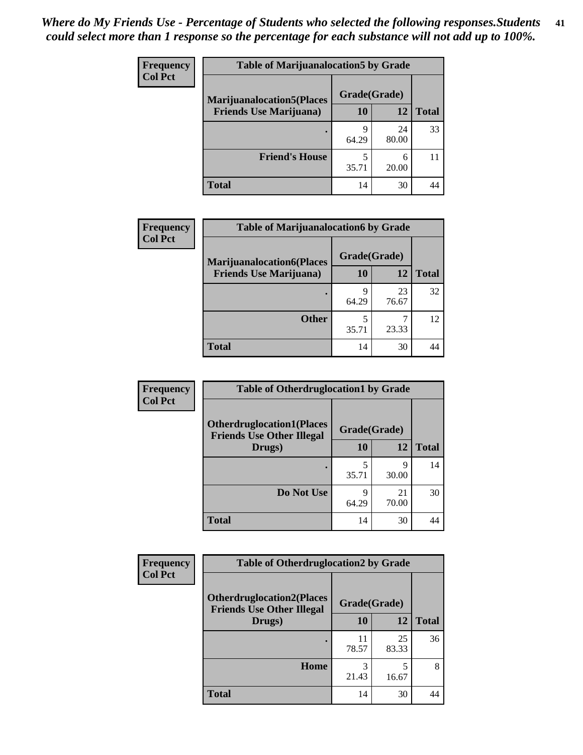*Where do My Friends Use - Percentage of Students who selected the following responses.Students could select more than 1 response so the percentage for each substance will not add up to 100%.*

**Frequency**
**Col Pct**

| Table of Marijuanalocation5 by Grade | | | |
|---|---|---|---|
| **Marijuanalocation5(Places Friends Use Marijuana)** | **Grade(Grade)** | | **Total** |
| | **10** | **12** | |
| . | 9<br>64.29 | 24<br>80.00 | 33 |
| **Friend's House** | 5<br>35.71 | 6<br>20.00 | 11 |
| **Total** | 14 | 30 | 44 |

**Frequency**
**Col Pct**

| Table of Marijuanalocation6 by Grade | | | |
|---|---|---|---|
| **Marijuanalocation6(Places Friends Use Marijuana)** | **Grade(Grade)** | | **Total** |
| | **10** | **12** | |
| . | 9<br>64.29 | 23<br>76.67 | 32 |
| **Other** | 5<br>35.71 | 7<br>23.33 | 12 |
| **Total** | 14 | 30 | 44 |

**Frequency**
**Col Pct**

| Table of Otherdruglocation1 by Grade | | | |
|---|---|---|---|
| **Otherdruglocation1(Places Friends Use Other Illegal Drugs)** | **Grade(Grade)** | | **Total** |
| | **10** | **12** | |
| . | 5<br>35.71 | 9<br>30.00 | 14 |
| **Do Not Use** | 9<br>64.29 | 21<br>70.00 | 30 |
| **Total** | 14 | 30 | 44 |

**Frequency**
**Col Pct**

| Table of Otherdruglocation2 by Grade | | | |
|---|---|---|---|
| **Otherdruglocation2(Places Friends Use Other Illegal Drugs)** | **Grade(Grade)** | | **Total** |
| | **10** | **12** | |
| . | 11<br>78.57 | 25<br>83.33 | 36 |
| **Home** | 3<br>21.43 | 5<br>16.67 | 8 |
| **Total** | 14 | 30 | 44 |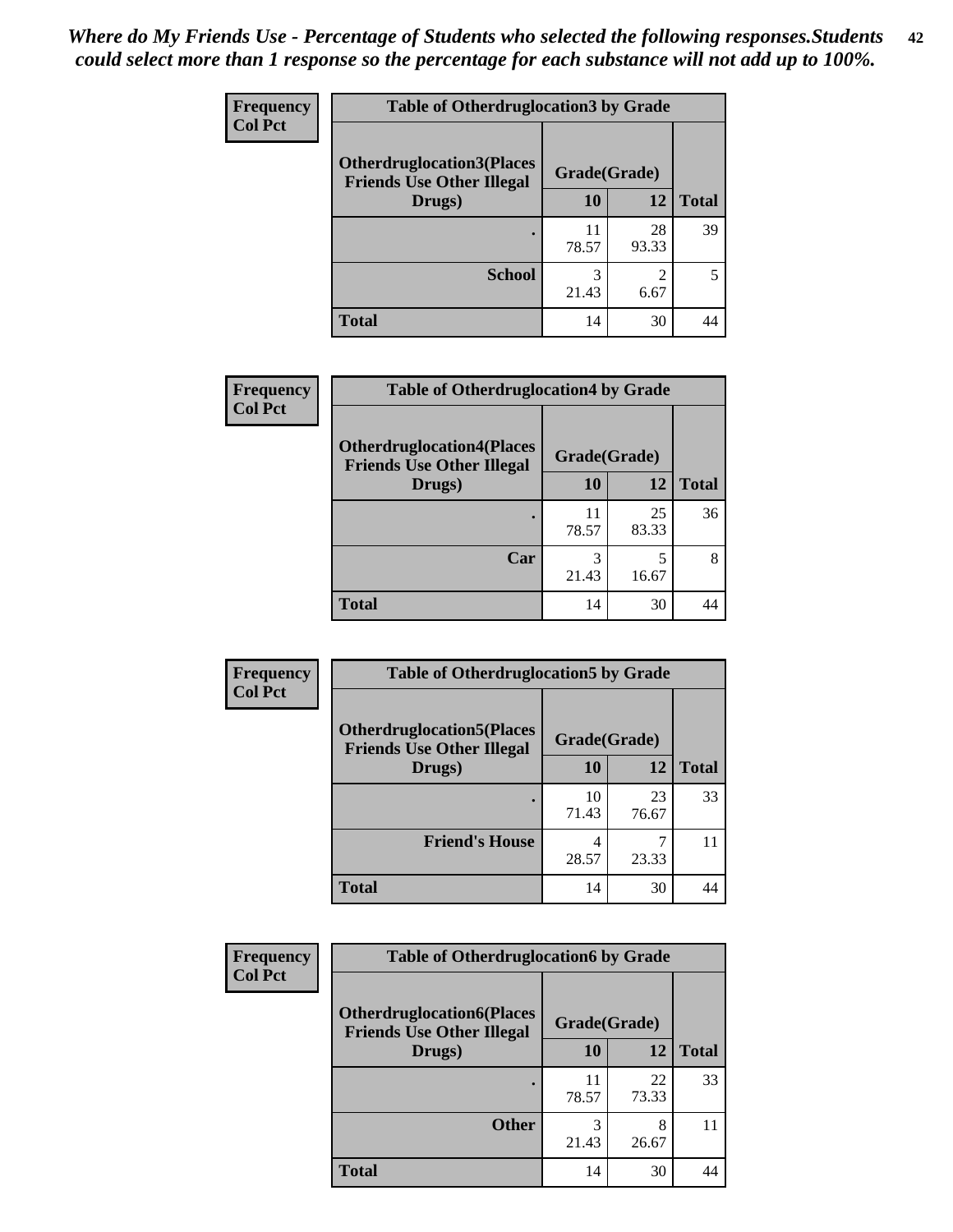*Where do My Friends Use - Percentage of Students who selected the following responses.Students could select more than 1 response so the percentage for each substance will not add up to 100%.*

**Table of Otherdruglocation3 by Grade**

| Frequency / Col Pct — Otherdruglocation3(Places Friends Use Other Illegal Drugs) | Grade(Grade) 10 | 12 | Total |
|---|---|---|---|
| . | 11<br>78.57 | 28<br>93.33 | 39 |
| School | 3<br>21.43 | 2<br>6.67 | 5 |
| Total | 14 | 30 | 44 |

**Table of Otherdruglocation4 by Grade**

| Frequency / Col Pct — Otherdruglocation4(Places Friends Use Other Illegal Drugs) | Grade(Grade) 10 | 12 | Total |
|---|---|---|---|
| . | 11<br>78.57 | 25<br>83.33 | 36 |
| Car | 3<br>21.43 | 5<br>16.67 | 8 |
| Total | 14 | 30 | 44 |

**Table of Otherdruglocation5 by Grade**

| Frequency / Col Pct — Otherdruglocation5(Places Friends Use Other Illegal Drugs) | Grade(Grade) 10 | 12 | Total |
|---|---|---|---|
| . | 10<br>71.43 | 23<br>76.67 | 33 |
| Friend's House | 4<br>28.57 | 7<br>23.33 | 11 |
| Total | 14 | 30 | 44 |

**Table of Otherdruglocation6 by Grade**

| Frequency / Col Pct — Otherdruglocation6(Places Friends Use Other Illegal Drugs) | Grade(Grade) 10 | 12 | Total |
|---|---|---|---|
| . | 11<br>78.57 | 22<br>73.33 | 33 |
| Other | 3<br>21.43 | 8<br>26.67 | 11 |
| Total | 14 | 30 | 44 |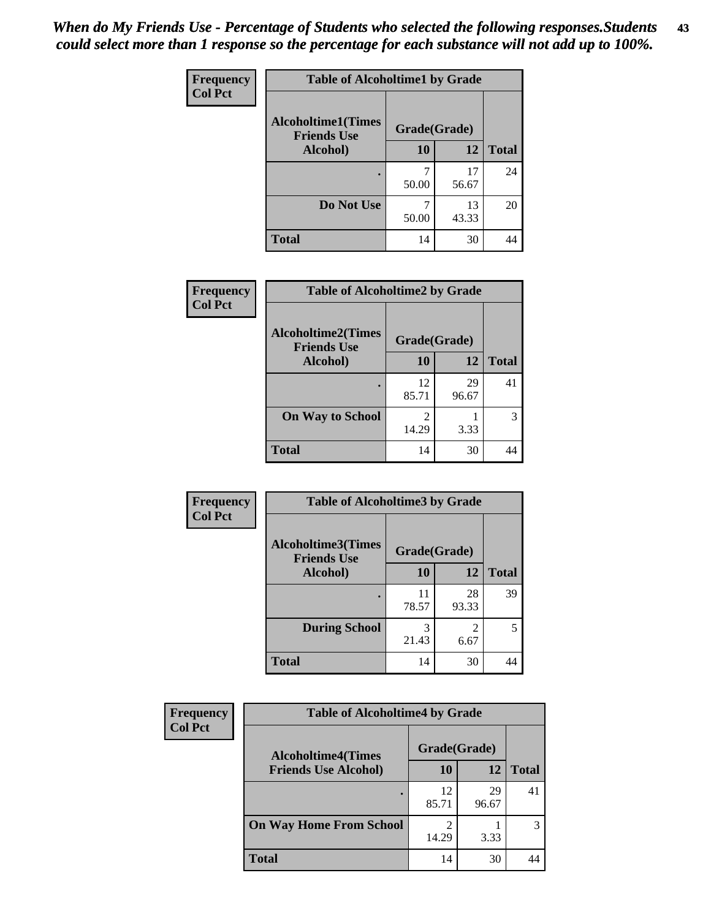*When do My Friends Use - Percentage of Students who selected the following responses.Students could select more than 1 response so the percentage for each substance will not add up to 100%.*

**Frequency**
**Col Pct**

| Table of Alcoholtime1 by Grade | | | |
|---|---|---|---|
| Alcoholtime1(Times Friends Use Alcohol) | Grade(Grade) | | |
| | 10 | 12 | Total |
| . | 7<br>50.00 | 17<br>56.67 | 24 |
| Do Not Use | 7<br>50.00 | 13<br>43.33 | 20 |
| Total | 14 | 30 | 44 |

**Frequency**
**Col Pct**

| Table of Alcoholtime2 by Grade | | | |
|---|---|---|---|
| Alcoholtime2(Times Friends Use Alcohol) | Grade(Grade) | | |
| | 10 | 12 | Total |
| . | 12<br>85.71 | 29<br>96.67 | 41 |
| On Way to School | 2<br>14.29 | 1<br>3.33 | 3 |
| Total | 14 | 30 | 44 |

**Frequency**
**Col Pct**

| Table of Alcoholtime3 by Grade | | | |
|---|---|---|---|
| Alcoholtime3(Times Friends Use Alcohol) | Grade(Grade) | | |
| | 10 | 12 | Total |
| . | 11<br>78.57 | 28<br>93.33 | 39 |
| During School | 3<br>21.43 | 2<br>6.67 | 5 |
| Total | 14 | 30 | 44 |

**Frequency**
**Col Pct**

| Table of Alcoholtime4 by Grade | | | |
|---|---|---|---|
| Alcoholtime4(Times Friends Use Alcohol) | Grade(Grade) | | |
| | 10 | 12 | Total |
| . | 12<br>85.71 | 29<br>96.67 | 41 |
| On Way Home From School | 2<br>14.29 | 1<br>3.33 | 3 |
| Total | 14 | 30 | 44 |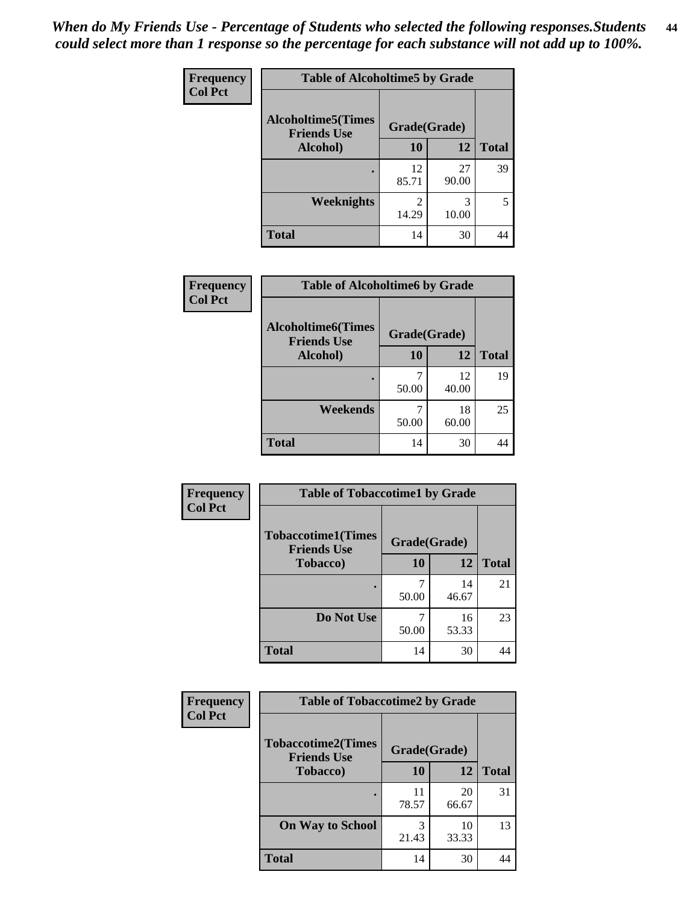*When do My Friends Use - Percentage of Students who selected the following responses.Students could select more than 1 response so the percentage for each substance will not add up to 100%.*

**Table of Alcoholtime5 by Grade**

| Frequency / Col Pct — Alcoholtime5(Times Friends Use Alcohol) | Grade(Grade) 10 | 12 | Total |
|---|---|---|---|
| . | 12 / 85.71 | 27 / 90.00 | 39 |
| Weeknights | 2 / 14.29 | 3 / 10.00 | 5 |
| Total | 14 | 30 | 44 |

**Table of Alcoholtime6 by Grade**

| Frequency / Col Pct — Alcoholtime6(Times Friends Use Alcohol) | Grade(Grade) 10 | 12 | Total |
|---|---|---|---|
| . | 7 / 50.00 | 12 / 40.00 | 19 |
| Weekends | 7 / 50.00 | 18 / 60.00 | 25 |
| Total | 14 | 30 | 44 |

**Table of Tobaccotime1 by Grade**

| Frequency / Col Pct — Tobaccotime1(Times Friends Use Tobacco) | Grade(Grade) 10 | 12 | Total |
|---|---|---|---|
| . | 7 / 50.00 | 14 / 46.67 | 21 |
| Do Not Use | 7 / 50.00 | 16 / 53.33 | 23 |
| Total | 14 | 30 | 44 |

**Table of Tobaccotime2 by Grade**

| Frequency / Col Pct — Tobaccotime2(Times Friends Use Tobacco) | Grade(Grade) 10 | 12 | Total |
|---|---|---|---|
| . | 11 / 78.57 | 20 / 66.67 | 31 |
| On Way to School | 3 / 21.43 | 10 / 33.33 | 13 |
| Total | 14 | 30 | 44 |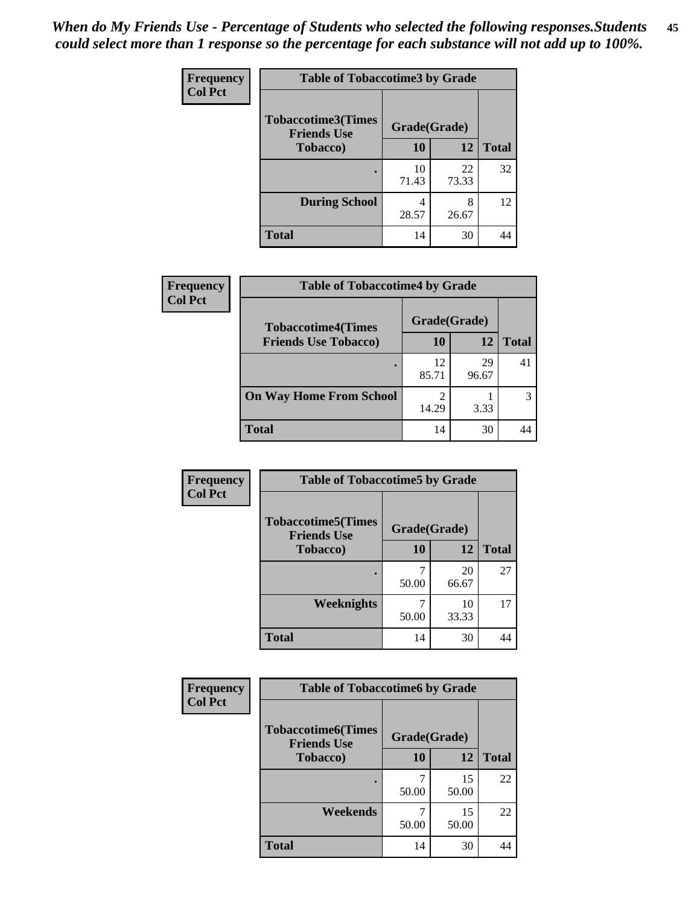*When do My Friends Use - Percentage of Students who selected the following responses.Students could select more than 1 response so the percentage for each substance will not add up to 100%.*

**Frequency**
**Col Pct**

**Table of Tobaccotime3 by Grade**

| Tobaccotime3(Times Friends Use Tobacco) | Grade(Grade) | | Total |
|---|---|---|---|
| | 10 | 12 | |
| . | 10<br>71.43 | 22<br>73.33 | 32 |
| During School | 4<br>28.57 | 8<br>26.67 | 12 |
| Total | 14 | 30 | 44 |

**Frequency**
**Col Pct**

**Table of Tobaccotime4 by Grade**

| Tobaccotime4(Times Friends Use Tobacco) | Grade(Grade) | | Total |
|---|---|---|---|
| | 10 | 12 | |
| . | 12<br>85.71 | 29<br>96.67 | 41 |
| On Way Home From School | 2<br>14.29 | 1<br>3.33 | 3 |
| Total | 14 | 30 | 44 |

**Frequency**
**Col Pct**

**Table of Tobaccotime5 by Grade**

| Tobaccotime5(Times Friends Use Tobacco) | Grade(Grade) | | Total |
|---|---|---|---|
| | 10 | 12 | |
| . | 7<br>50.00 | 20<br>66.67 | 27 |
| Weeknights | 7<br>50.00 | 10<br>33.33 | 17 |
| Total | 14 | 30 | 44 |

**Frequency**
**Col Pct**

**Table of Tobaccotime6 by Grade**

| Tobaccotime6(Times Friends Use Tobacco) | Grade(Grade) | | Total |
|---|---|---|---|
| | 10 | 12 | |
| . | 7<br>50.00 | 15<br>50.00 | 22 |
| Weekends | 7<br>50.00 | 15<br>50.00 | 22 |
| Total | 14 | 30 | 44 |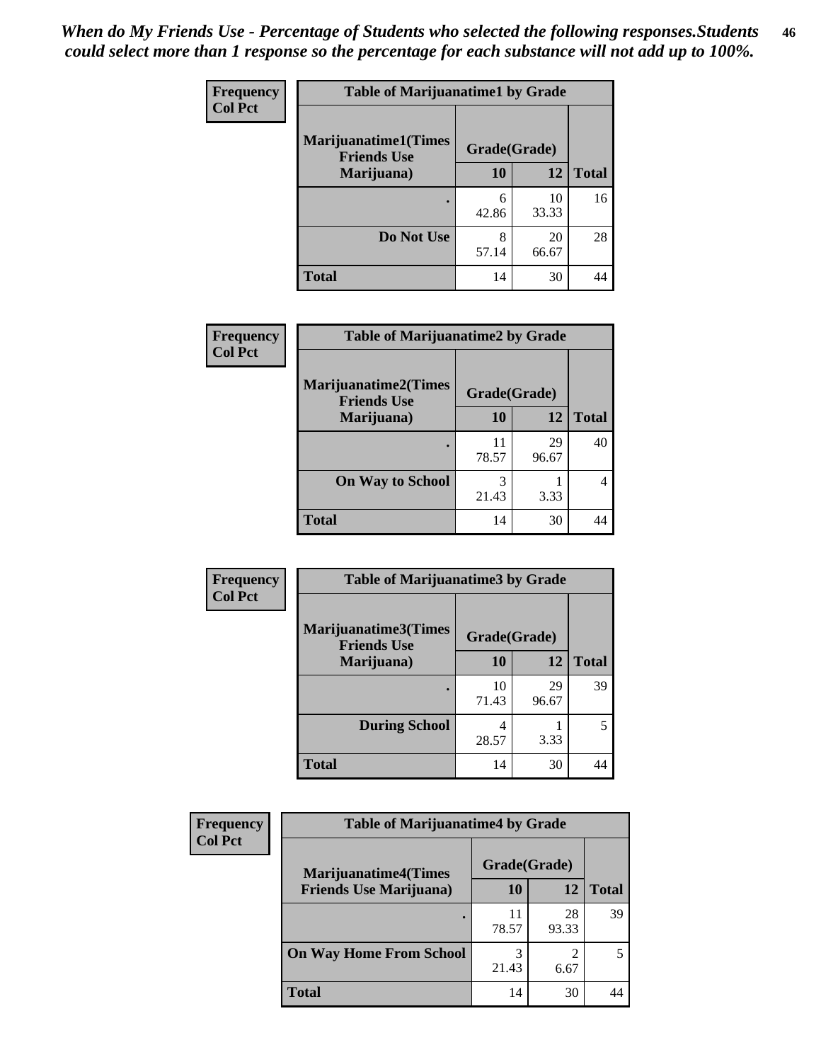*When do My Friends Use - Percentage of Students who selected the following responses.Students could select more than 1 response so the percentage for each substance will not add up to 100%.*

**Frequency**
**Col Pct**

**Table of Marijuanatime1 by Grade**

| Marijuanatime1(Times Friends Use Marijuana) | Grade(Grade) | | |
|---|---|---|---|
| | 10 | 12 | Total |
| . | 6<br>42.86 | 10<br>33.33 | 16 |
| Do Not Use | 8<br>57.14 | 20<br>66.67 | 28 |
| Total | 14 | 30 | 44 |

**Frequency**
**Col Pct**

**Table of Marijuanatime2 by Grade**

| Marijuanatime2(Times Friends Use Marijuana) | Grade(Grade) | | |
|---|---|---|---|
| | 10 | 12 | Total |
| . | 11<br>78.57 | 29<br>96.67 | 40 |
| On Way to School | 3<br>21.43 | 1<br>3.33 | 4 |
| Total | 14 | 30 | 44 |

**Frequency**
**Col Pct**

**Table of Marijuanatime3 by Grade**

| Marijuanatime3(Times Friends Use Marijuana) | Grade(Grade) | | |
|---|---|---|---|
| | 10 | 12 | Total |
| . | 10<br>71.43 | 29<br>96.67 | 39 |
| During School | 4<br>28.57 | 1<br>3.33 | 5 |
| Total | 14 | 30 | 44 |

**Frequency**
**Col Pct**

**Table of Marijuanatime4 by Grade**

| Marijuanatime4(Times Friends Use Marijuana) | Grade(Grade) | | |
|---|---|---|---|
| | 10 | 12 | Total |
| . | 11<br>78.57 | 28<br>93.33 | 39 |
| On Way Home From School | 3<br>21.43 | 2<br>6.67 | 5 |
| Total | 14 | 30 | 44 |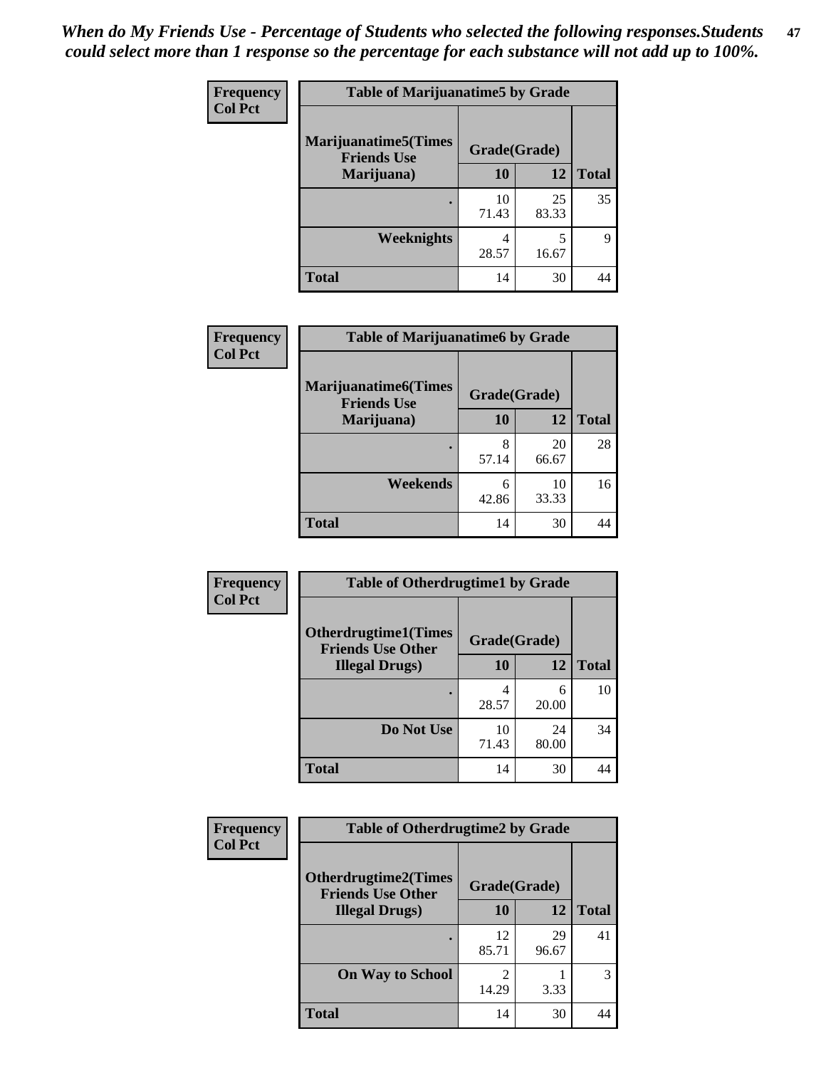*When do My Friends Use - Percentage of Students who selected the following responses.Students could select more than 1 response so the percentage for each substance will not add up to 100%.*

**Table of Marijuanatime5 by Grade**

| Frequency / Col Pct — Marijuanatime5(Times Friends Use Marijuana) | Grade(Grade) 10 | 12 | Total |
|---|---|---|---|
| . | 10<br>71.43 | 25<br>83.33 | 35 |
| Weeknights | 4<br>28.57 | 5<br>16.67 | 9 |
| Total | 14 | 30 | 44 |

**Table of Marijuanatime6 by Grade**

| Frequency / Col Pct — Marijuanatime6(Times Friends Use Marijuana) | Grade(Grade) 10 | 12 | Total |
|---|---|---|---|
| . | 8<br>57.14 | 20<br>66.67 | 28 |
| Weekends | 6<br>42.86 | 10<br>33.33 | 16 |
| Total | 14 | 30 | 44 |

**Table of Otherdrugtime1 by Grade**

| Frequency / Col Pct — Otherdrugtime1(Times Friends Use Other Illegal Drugs) | Grade(Grade) 10 | 12 | Total |
|---|---|---|---|
| . | 4<br>28.57 | 6<br>20.00 | 10 |
| Do Not Use | 10<br>71.43 | 24<br>80.00 | 34 |
| Total | 14 | 30 | 44 |

**Table of Otherdrugtime2 by Grade**

| Frequency / Col Pct — Otherdrugtime2(Times Friends Use Other Illegal Drugs) | Grade(Grade) 10 | 12 | Total |
|---|---|---|---|
| . | 12<br>85.71 | 29<br>96.67 | 41 |
| On Way to School | 2<br>14.29 | 1<br>3.33 | 3 |
| Total | 14 | 30 | 44 |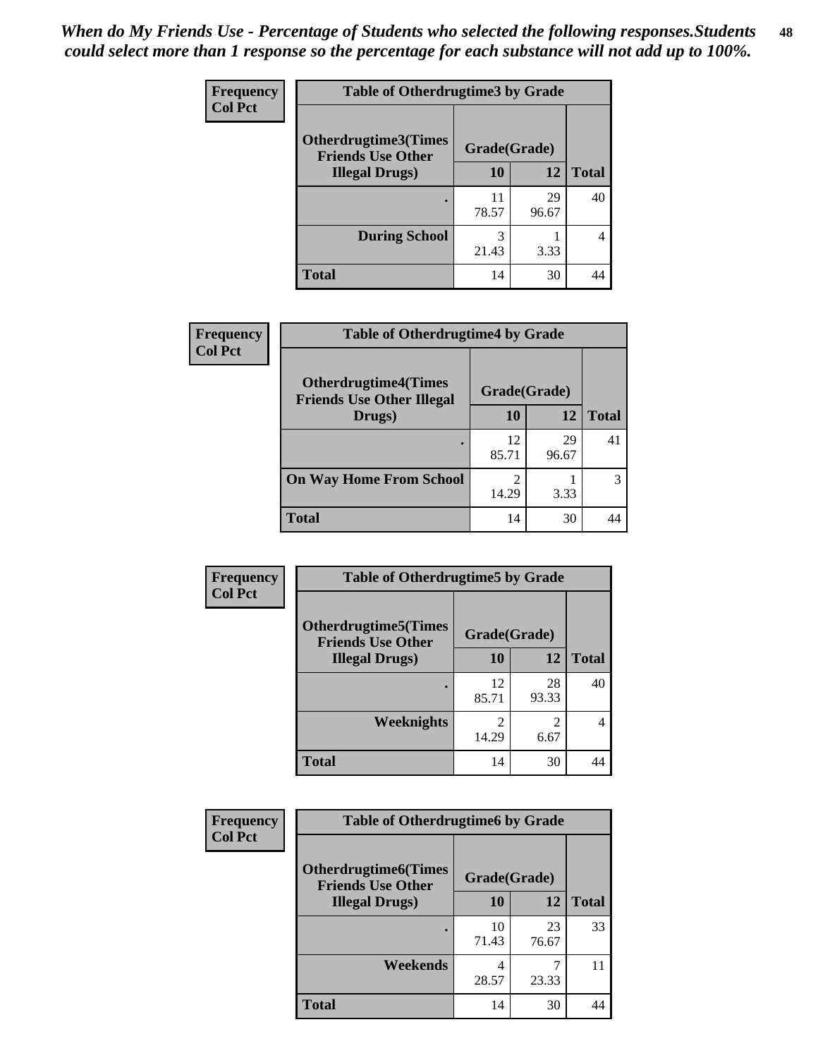*When do My Friends Use - Percentage of Students who selected the following responses.Students could select more than 1 response so the percentage for each substance will not add up to 100%.*

**Frequency / Col Pct**

| Table of Otherdrugtime3 by Grade | | | |
|---|---|---|---|
| **Otherdrugtime3(Times Friends Use Other Illegal Drugs)** | **Grade(Grade)** | | |
| | **10** | **12** | **Total** |
| **.** | 11<br>78.57 | 29<br>96.67 | 40 |
| **During School** | 3<br>21.43 | 1<br>3.33 | 4 |
| **Total** | 14 | 30 | 44 |

**Frequency / Col Pct**

| Table of Otherdrugtime4 by Grade | | | |
|---|---|---|---|
| **Otherdrugtime4(Times Friends Use Other Illegal Drugs)** | **Grade(Grade)** | | |
| | **10** | **12** | **Total** |
| **.** | 12<br>85.71 | 29<br>96.67 | 41 |
| **On Way Home From School** | 2<br>14.29 | 1<br>3.33 | 3 |
| **Total** | 14 | 30 | 44 |

**Frequency / Col Pct**

| Table of Otherdrugtime5 by Grade | | | |
|---|---|---|---|
| **Otherdrugtime5(Times Friends Use Other Illegal Drugs)** | **Grade(Grade)** | | |
| | **10** | **12** | **Total** |
| **.** | 12<br>85.71 | 28<br>93.33 | 40 |
| **Weeknights** | 2<br>14.29 | 2<br>6.67 | 4 |
| **Total** | 14 | 30 | 44 |

**Frequency / Col Pct**

| Table of Otherdrugtime6 by Grade | | | |
|---|---|---|---|
| **Otherdrugtime6(Times Friends Use Other Illegal Drugs)** | **Grade(Grade)** | | |
| | **10** | **12** | **Total** |
| **.** | 10<br>71.43 | 23<br>76.67 | 33 |
| **Weekends** | 4<br>28.57 | 7<br>23.33 | 11 |
| **Total** | 14 | 30 | 44 |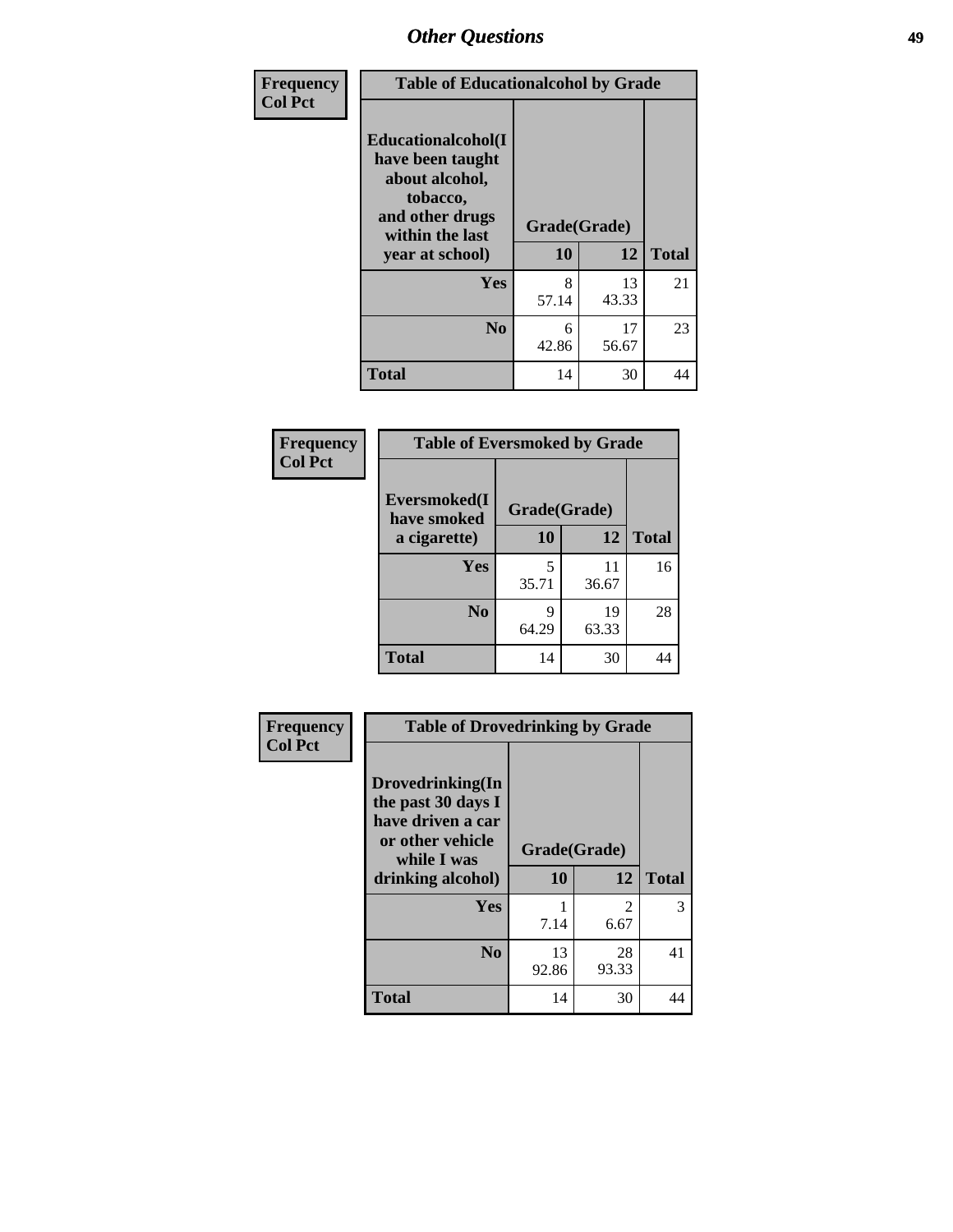## Other Questions

**Frequency / Col Pct**

| Table of Educationalalcohol by Grade | | | |
|---|---|---|---|
| **Educationalalcohol(I have been taught about alcohol, tobacco, and other drugs within the last year at school)** | **Grade(Grade)** | | |
| | **10** | **12** | **Total** |
| **Yes** | 8<br>57.14 | 13<br>43.33 | 21 |
| **No** | 6<br>42.86 | 17<br>56.67 | 23 |
| **Total** | 14 | 30 | 44 |

**Frequency / Col Pct**

| Table of Eversmoked by Grade | | | |
|---|---|---|---|
| **Eversmoked(I have smoked a cigarette)** | **Grade(Grade)** | | |
| | **10** | **12** | **Total** |
| **Yes** | 5<br>35.71 | 11<br>36.67 | 16 |
| **No** | 9<br>64.29 | 19<br>63.33 | 28 |
| **Total** | 14 | 30 | 44 |

**Frequency / Col Pct**

| Table of Drovedrinking by Grade | | | |
|---|---|---|---|
| **Drovedrinking(In the past 30 days I have driven a car or other vehicle while I was drinking alcohol)** | **Grade(Grade)** | | |
| | **10** | **12** | **Total** |
| **Yes** | 1<br>7.14 | 2<br>6.67 | 3 |
| **No** | 13<br>92.86 | 28<br>93.33 | 41 |
| **Total** | 14 | 30 | 44 |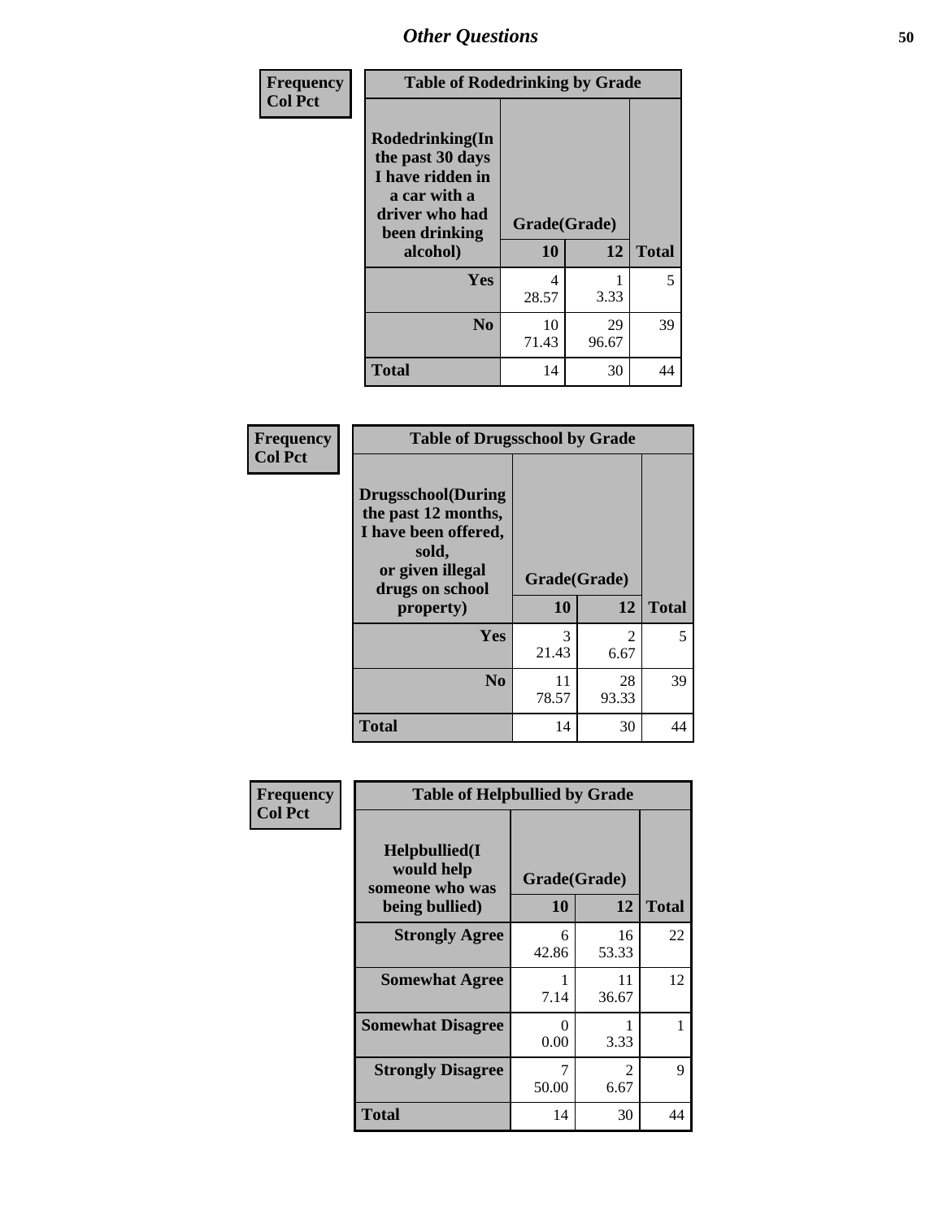# Other Questions

| Frequency<br>Col Pct | Table of Rodedrinking by Grade | | |
|---|---|---|---|
| Rodedrinking(In the past 30 days I have ridden in a car with a driver who had been drinking alcohol) | Grade(Grade) | | |
| | 10 | 12 | Total |
| Yes | 4<br>28.57 | 1<br>3.33 | 5 |
| No | 10<br>71.43 | 29<br>96.67 | 39 |
| Total | 14 | 30 | 44 |

| Frequency<br>Col Pct | Table of Drugsschool by Grade | | |
|---|---|---|---|
| Drugsschool(During the past 12 months, I have been offered, sold, or given illegal drugs on school property) | Grade(Grade) | | |
| | 10 | 12 | Total |
| Yes | 3<br>21.43 | 2<br>6.67 | 5 |
| No | 11<br>78.57 | 28<br>93.33 | 39 |
| Total | 14 | 30 | 44 |

| Frequency<br>Col Pct | Table of Helpbullied by Grade | | |
|---|---|---|---|
| Helpbullied(I would help someone who was being bullied) | Grade(Grade) | | |
| | 10 | 12 | Total |
| Strongly Agree | 6<br>42.86 | 16<br>53.33 | 22 |
| Somewhat Agree | 1<br>7.14 | 11<br>36.67 | 12 |
| Somewhat Disagree | 0<br>0.00 | 1<br>3.33 | 1 |
| Strongly Disagree | 7<br>50.00 | 2<br>6.67 | 9 |
| Total | 14 | 30 | 44 |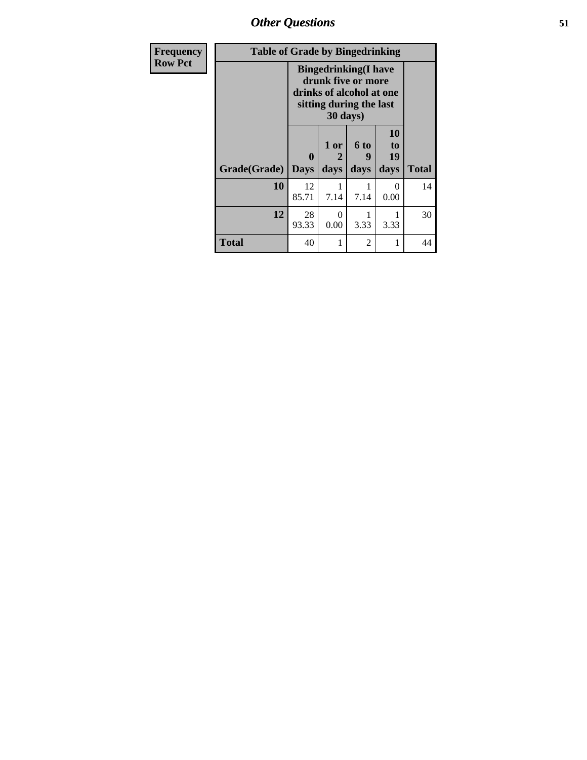| Frequency Row Pct | Table of Grade by Bingedrinking | | | | |
|---|---|---|---|---|---|
| | Bingedrinking(I have drunk five or more drinks of alcohol at one sitting during the last 30 days) | | | | |
| Grade(Grade) | 0 Days | 1 or 2 days | 6 to 9 days | 10 to 19 days | Total |
| 10 | 12<br>85.71 | 1<br>7.14 | 1<br>7.14 | 0<br>0.00 | 14 |
| 12 | 28<br>93.33 | 0<br>0.00 | 1<br>3.33 | 1<br>3.33 | 30 |
| Total | 40 | 1 | 2 | 1 | 44 |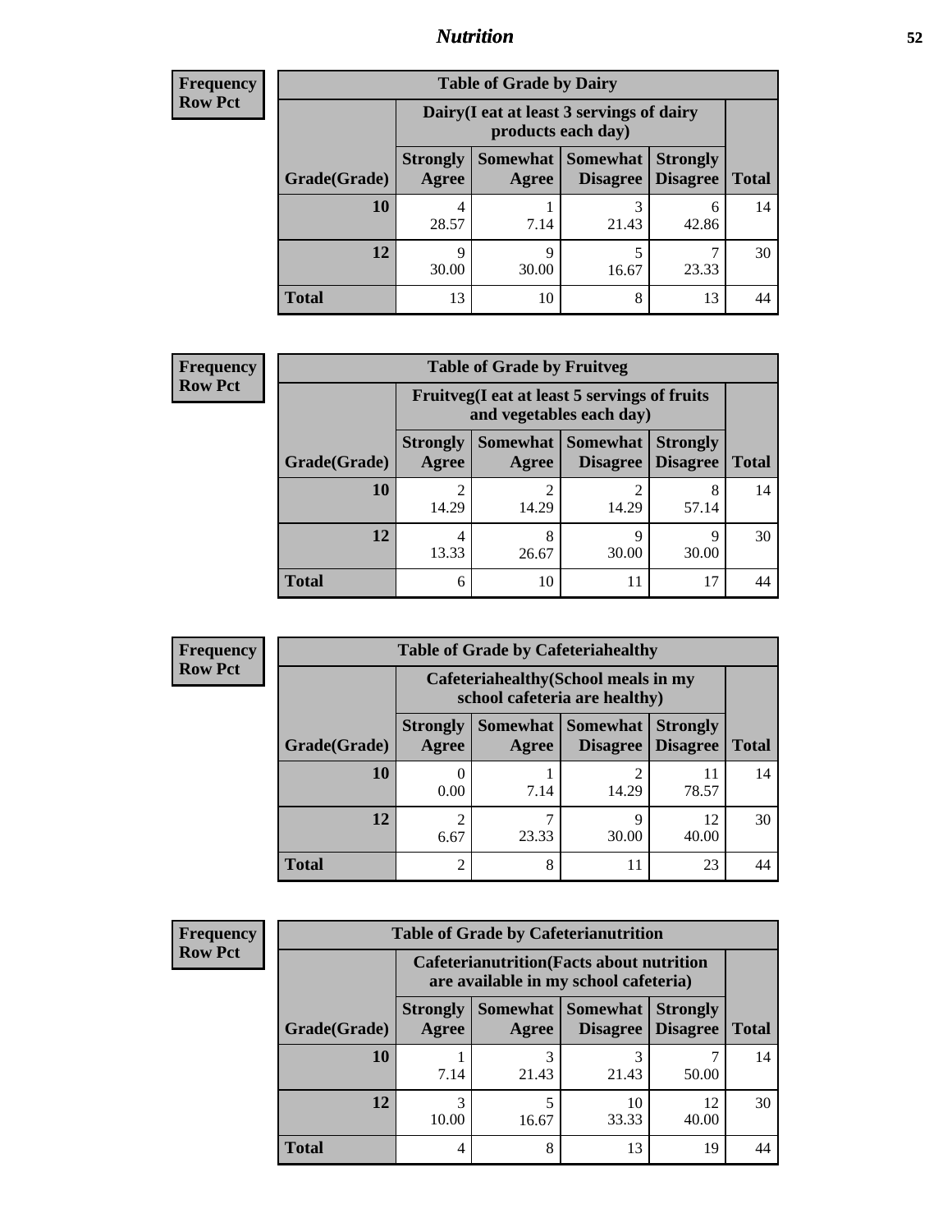# Nutrition

**Frequency**
**Row Pct**

| Table of Grade by Dairy | | | | | |
|---|---|---|---|---|---|
| | Dairy(I eat at least 3 servings of dairy products each day) | | | | |
| Grade(Grade) | Strongly Agree | Somewhat Agree | Somewhat Disagree | Strongly Disagree | Total |
| 10 | 4<br>28.57 | 1<br>7.14 | 3<br>21.43 | 6<br>42.86 | 14 |
| 12 | 9<br>30.00 | 9<br>30.00 | 5<br>16.67 | 7<br>23.33 | 30 |
| Total | 13 | 10 | 8 | 13 | 44 |

**Frequency**
**Row Pct**

| Table of Grade by Fruitveg | | | | | |
|---|---|---|---|---|---|
| | Fruitveg(I eat at least 5 servings of fruits and vegetables each day) | | | | |
| Grade(Grade) | Strongly Agree | Somewhat Agree | Somewhat Disagree | Strongly Disagree | Total |
| 10 | 2<br>14.29 | 2<br>14.29 | 2<br>14.29 | 8<br>57.14 | 14 |
| 12 | 4<br>13.33 | 8<br>26.67 | 9<br>30.00 | 9<br>30.00 | 30 |
| Total | 6 | 10 | 11 | 17 | 44 |

**Frequency**
**Row Pct**

| Table of Grade by Cafeteriahealthy | | | | | |
|---|---|---|---|---|---|
| | Cafeteriahealthy(School meals in my school cafeteria are healthy) | | | | |
| Grade(Grade) | Strongly Agree | Somewhat Agree | Somewhat Disagree | Strongly Disagree | Total |
| 10 | 0<br>0.00 | 1<br>7.14 | 2<br>14.29 | 11<br>78.57 | 14 |
| 12 | 2<br>6.67 | 7<br>23.33 | 9<br>30.00 | 12<br>40.00 | 30 |
| Total | 2 | 8 | 11 | 23 | 44 |

**Frequency**
**Row Pct**

| Table of Grade by Cafeterianutrition | | | | | |
|---|---|---|---|---|---|
| | Cafeterianutrition(Facts about nutrition are available in my school cafeteria) | | | | |
| Grade(Grade) | Strongly Agree | Somewhat Agree | Somewhat Disagree | Strongly Disagree | Total |
| 10 | 1<br>7.14 | 3<br>21.43 | 3<br>21.43 | 7<br>50.00 | 14 |
| 12 | 3<br>10.00 | 5<br>16.67 | 10<br>33.33 | 12<br>40.00 | 30 |
| Total | 4 | 8 | 13 | 19 | 44 |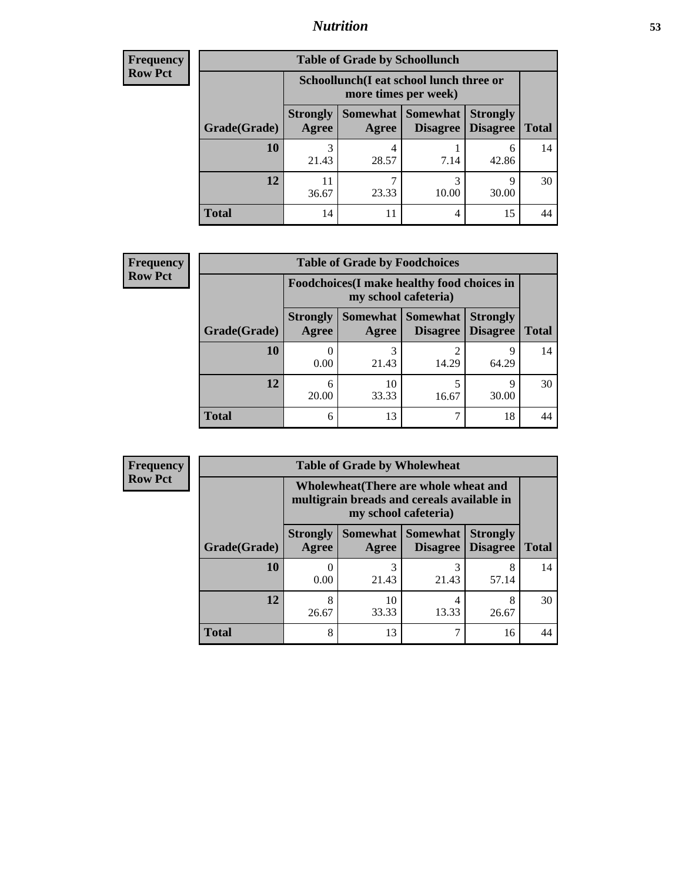**Frequency**
**Row Pct**

| Table of Grade by Schoollunch | | | | | |
|---|---|---|---|---|---|
| | Schoollunch(I eat school lunch three or more times per week) | | | | |
| Grade(Grade) | Strongly Agree | Somewhat Agree | Somewhat Disagree | Strongly Disagree | Total |
| 10 | 3<br>21.43 | 4<br>28.57 | 1<br>7.14 | 6<br>42.86 | 14 |
| 12 | 11<br>36.67 | 7<br>23.33 | 3<br>10.00 | 9<br>30.00 | 30 |
| Total | 14 | 11 | 4 | 15 | 44 |

**Frequency**
**Row Pct**

| Table of Grade by Foodchoices | | | | | |
|---|---|---|---|---|---|
| | Foodchoices(I make healthy food choices in my school cafeteria) | | | | |
| Grade(Grade) | Strongly Agree | Somewhat Agree | Somewhat Disagree | Strongly Disagree | Total |
| 10 | 0<br>0.00 | 3<br>21.43 | 2<br>14.29 | 9<br>64.29 | 14 |
| 12 | 6<br>20.00 | 10<br>33.33 | 5<br>16.67 | 9<br>30.00 | 30 |
| Total | 6 | 13 | 7 | 18 | 44 |

**Frequency**
**Row Pct**

| Table of Grade by Wholewheat | | | | | |
|---|---|---|---|---|---|
| | Wholewheat(There are whole wheat and multigrain breads and cereals available in my school cafeteria) | | | | |
| Grade(Grade) | Strongly Agree | Somewhat Agree | Somewhat Disagree | Strongly Disagree | Total |
| 10 | 0<br>0.00 | 3<br>21.43 | 3<br>21.43 | 8<br>57.14 | 14 |
| 12 | 8<br>26.67 | 10<br>33.33 | 4<br>13.33 | 8<br>26.67 | 30 |
| Total | 8 | 13 | 7 | 16 | 44 |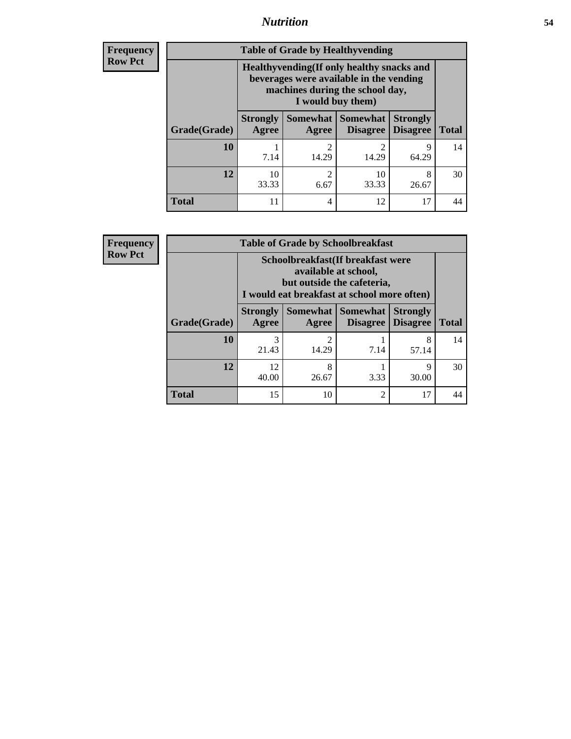# Nutrition

**Frequency**
**Row Pct**

**Table of Grade by Healthyvending**

| Grade(Grade) | Healthyvending(If only healthy snacks and beverages were available in the vending machines during the school day, I would buy them) | | | | Total |
|---|---|---|---|---|---|
| | Strongly Agree | Somewhat Agree | Somewhat Disagree | Strongly Disagree | |
| **10** | 1<br>7.14 | 2<br>14.29 | 2<br>14.29 | 9<br>64.29 | 14 |
| **12** | 10<br>33.33 | 2<br>6.67 | 10<br>33.33 | 8<br>26.67 | 30 |
| **Total** | 11 | 4 | 12 | 17 | 44 |

**Frequency**
**Row Pct**

**Table of Grade by Schoolbreakfast**

| Grade(Grade) | Schoolbreakfast(If breakfast were available at school, but outside the cafeteria, I would eat breakfast at school more often) | | | | Total |
|---|---|---|---|---|---|
| | Strongly Agree | Somewhat Agree | Somewhat Disagree | Strongly Disagree | |
| **10** | 3<br>21.43 | 2<br>14.29 | 1<br>7.14 | 8<br>57.14 | 14 |
| **12** | 12<br>40.00 | 8<br>26.67 | 1<br>3.33 | 9<br>30.00 | 30 |
| **Total** | 15 | 10 | 2 | 17 | 44 |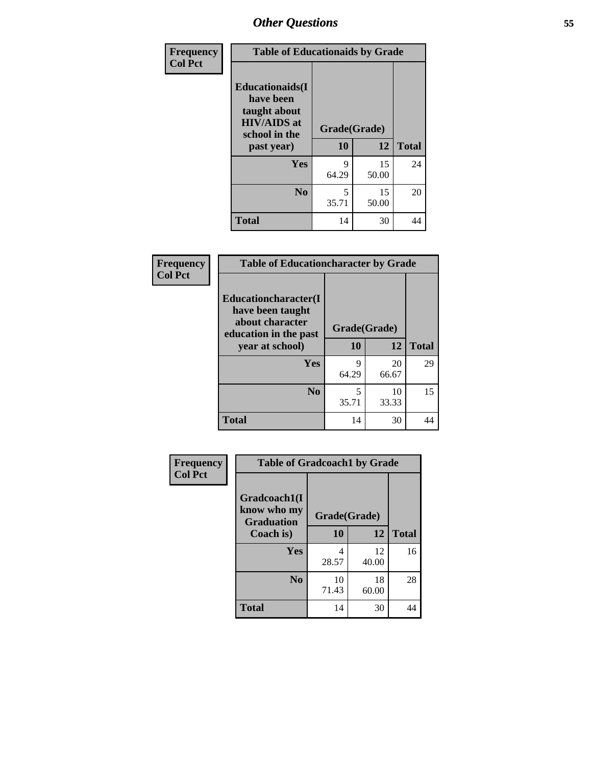## Other Questions

| Frequency<br>Col Pct | Table of Educationaids by Grade | | |
|---|---|---|---|
| Educationaids(I have been taught about HIV/AIDS at school in the past year) | Grade(Grade) | | |
| | 10 | 12 | Total |
| Yes | 9<br>64.29 | 15<br>50.00 | 24 |
| No | 5<br>35.71 | 15<br>50.00 | 20 |
| Total | 14 | 30 | 44 |

| Frequency<br>Col Pct | Table of Educationcharacter by Grade | | |
|---|---|---|---|
| Educationcharacter(I have been taught about character education in the past year at school) | Grade(Grade) | | |
| | 10 | 12 | Total |
| Yes | 9<br>64.29 | 20<br>66.67 | 29 |
| No | 5<br>35.71 | 10<br>33.33 | 15 |
| Total | 14 | 30 | 44 |

| Frequency<br>Col Pct | Table of Gradcoach1 by Grade | | |
|---|---|---|---|
| Gradcoach1(I know who my Graduation Coach is) | Grade(Grade) | | |
| | 10 | 12 | Total |
| Yes | 4<br>28.57 | 12<br>40.00 | 16 |
| No | 10<br>71.43 | 18<br>60.00 | 28 |
| Total | 14 | 30 | 44 |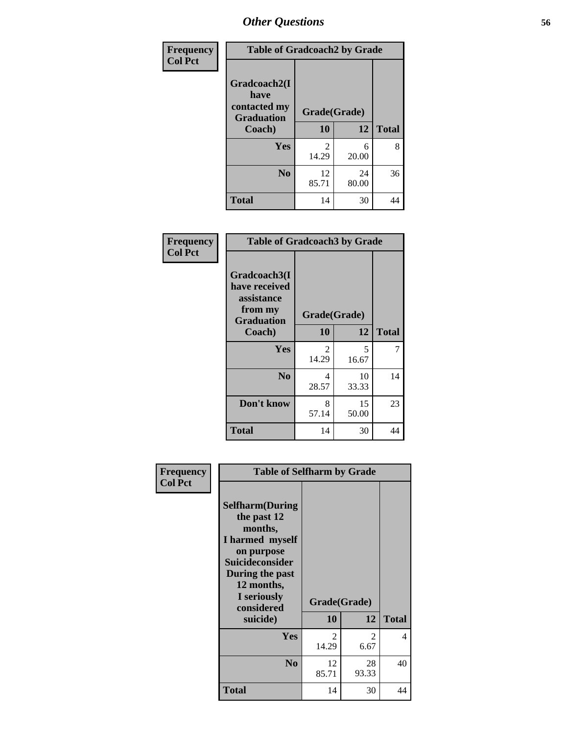# Other Questions

Frequency
Col Pct

| Table of Gradcoach2 by Grade | | | |
|---|---|---|---|
| Gradcoach2(I have contacted my Graduation Coach) | Grade(Grade) | | |
| | 10 | 12 | Total |
| Yes | 2<br>14.29 | 6<br>20.00 | 8 |
| No | 12<br>85.71 | 24<br>80.00 | 36 |
| Total | 14 | 30 | 44 |

Frequency
Col Pct

| Table of Gradcoach3 by Grade | | | |
|---|---|---|---|
| Gradcoach3(I have received assistance from my Graduation Coach) | Grade(Grade) | | |
| | 10 | 12 | Total |
| Yes | 2<br>14.29 | 5<br>16.67 | 7 |
| No | 4<br>28.57 | 10<br>33.33 | 14 |
| Don't know | 8<br>57.14 | 15<br>50.00 | 23 |
| Total | 14 | 30 | 44 |

Frequency
Col Pct

| Table of Selfharm by Grade | | | |
|---|---|---|---|
| Selfharm(During the past 12 months, I harmed myself on purpose Suicideconsider During the past 12 months, I seriously considered suicide) | Grade(Grade) | | |
| | 10 | 12 | Total |
| Yes | 2<br>14.29 | 2<br>6.67 | 4 |
| No | 12<br>85.71 | 28<br>93.33 | 40 |
| Total | 14 | 30 | 44 |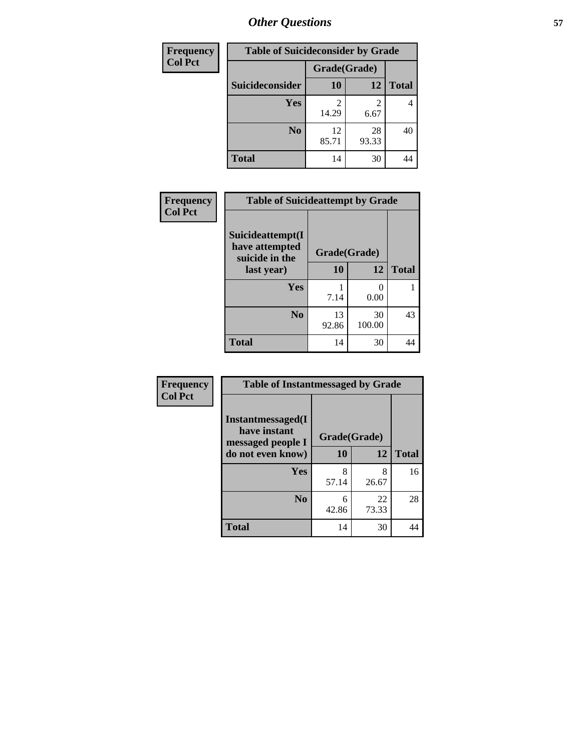## *Other Questions*

| Frequency Col Pct |
|---|

**Table of Suicideconsider by Grade**

| Suicideconsider | Grade(Grade) 10 | 12 | Total |
|---|---|---|---|
| Yes | 2<br>14.29 | 2<br>6.67 | 4 |
| No | 12<br>85.71 | 28<br>93.33 | 40 |
| Total | 14 | 30 | 44 |

| Frequency Col Pct |
|---|

**Table of Suicideattempt by Grade**

| Suicideattempt(I have attempted suicide in the last year) | Grade(Grade) 10 | 12 | Total |
|---|---|---|---|
| Yes | 1<br>7.14 | 0<br>0.00 | 1 |
| No | 13<br>92.86 | 30<br>100.00 | 43 |
| Total | 14 | 30 | 44 |

| Frequency Col Pct |
|---|

**Table of Instantmessaged by Grade**

| Instantmessaged(I have instant messaged people I do not even know) | Grade(Grade) 10 | 12 | Total |
|---|---|---|---|
| Yes | 8<br>57.14 | 8<br>26.67 | 16 |
| No | 6<br>42.86 | 22<br>73.33 | 28 |
| Total | 14 | 30 | 44 |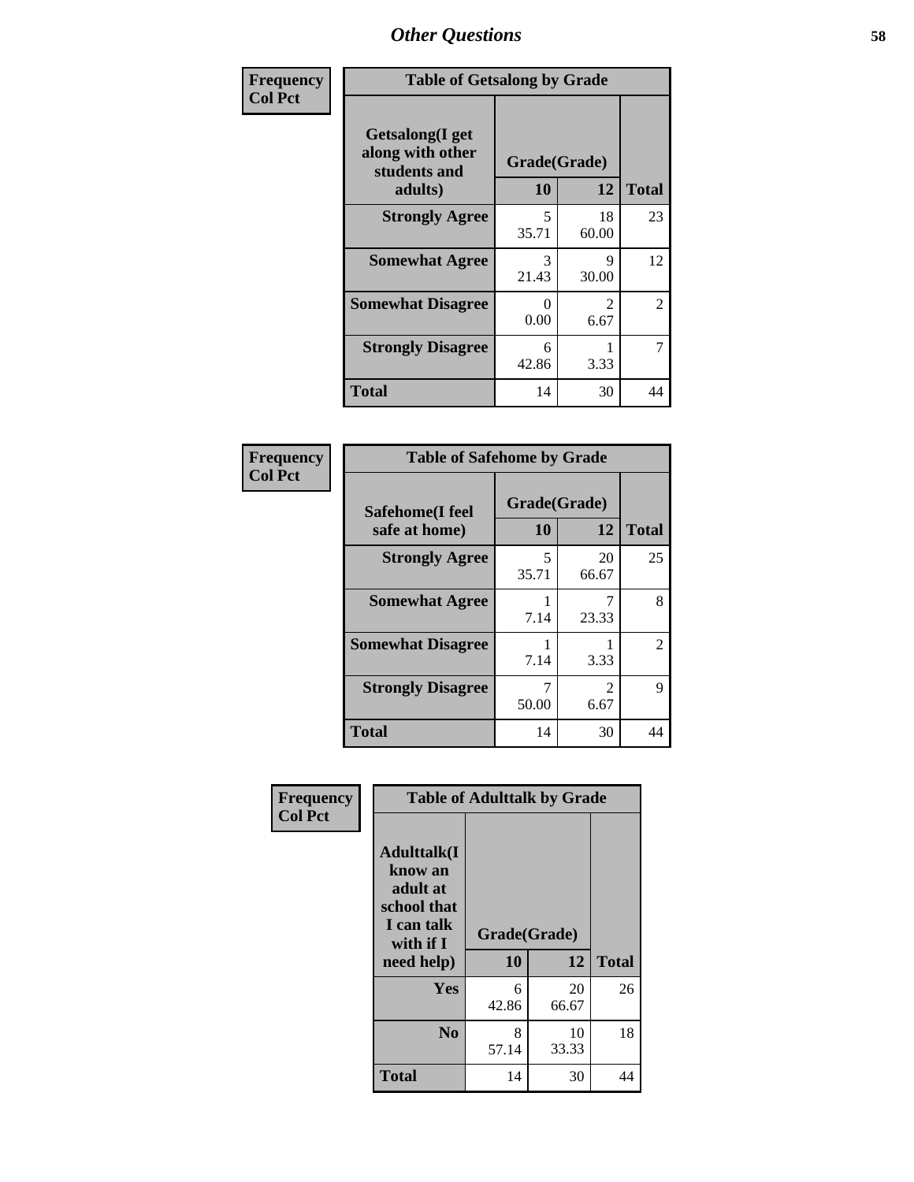| Frequency<br>Col Pct | Table of Getsalong by Grade | | |
|---|---|---|---|
| **Getsalong(I get along with other students and adults)** | **Grade(Grade)** | | |
| | **10** | **12** | **Total** |
| **Strongly Agree** | 5<br>35.71 | 18<br>60.00 | 23 |
| **Somewhat Agree** | 3<br>21.43 | 9<br>30.00 | 12 |
| **Somewhat Disagree** | 0<br>0.00 | 2<br>6.67 | 2 |
| **Strongly Disagree** | 6<br>42.86 | 1<br>3.33 | 7 |
| **Total** | 14 | 30 | 44 |

| Frequency<br>Col Pct | Table of Safehome by Grade | | |
|---|---|---|---|
| **Safehome(I feel safe at home)** | **Grade(Grade)** | | |
| | **10** | **12** | **Total** |
| **Strongly Agree** | 5<br>35.71 | 20<br>66.67 | 25 |
| **Somewhat Agree** | 1<br>7.14 | 7<br>23.33 | 8 |
| **Somewhat Disagree** | 1<br>7.14 | 1<br>3.33 | 2 |
| **Strongly Disagree** | 7<br>50.00 | 2<br>6.67 | 9 |
| **Total** | 14 | 30 | 44 |

| Frequency<br>Col Pct | Table of Adulttalk by Grade | | |
|---|---|---|---|
| **Adulttalk(I know an adult at school that I can talk with if I need help)** | **Grade(Grade)** | | |
| | **10** | **12** | **Total** |
| **Yes** | 6<br>42.86 | 20<br>66.67 | 26 |
| **No** | 8<br>57.14 | 10<br>33.33 | 18 |
| **Total** | 14 | 30 | 44 |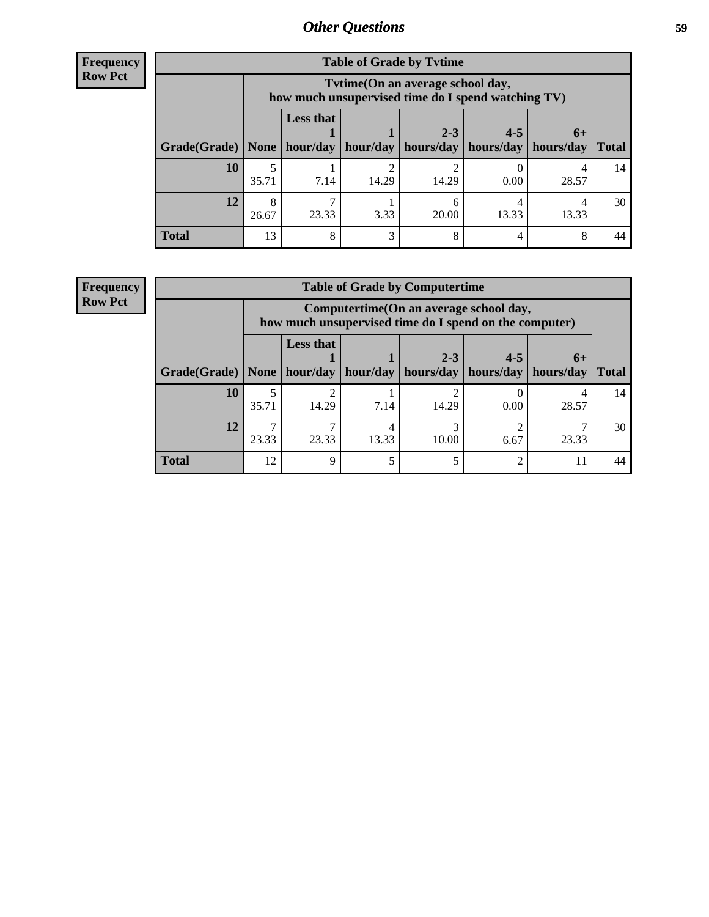## Other Questions

**Frequency Row Pct**

| Table of Grade by Tvtime | | | | | | | |
|---|---|---|---|---|---|---|---|
| | Tvtime(On an average school day, how much unsupervised time do I spend watching TV) | | | | | | |
| Grade(Grade) | None | Less that 1 hour/day | 1 hour/day | 2-3 hours/day | 4-5 hours/day | 6+ hours/day | Total |
| **10** | 5<br>35.71 | 1<br>7.14 | 2<br>14.29 | 2<br>14.29 | 0<br>0.00 | 4<br>28.57 | 14 |
| **12** | 8<br>26.67 | 7<br>23.33 | 1<br>3.33 | 6<br>20.00 | 4<br>13.33 | 4<br>13.33 | 30 |
| **Total** | 13 | 8 | 3 | 8 | 4 | 8 | 44 |

**Frequency Row Pct**

| Table of Grade by Computertime | | | | | | | |
|---|---|---|---|---|---|---|---|
| | Computertime(On an average school day, how much unsupervised time do I spend on the computer) | | | | | | |
| Grade(Grade) | None | Less that 1 hour/day | 1 hour/day | 2-3 hours/day | 4-5 hours/day | 6+ hours/day | Total |
| **10** | 5<br>35.71 | 2<br>14.29 | 1<br>7.14 | 2<br>14.29 | 0<br>0.00 | 4<br>28.57 | 14 |
| **12** | 7<br>23.33 | 7<br>23.33 | 4<br>13.33 | 3<br>10.00 | 2<br>6.67 | 7<br>23.33 | 30 |
| **Total** | 12 | 9 | 5 | 5 | 2 | 11 | 44 |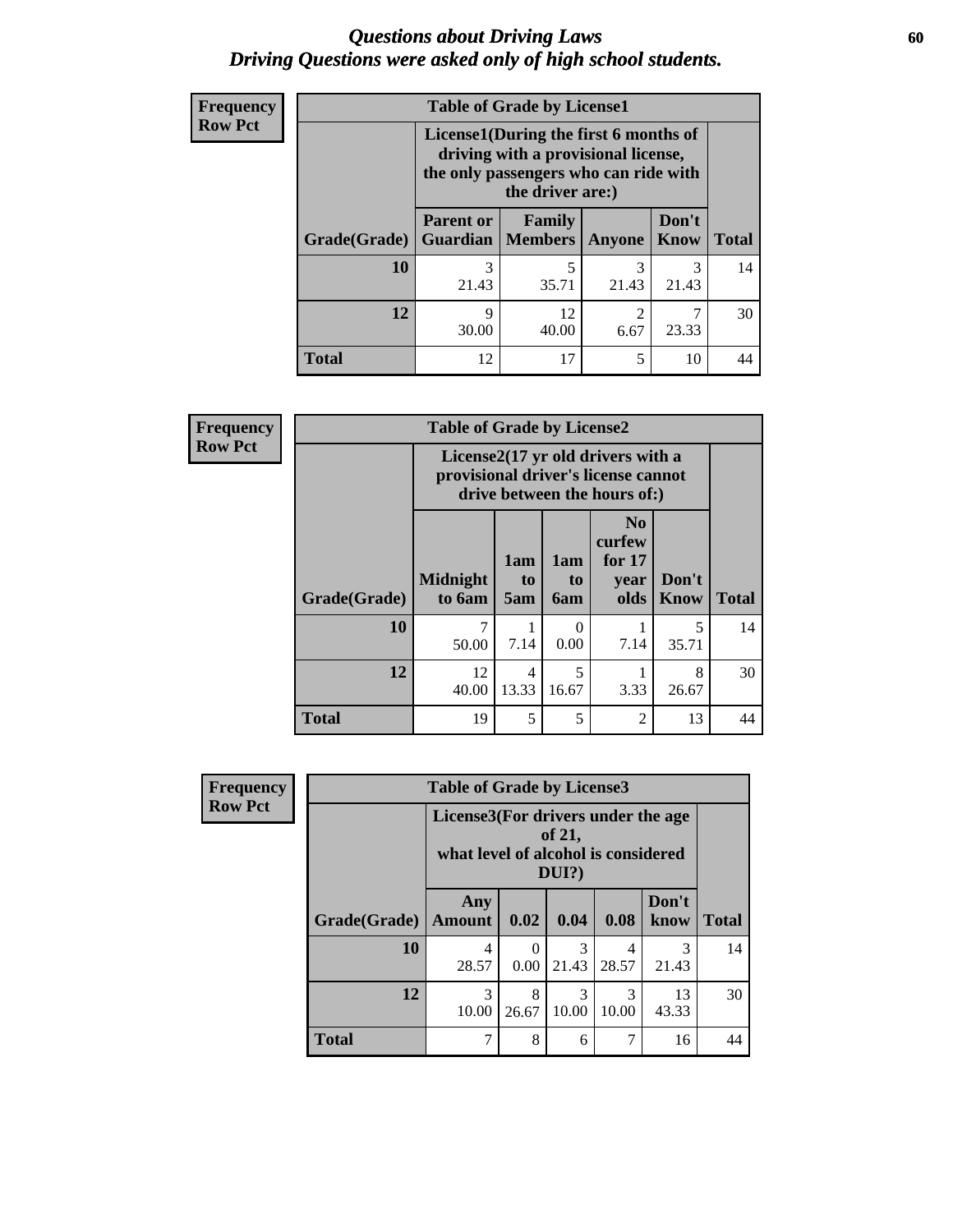# *Questions about Driving Laws*
# *Driving Questions were asked only of high school students.*

**Frequency**
**Row Pct**

| Table of Grade by License1 | | | | | |
|---|---|---|---|---|---|
| | License1(During the first 6 months of driving with a provisional license, the only passengers who can ride with the driver are:) | | | | |
| Grade(Grade) | Parent or Guardian | Family Members | Anyone | Don't Know | Total |
| 10 | 3<br>21.43 | 5<br>35.71 | 3<br>21.43 | 3<br>21.43 | 14 |
| 12 | 9<br>30.00 | 12<br>40.00 | 2<br>6.67 | 7<br>23.33 | 30 |
| Total | 12 | 17 | 5 | 10 | 44 |

**Frequency**
**Row Pct**

| Table of Grade by License2 | | | | | | |
|---|---|---|---|---|---|---|
| | License2(17 yr old drivers with a provisional driver's license cannot drive between the hours of:) | | | | | |
| Grade(Grade) | Midnight to 6am | 1am to 5am | 1am to 6am | No curfew for 17 year olds | Don't Know | Total |
| 10 | 7<br>50.00 | 1<br>7.14 | 0<br>0.00 | 1<br>7.14 | 5<br>35.71 | 14 |
| 12 | 12<br>40.00 | 4<br>13.33 | 5<br>16.67 | 1<br>3.33 | 8<br>26.67 | 30 |
| Total | 19 | 5 | 5 | 2 | 13 | 44 |

**Frequency**
**Row Pct**

| Table of Grade by License3 | | | | | | |
|---|---|---|---|---|---|---|
| | License3(For drivers under the age of 21, what level of alcohol is considered DUI?) | | | | | |
| Grade(Grade) | Any Amount | 0.02 | 0.04 | 0.08 | Don't know | Total |
| 10 | 4<br>28.57 | 0<br>0.00 | 3<br>21.43 | 4<br>28.57 | 3<br>21.43 | 14 |
| 12 | 3<br>10.00 | 8<br>26.67 | 3<br>10.00 | 3<br>10.00 | 13<br>43.33 | 30 |
| Total | 7 | 8 | 6 | 7 | 16 | 44 |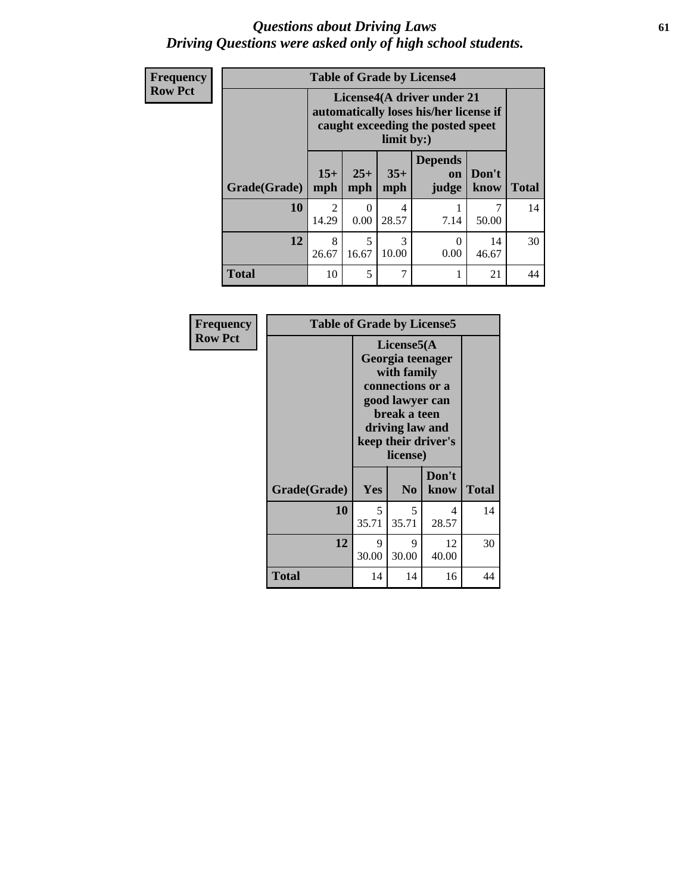## *Questions about Driving Laws*
## *Driving Questions were asked only of high school students.*

**Frequency**
**Row Pct**

**Table of Grade by License4**

| Grade(Grade) | License4(A driver under 21 automatically loses his/her license if caught exceeding the posted speet limit by:) 15+ mph | 25+ mph | 35+ mph | Depends on judge | Don't know | Total |
|---|---|---|---|---|---|---|
| **10** | 2<br>14.29 | 0<br>0.00 | 4<br>28.57 | 1<br>7.14 | 7<br>50.00 | 14 |
| **12** | 8<br>26.67 | 5<br>16.67 | 3<br>10.00 | 0<br>0.00 | 14<br>46.67 | 30 |
| **Total** | 10 | 5 | 7 | 1 | 21 | 44 |

**Frequency**
**Row Pct**

**Table of Grade by License5**

| Grade(Grade) | License5(A Georgia teenager with family connections or a good lawyer can break a teen driving law and keep their driver's license) Yes | No | Don't know | Total |
|---|---|---|---|---|
| **10** | 5<br>35.71 | 5<br>35.71 | 4<br>28.57 | 14 |
| **12** | 9<br>30.00 | 9<br>30.00 | 12<br>40.00 | 30 |
| **Total** | 14 | 14 | 16 | 44 |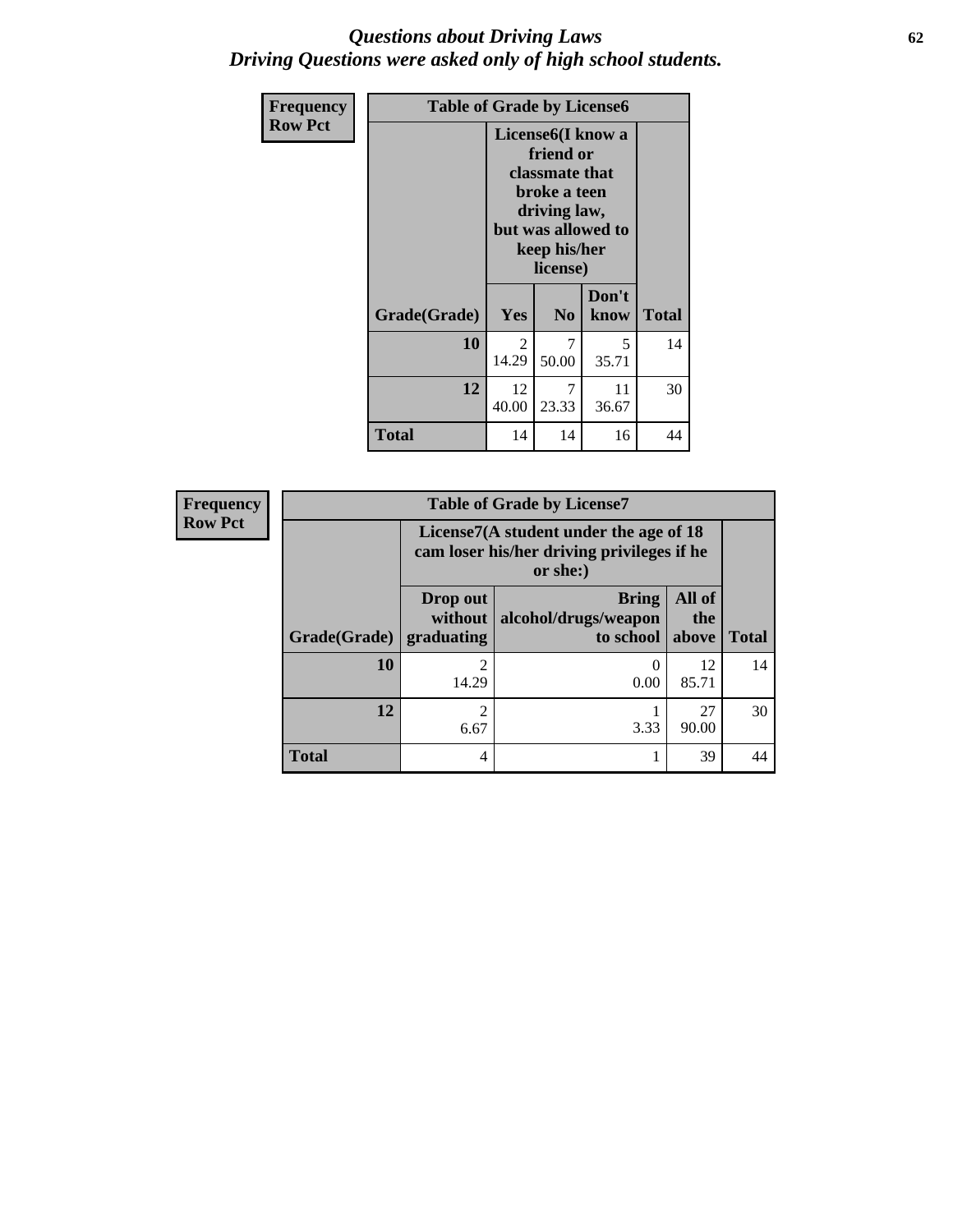# *Questions about Driving Laws*
## *Driving Questions were asked only of high school students.*

| Frequency<br>Row Pct | Table of Grade by License6 | | | |
|---|---|---|---|---|
| | License6(I know a friend or classmate that broke a teen driving law, but was allowed to keep his/her license) | | | |
| Grade(Grade) | Yes | No | Don't know | Total |
| 10 | 2<br>14.29 | 7<br>50.00 | 5<br>35.71 | 14 |
| 12 | 12<br>40.00 | 7<br>23.33 | 11<br>36.67 | 30 |
| Total | 14 | 14 | 16 | 44 |

| Frequency<br>Row Pct | Table of Grade by License7 | | | |
|---|---|---|---|---|
| | License7(A student under the age of 18 cam loser his/her driving privileges if he or she:) | | | |
| Grade(Grade) | Drop out without graduating | Bring alcohol/drugs/weapon to school | All of the above | Total |
| 10 | 2<br>14.29 | 0<br>0.00 | 12<br>85.71 | 14 |
| 12 | 2<br>6.67 | 1<br>3.33 | 27<br>90.00 | 30 |
| Total | 4 | 1 | 39 | 44 |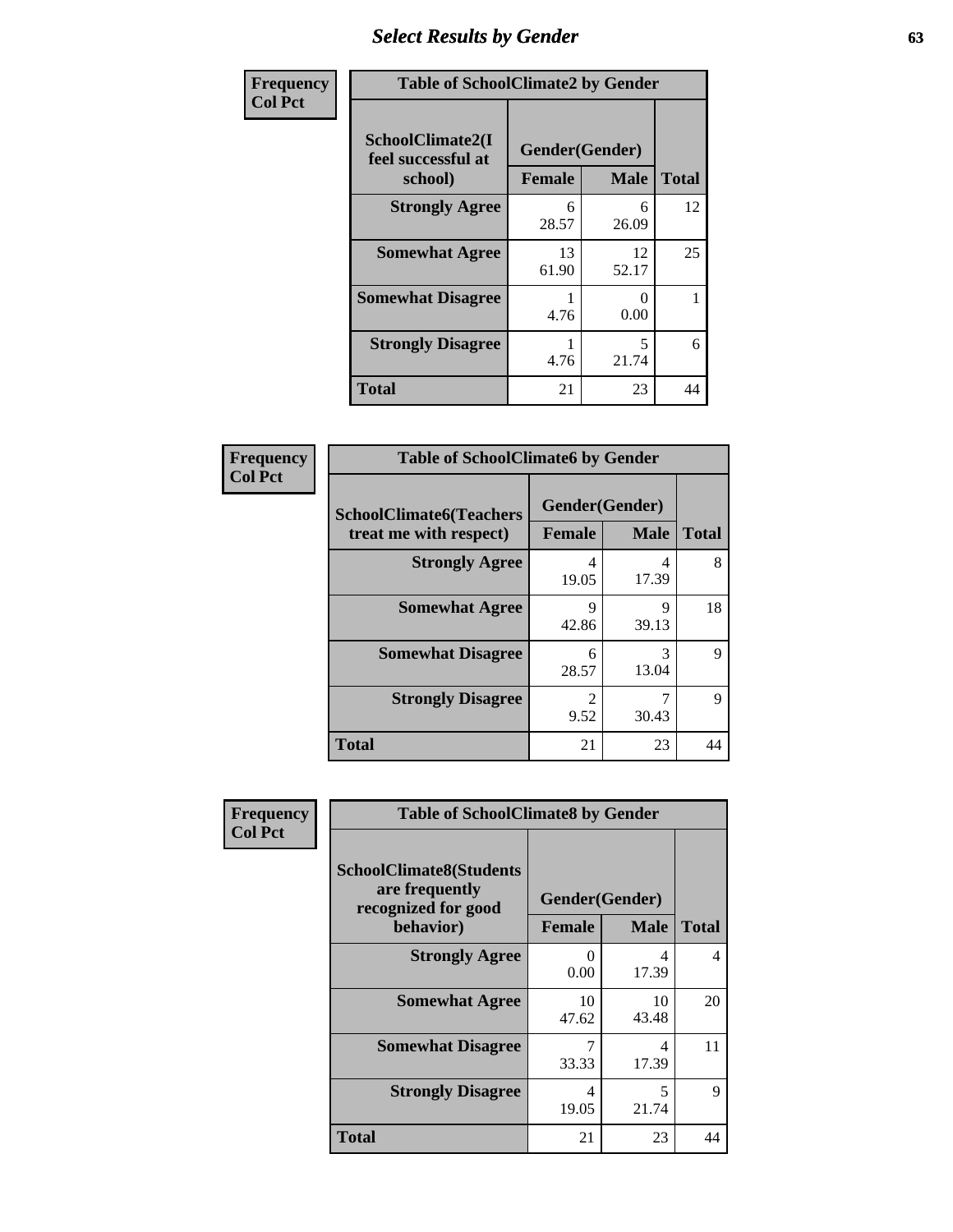## Select Results by Gender

**Frequency / Col Pct**

| Table of SchoolClimate2 by Gender | | | |
|---|---|---|---|
| SchoolClimate2(I feel successful at school) | Gender(Gender) | | Total |
| | Female | Male | |
| Strongly Agree | 6<br>28.57 | 6<br>26.09 | 12 |
| Somewhat Agree | 13<br>61.90 | 12<br>52.17 | 25 |
| Somewhat Disagree | 1<br>4.76 | 0<br>0.00 | 1 |
| Strongly Disagree | 1<br>4.76 | 5<br>21.74 | 6 |
| Total | 21 | 23 | 44 |

**Frequency / Col Pct**

| Table of SchoolClimate6 by Gender | | | |
|---|---|---|---|
| SchoolClimate6(Teachers treat me with respect) | Gender(Gender) | | Total |
| | Female | Male | |
| Strongly Agree | 4<br>19.05 | 4<br>17.39 | 8 |
| Somewhat Agree | 9<br>42.86 | 9<br>39.13 | 18 |
| Somewhat Disagree | 6<br>28.57 | 3<br>13.04 | 9 |
| Strongly Disagree | 2<br>9.52 | 7<br>30.43 | 9 |
| Total | 21 | 23 | 44 |

**Frequency / Col Pct**

| Table of SchoolClimate8 by Gender | | | |
|---|---|---|---|
| SchoolClimate8(Students are frequently recognized for good behavior) | Gender(Gender) | | Total |
| | Female | Male | |
| Strongly Agree | 0<br>0.00 | 4<br>17.39 | 4 |
| Somewhat Agree | 10<br>47.62 | 10<br>43.48 | 20 |
| Somewhat Disagree | 7<br>33.33 | 4<br>17.39 | 11 |
| Strongly Disagree | 4<br>19.05 | 5<br>21.74 | 9 |
| Total | 21 | 23 | 44 |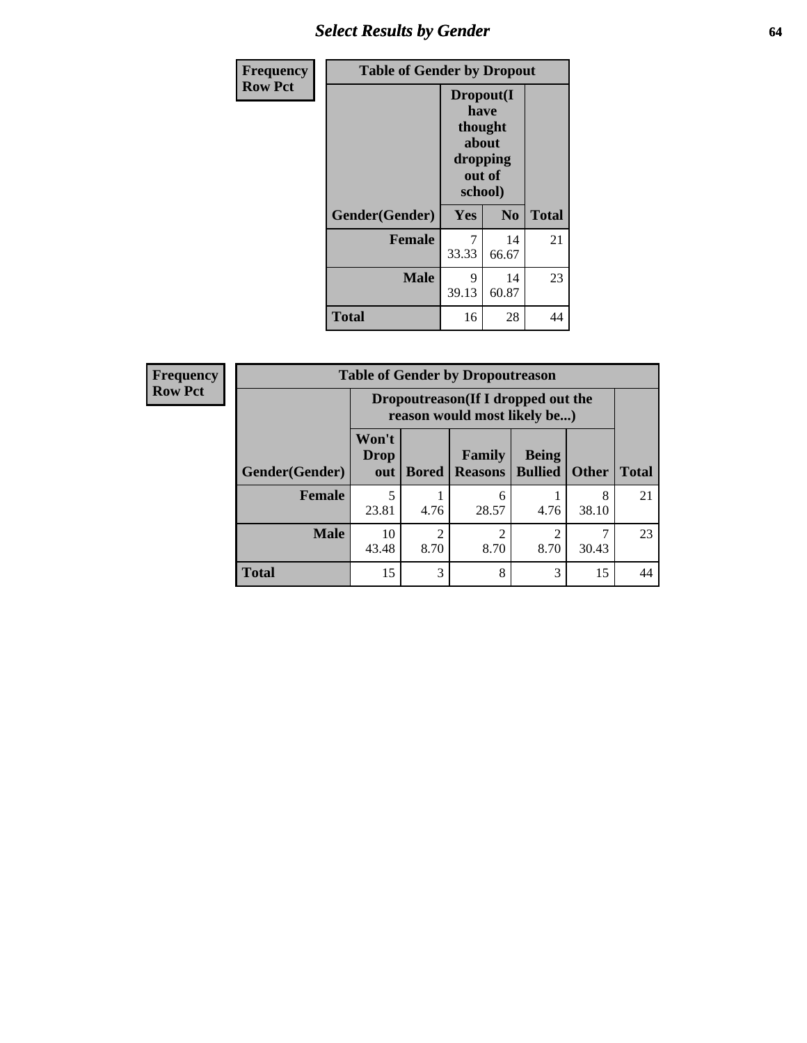# Select Results by Gender

Frequency
Row Pct

| Table of Gender by Dropout | | | |
|---|---|---|---|
| | Dropout(I have thought about dropping out of school) | | |
| Gender(Gender) | Yes | No | Total |
| Female | 7<br>33.33 | 14<br>66.67 | 21 |
| Male | 9<br>39.13 | 14<br>60.87 | 23 |
| Total | 16 | 28 | 44 |

Frequency
Row Pct

| Table of Gender by Dropoutreason | | | | | | |
|---|---|---|---|---|---|---|
| | Dropoutreason(If I dropped out the reason would most likely be...) | | | | | |
| Gender(Gender) | Won't Drop out | Bored | Family Reasons | Being Bullied | Other | Total |
| Female | 5<br>23.81 | 1<br>4.76 | 6<br>28.57 | 1<br>4.76 | 8<br>38.10 | 21 |
| Male | 10<br>43.48 | 2<br>8.70 | 2<br>8.70 | 2<br>8.70 | 7<br>30.43 | 23 |
| Total | 15 | 3 | 8 | 3 | 15 | 44 |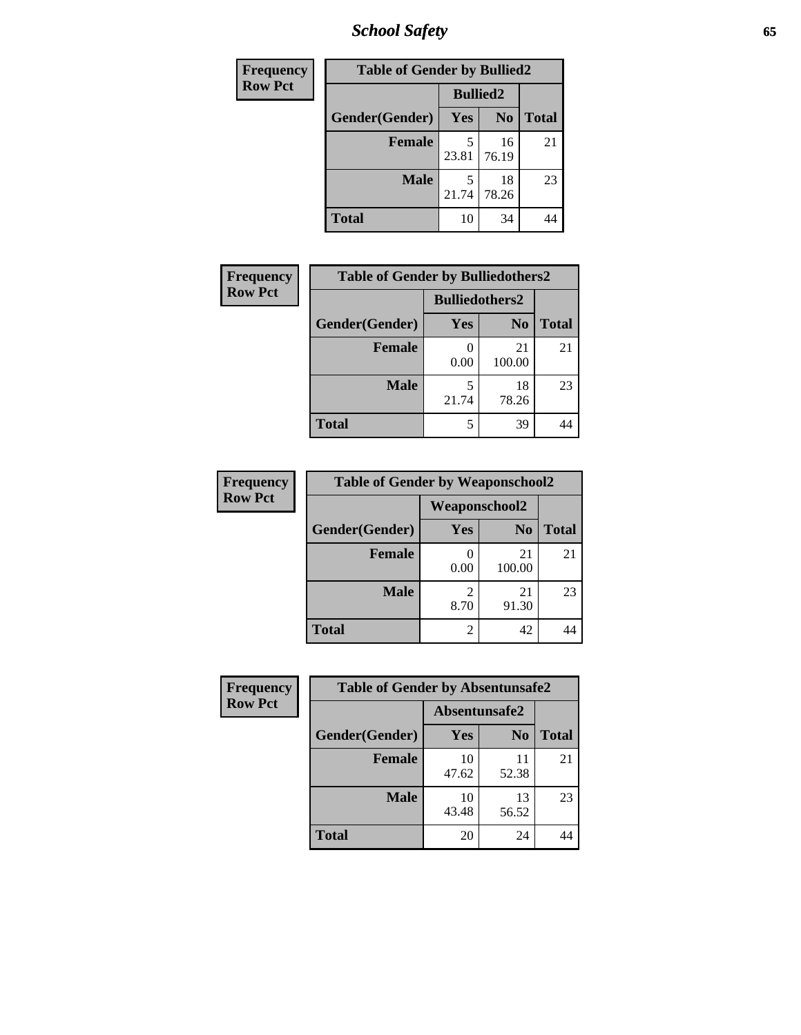| Frequency Row Pct |
|---|

**Table of Gender by Bullied2**

| Gender(Gender) | Bullied2 Yes | Bullied2 No | Total |
|---|---|---|---|
| Female | 5<br>23.81 | 16<br>76.19 | 21 |
| Male | 5<br>21.74 | 18<br>78.26 | 23 |
| Total | 10 | 34 | 44 |

| Frequency Row Pct |
|---|

**Table of Gender by Bulliedothers2**

| Gender(Gender) | Bulliedothers2 Yes | Bulliedothers2 No | Total |
|---|---|---|---|
| Female | 0<br>0.00 | 21<br>100.00 | 21 |
| Male | 5<br>21.74 | 18<br>78.26 | 23 |
| Total | 5 | 39 | 44 |

| Frequency Row Pct |
|---|

**Table of Gender by Weaponschool2**

| Gender(Gender) | Weaponschool2 Yes | Weaponschool2 No | Total |
|---|---|---|---|
| Female | 0<br>0.00 | 21<br>100.00 | 21 |
| Male | 2<br>8.70 | 21<br>91.30 | 23 |
| Total | 2 | 42 | 44 |

| Frequency Row Pct |
|---|

**Table of Gender by Absentunsafe2**

| Gender(Gender) | Absentunsafe2 Yes | Absentunsafe2 No | Total |
|---|---|---|---|
| Female | 10<br>47.62 | 11<br>52.38 | 21 |
| Male | 10<br>43.48 | 13<br>56.52 | 23 |
| Total | 20 | 24 | 44 |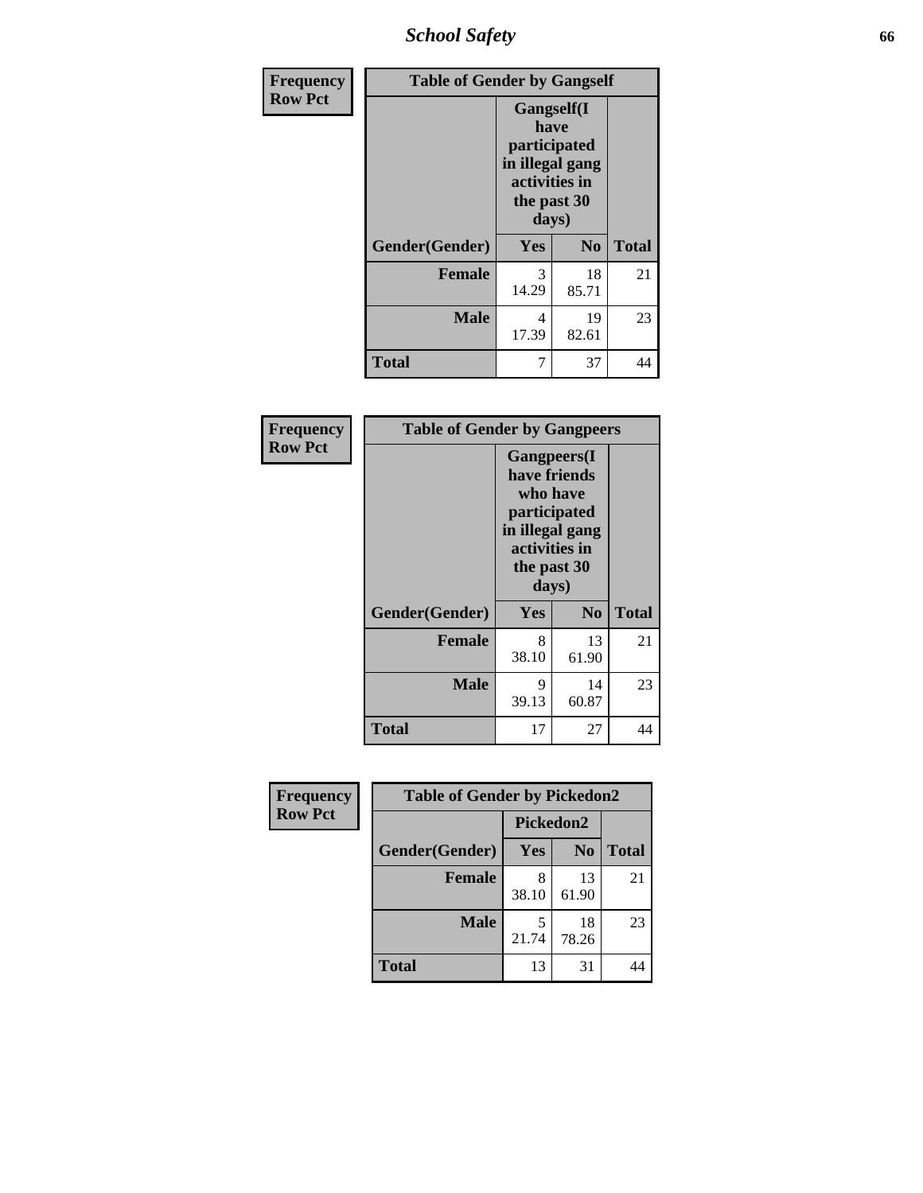| Frequency Row Pct | Table of Gender by Gangself | | |
|---|---|---|---|
| | Gangself(I have participated in illegal gang activities in the past 30 days) | | |
| Gender(Gender) | Yes | No | Total |
| Female | 3<br>14.29 | 18<br>85.71 | 21 |
| Male | 4<br>17.39 | 19<br>82.61 | 23 |
| Total | 7 | 37 | 44 |

| Frequency Row Pct | Table of Gender by Gangpeers | | |
|---|---|---|---|
| | Gangpeers(I have friends who have participated in illegal gang activities in the past 30 days) | | |
| Gender(Gender) | Yes | No | Total |
| Female | 8<br>38.10 | 13<br>61.90 | 21 |
| Male | 9<br>39.13 | 14<br>60.87 | 23 |
| Total | 17 | 27 | 44 |

| Frequency Row Pct | Table of Gender by Pickedon2 | | |
|---|---|---|---|
| | Pickedon2 | | |
| Gender(Gender) | Yes | No | Total |
| Female | 8<br>38.10 | 13<br>61.90 | 21 |
| Male | 5<br>21.74 | 18<br>78.26 | 23 |
| Total | 13 | 31 | 44 |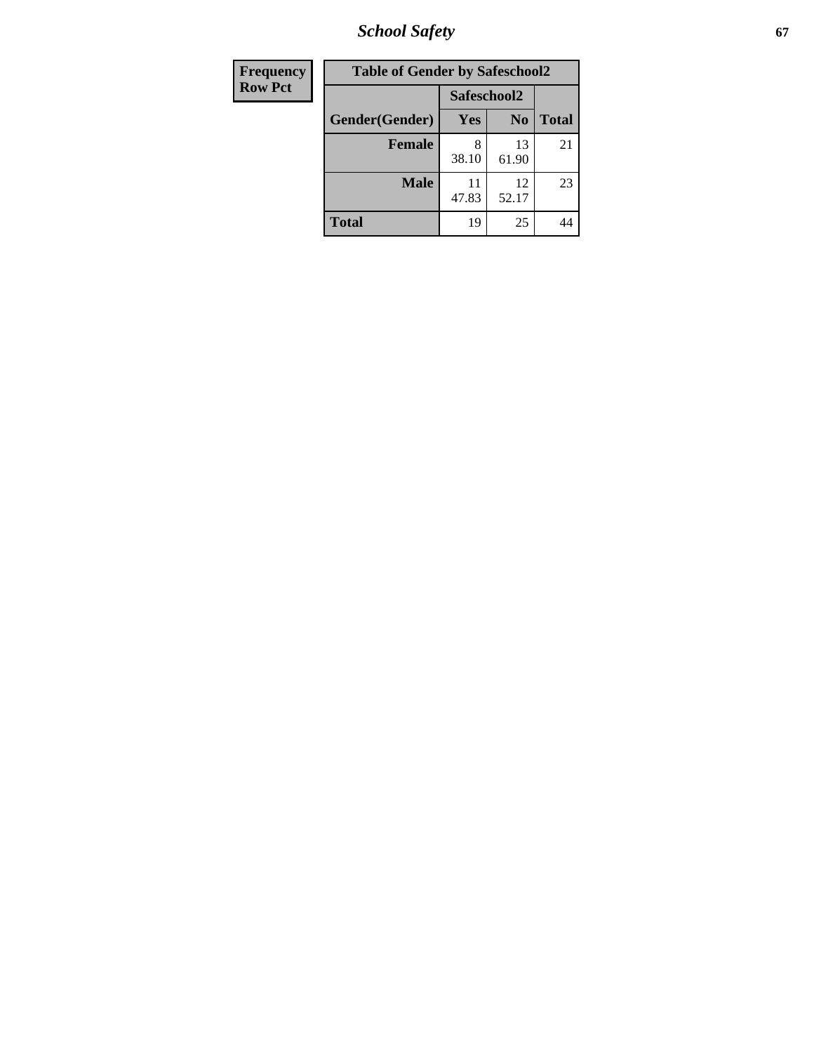| Frequency<br>Row Pct | Table of Gender by Safeschool2 | | | |
|---|---|---|---|---|
| | | Safeschool2 | | |
| | Gender(Gender) | Yes | No | Total |
| | **Female** | 8<br>38.10 | 13<br>61.90 | 21 |
| | **Male** | 11<br>47.83 | 12<br>52.17 | 23 |
| | **Total** | 19 | 25 | 44 |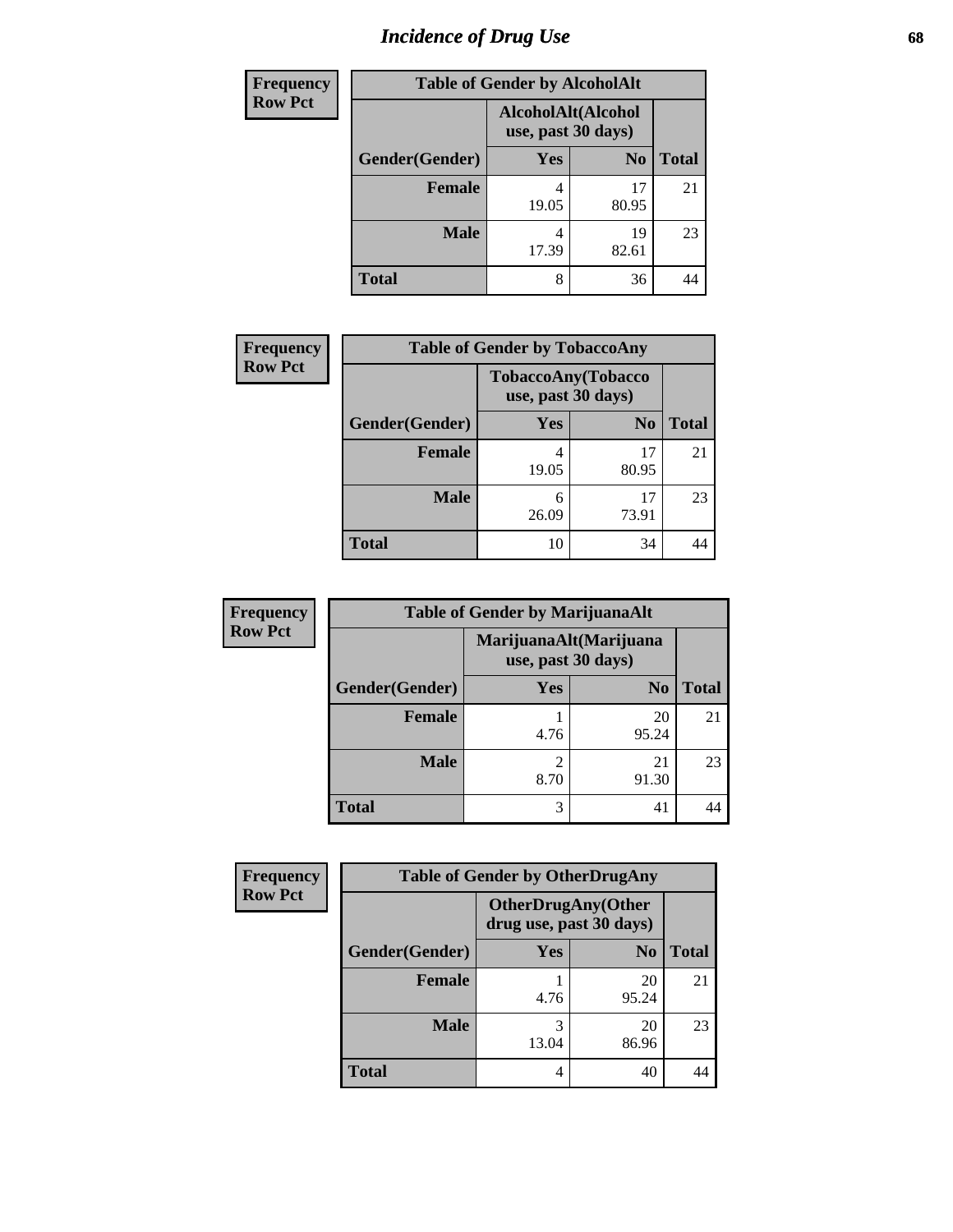# Incidence of Drug Use

| Frequency Row Pct |
|---|

| Table of Gender by AlcoholAlt | | | |
|---|---|---|---|
| | AlcoholAlt(Alcohol use, past 30 days) | | |
| Gender(Gender) | Yes | No | Total |
| Female | 4<br>19.05 | 17<br>80.95 | 21 |
| Male | 4<br>17.39 | 19<br>82.61 | 23 |
| Total | 8 | 36 | 44 |

| Frequency Row Pct |
|---|

| Table of Gender by TobaccoAny | | | |
|---|---|---|---|
| | TobaccoAny(Tobacco use, past 30 days) | | |
| Gender(Gender) | Yes | No | Total |
| Female | 4<br>19.05 | 17<br>80.95 | 21 |
| Male | 6<br>26.09 | 17<br>73.91 | 23 |
| Total | 10 | 34 | 44 |

| Frequency Row Pct |
|---|

| Table of Gender by MarijuanaAlt | | | |
|---|---|---|---|
| | MarijuanaAlt(Marijuana use, past 30 days) | | |
| Gender(Gender) | Yes | No | Total |
| Female | 1<br>4.76 | 20<br>95.24 | 21 |
| Male | 2<br>8.70 | 21<br>91.30 | 23 |
| Total | 3 | 41 | 44 |

| Frequency Row Pct |
|---|

| Table of Gender by OtherDrugAny | | | |
|---|---|---|---|
| | OtherDrugAny(Other drug use, past 30 days) | | |
| Gender(Gender) | Yes | No | Total |
| Female | 1<br>4.76 | 20<br>95.24 | 21 |
| Male | 3<br>13.04 | 20<br>86.96 | 23 |
| Total | 4 | 40 | 44 |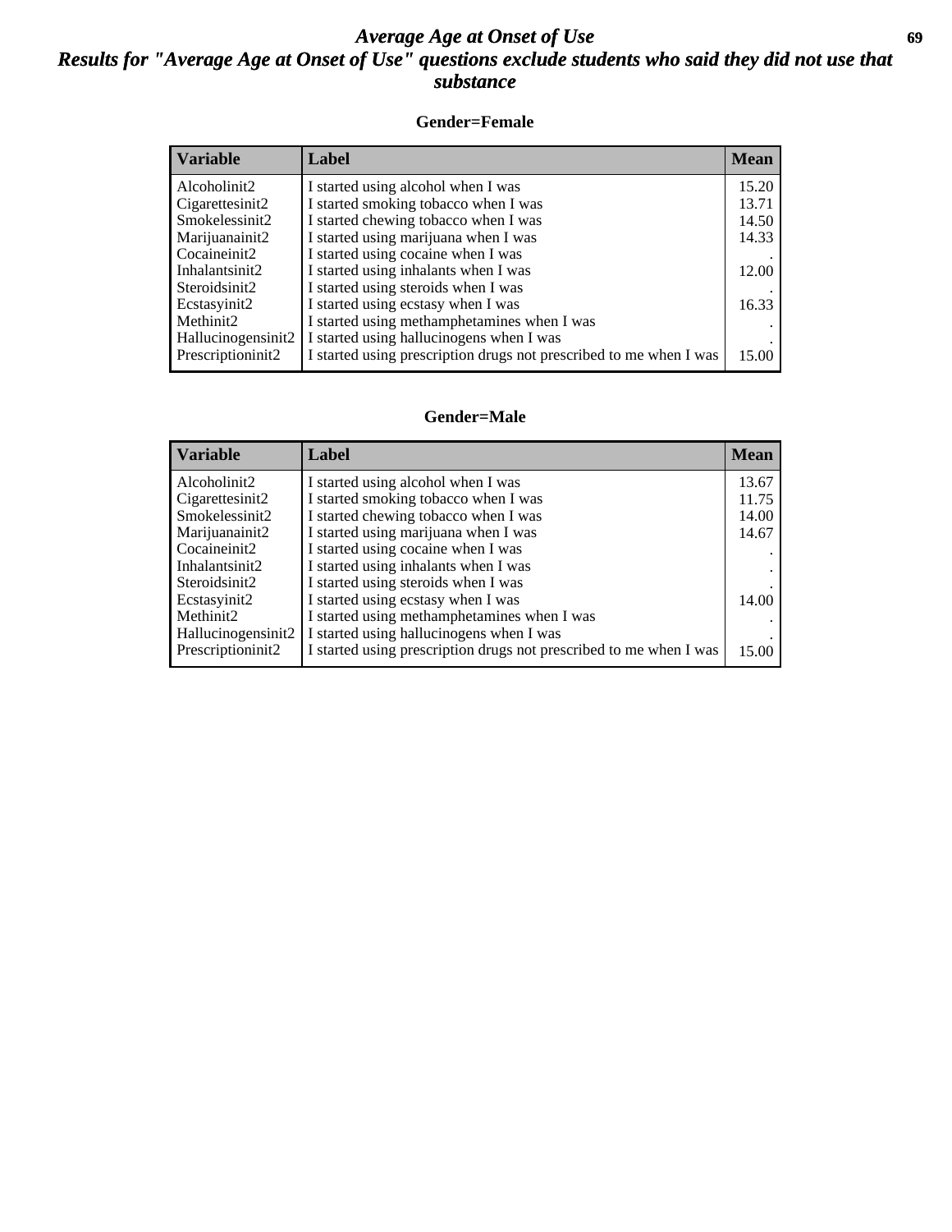# *Average Age at Onset of Use*

## *Results for "Average Age at Onset of Use" questions exclude students who said they did not use that substance*

### Gender=Female

| Variable | Label | Mean |
|---|---|---|
| Alcoholinit2 | I started using alcohol when I was | 15.20 |
| Cigarettesinit2 | I started smoking tobacco when I was | 13.71 |
| Smokelessinit2 | I started chewing tobacco when I was | 14.50 |
| Marijuanainit2 | I started using marijuana when I was | 14.33 |
| Cocaineinit2 | I started using cocaine when I was | . |
| Inhalantsinit2 | I started using inhalants when I was | 12.00 |
| Steroidsinit2 | I started using steroids when I was | . |
| Ecstasyinit2 | I started using ecstasy when I was | 16.33 |
| Methinit2 | I started using methamphetamines when I was | . |
| Hallucinogensinit2 | I started using hallucinogens when I was | . |
| Prescriptioninit2 | I started using prescription drugs not prescribed to me when I was | 15.00 |

### Gender=Male

| Variable | Label | Mean |
|---|---|---|
| Alcoholinit2 | I started using alcohol when I was | 13.67 |
| Cigarettesinit2 | I started smoking tobacco when I was | 11.75 |
| Smokelessinit2 | I started chewing tobacco when I was | 14.00 |
| Marijuanainit2 | I started using marijuana when I was | 14.67 |
| Cocaineinit2 | I started using cocaine when I was | . |
| Inhalantsinit2 | I started using inhalants when I was | . |
| Steroidsinit2 | I started using steroids when I was | . |
| Ecstasyinit2 | I started using ecstasy when I was | 14.00 |
| Methinit2 | I started using methamphetamines when I was | . |
| Hallucinogensinit2 | I started using hallucinogens when I was | . |
| Prescriptioninit2 | I started using prescription drugs not prescribed to me when I was | 15.00 |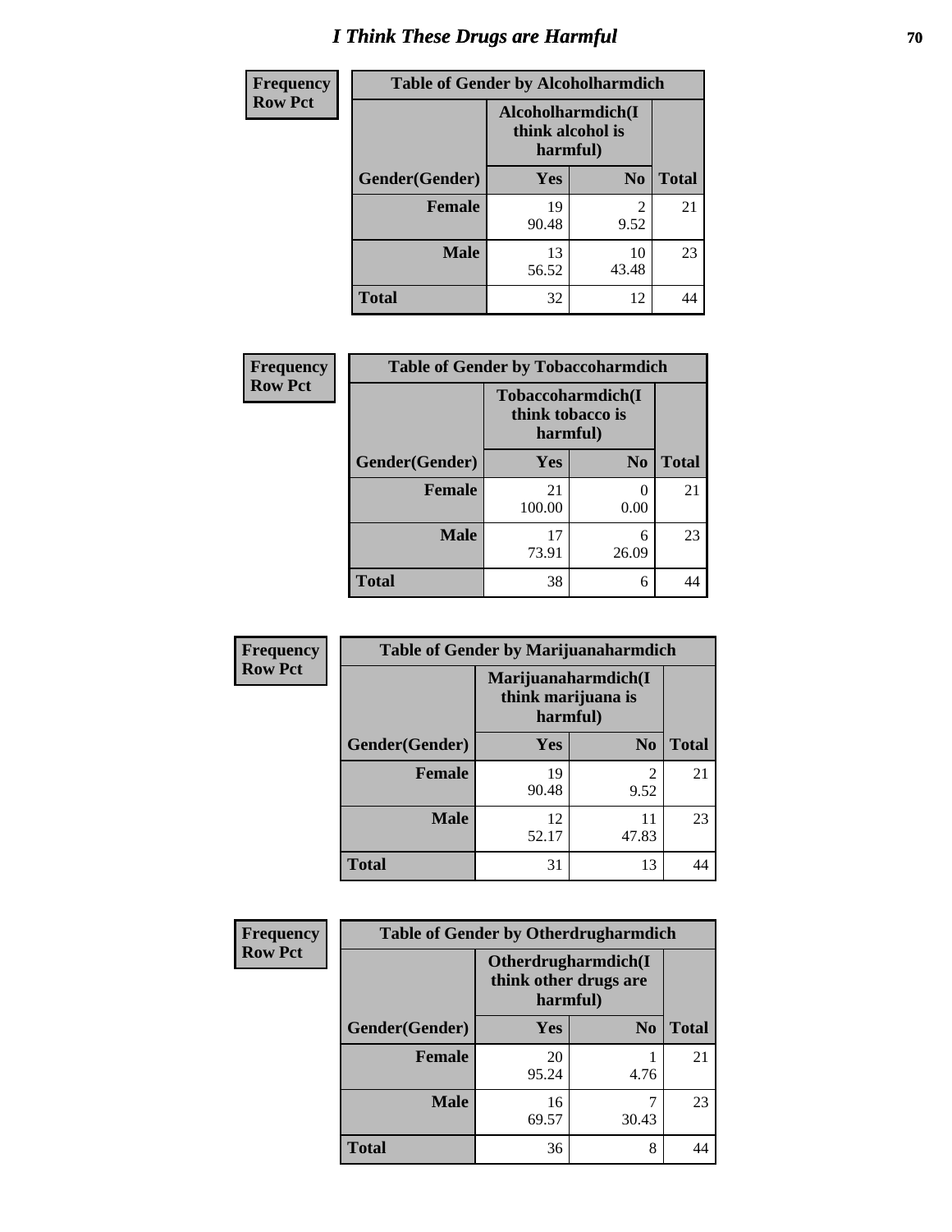# I Think These Drugs are Harmful

| Frequency Row Pct | Table of Gender by Alcoholharmdich | | |
|---|---|---|---|
| | Alcoholharmdich(I think alcohol is harmful) | | |
| Gender(Gender) | Yes | No | Total |
| Female | 19<br>90.48 | 2<br>9.52 | 21 |
| Male | 13<br>56.52 | 10<br>43.48 | 23 |
| Total | 32 | 12 | 44 |

| Frequency Row Pct | Table of Gender by Tobaccoharmdich | | |
|---|---|---|---|
| | Tobaccoharmdich(I think tobacco is harmful) | | |
| Gender(Gender) | Yes | No | Total |
| Female | 21<br>100.00 | 0<br>0.00 | 21 |
| Male | 17<br>73.91 | 6<br>26.09 | 23 |
| Total | 38 | 6 | 44 |

| Frequency Row Pct | Table of Gender by Marijuanaharmdich | | |
|---|---|---|---|
| | Marijuanaharmdich(I think marijuana is harmful) | | |
| Gender(Gender) | Yes | No | Total |
| Female | 19<br>90.48 | 2<br>9.52 | 21 |
| Male | 12<br>52.17 | 11<br>47.83 | 23 |
| Total | 31 | 13 | 44 |

| Frequency Row Pct | Table of Gender by Otherdrugharmdich | | |
|---|---|---|---|
| | Otherdrugharmdich(I think other drugs are harmful) | | |
| Gender(Gender) | Yes | No | Total |
| Female | 20<br>95.24 | 1<br>4.76 | 21 |
| Male | 16<br>69.57 | 7<br>30.43 | 23 |
| Total | 36 | 8 | 44 |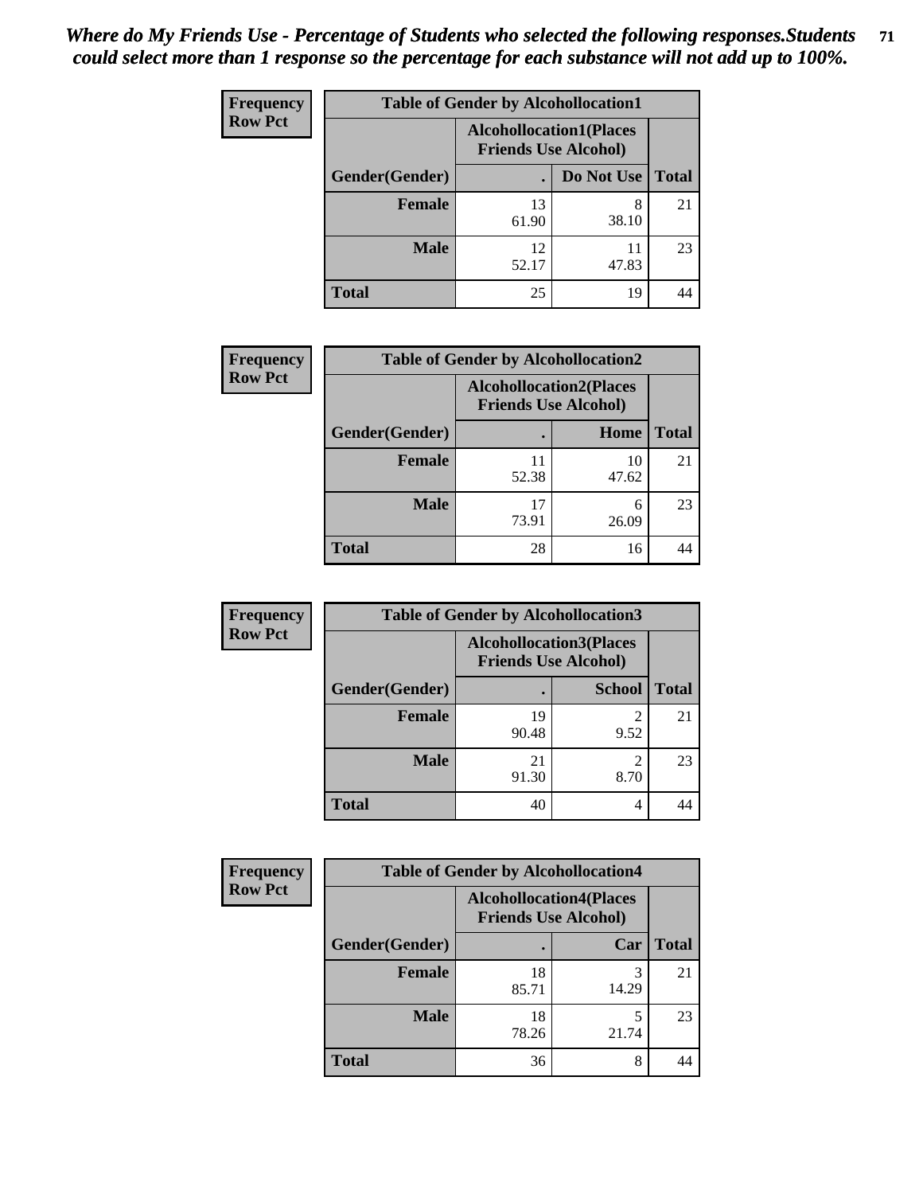*Where do My Friends Use - Percentage of Students who selected the following responses.Students could select more than 1 response so the percentage for each substance will not add up to 100%.*

**Frequency**
**Row Pct**

| Table of Gender by Alcohollocation1 | | | |
|---|---|---|---|
| | Alcohollocation1(Places Friends Use Alcohol) | | |
| Gender(Gender) | . | Do Not Use | Total |
| Female | 13<br>61.90 | 8<br>38.10 | 21 |
| Male | 12<br>52.17 | 11<br>47.83 | 23 |
| Total | 25 | 19 | 44 |

**Frequency**
**Row Pct**

| Table of Gender by Alcohollocation2 | | | |
|---|---|---|---|
| | Alcohollocation2(Places Friends Use Alcohol) | | |
| Gender(Gender) | . | Home | Total |
| Female | 11<br>52.38 | 10<br>47.62 | 21 |
| Male | 17<br>73.91 | 6<br>26.09 | 23 |
| Total | 28 | 16 | 44 |

**Frequency**
**Row Pct**

| Table of Gender by Alcohollocation3 | | | |
|---|---|---|---|
| | Alcohollocation3(Places Friends Use Alcohol) | | |
| Gender(Gender) | . | School | Total |
| Female | 19<br>90.48 | 2<br>9.52 | 21 |
| Male | 21<br>91.30 | 2<br>8.70 | 23 |
| Total | 40 | 4 | 44 |

**Frequency**
**Row Pct**

| Table of Gender by Alcohollocation4 | | | |
|---|---|---|---|
| | Alcohollocation4(Places Friends Use Alcohol) | | |
| Gender(Gender) | . | Car | Total |
| Female | 18<br>85.71 | 3<br>14.29 | 21 |
| Male | 18<br>78.26 | 5<br>21.74 | 23 |
| Total | 36 | 8 | 44 |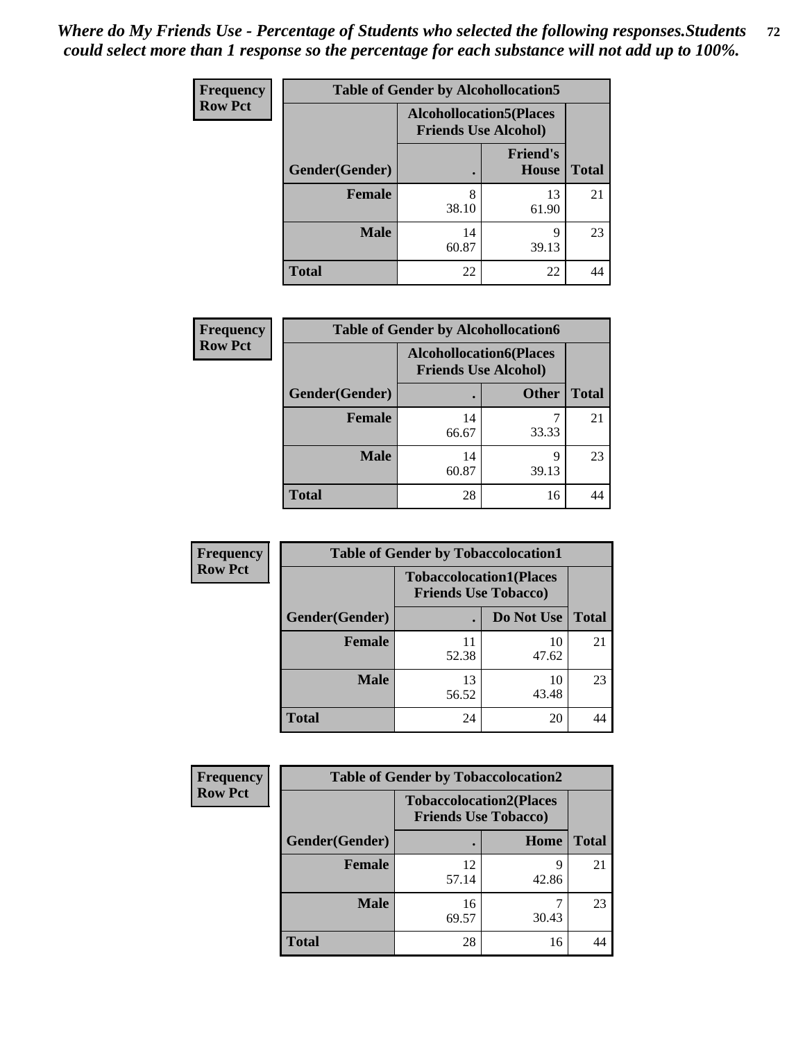*Where do My Friends Use - Percentage of Students who selected the following responses.Students could select more than 1 response so the percentage for each substance will not add up to 100%.*

**Frequency**
**Row Pct**

**Table of Gender by Alcohollocation5**

| Gender(Gender) | Alcohollocation5(Places Friends Use Alcohol) . | Friend's House | Total |
|---|---|---|---|
| **Female** | 8<br>38.10 | 13<br>61.90 | 21 |
| **Male** | 14<br>60.87 | 9<br>39.13 | 23 |
| **Total** | 22 | 22 | 44 |

**Frequency**
**Row Pct**

**Table of Gender by Alcohollocation6**

| Gender(Gender) | Alcohollocation6(Places Friends Use Alcohol) . | Other | Total |
|---|---|---|---|
| **Female** | 14<br>66.67 | 7<br>33.33 | 21 |
| **Male** | 14<br>60.87 | 9<br>39.13 | 23 |
| **Total** | 28 | 16 | 44 |

**Frequency**
**Row Pct**

**Table of Gender by Tobaccolocation1**

| Gender(Gender) | Tobaccolocation1(Places Friends Use Tobacco) . | Do Not Use | Total |
|---|---|---|---|
| **Female** | 11<br>52.38 | 10<br>47.62 | 21 |
| **Male** | 13<br>56.52 | 10<br>43.48 | 23 |
| **Total** | 24 | 20 | 44 |

**Frequency**
**Row Pct**

**Table of Gender by Tobaccolocation2**

| Gender(Gender) | Tobaccolocation2(Places Friends Use Tobacco) . | Home | Total |
|---|---|---|---|
| **Female** | 12<br>57.14 | 9<br>42.86 | 21 |
| **Male** | 16<br>69.57 | 7<br>30.43 | 23 |
| **Total** | 28 | 16 | 44 |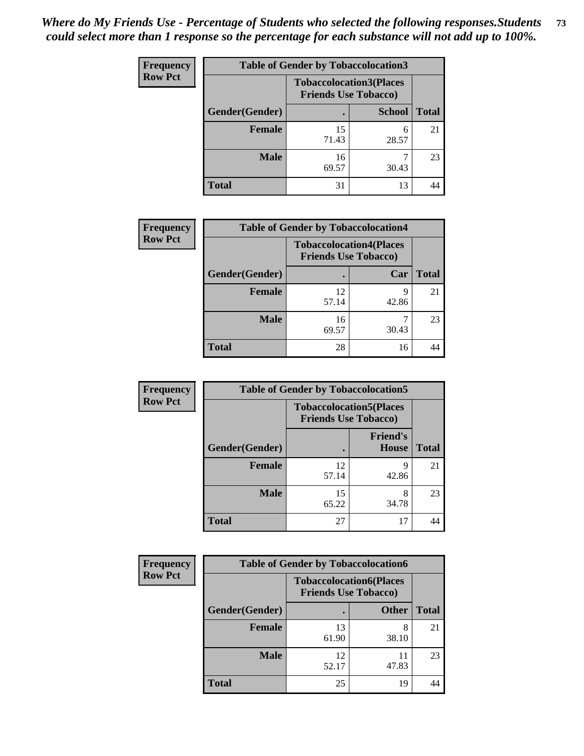*Where do My Friends Use - Percentage of Students who selected the following responses.Students could select more than 1 response so the percentage for each substance will not add up to 100%.*

**Table of Gender by Tobaccolocation3**

Frequency / Row Pct

| Gender(Gender) | Tobaccolocation3(Places Friends Use Tobacco) . | School | Total |
|---|---|---|---|
| Female | 15<br>71.43 | 6<br>28.57 | 21 |
| Male | 16<br>69.57 | 7<br>30.43 | 23 |
| Total | 31 | 13 | 44 |

**Table of Gender by Tobaccolocation4**

Frequency / Row Pct

| Gender(Gender) | Tobaccolocation4(Places Friends Use Tobacco) . | Car | Total |
|---|---|---|---|
| Female | 12<br>57.14 | 9<br>42.86 | 21 |
| Male | 16<br>69.57 | 7<br>30.43 | 23 |
| Total | 28 | 16 | 44 |

**Table of Gender by Tobaccolocation5**

Frequency / Row Pct

| Gender(Gender) | Tobaccolocation5(Places Friends Use Tobacco) . | Friend's House | Total |
|---|---|---|---|
| Female | 12<br>57.14 | 9<br>42.86 | 21 |
| Male | 15<br>65.22 | 8<br>34.78 | 23 |
| Total | 27 | 17 | 44 |

**Table of Gender by Tobaccolocation6**

Frequency / Row Pct

| Gender(Gender) | Tobaccolocation6(Places Friends Use Tobacco) . | Other | Total |
|---|---|---|---|
| Female | 13<br>61.90 | 8<br>38.10 | 21 |
| Male | 12<br>52.17 | 11<br>47.83 | 23 |
| Total | 25 | 19 | 44 |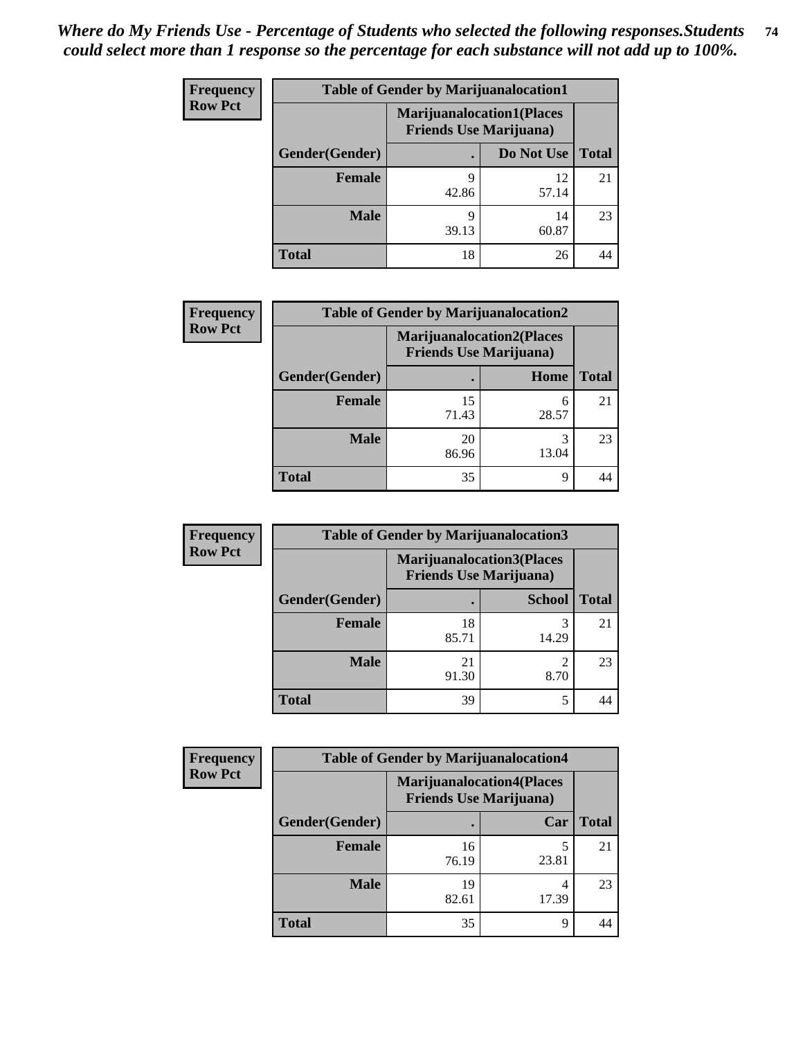*Where do My Friends Use - Percentage of Students who selected the following responses.Students could select more than 1 response so the percentage for each substance will not add up to 100%.*

**Frequency**
**Row Pct**

| Table of Gender by Marijuanalocation1 | | | |
|---|---|---|---|
| | Marijuanalocation1(Places Friends Use Marijuana) | | |
| Gender(Gender) | . | Do Not Use | Total |
| Female | 9<br>42.86 | 12<br>57.14 | 21 |
| Male | 9<br>39.13 | 14<br>60.87 | 23 |
| Total | 18 | 26 | 44 |

**Frequency**
**Row Pct**

| Table of Gender by Marijuanalocation2 | | | |
|---|---|---|---|
| | Marijuanalocation2(Places Friends Use Marijuana) | | |
| Gender(Gender) | . | Home | Total |
| Female | 15<br>71.43 | 6<br>28.57 | 21 |
| Male | 20<br>86.96 | 3<br>13.04 | 23 |
| Total | 35 | 9 | 44 |

**Frequency**
**Row Pct**

| Table of Gender by Marijuanalocation3 | | | |
|---|---|---|---|
| | Marijuanalocation3(Places Friends Use Marijuana) | | |
| Gender(Gender) | . | School | Total |
| Female | 18<br>85.71 | 3<br>14.29 | 21 |
| Male | 21<br>91.30 | 2<br>8.70 | 23 |
| Total | 39 | 5 | 44 |

**Frequency**
**Row Pct**

| Table of Gender by Marijuanalocation4 | | | |
|---|---|---|---|
| | Marijuanalocation4(Places Friends Use Marijuana) | | |
| Gender(Gender) | . | Car | Total |
| Female | 16<br>76.19 | 5<br>23.81 | 21 |
| Male | 19<br>82.61 | 4<br>17.39 | 23 |
| Total | 35 | 9 | 44 |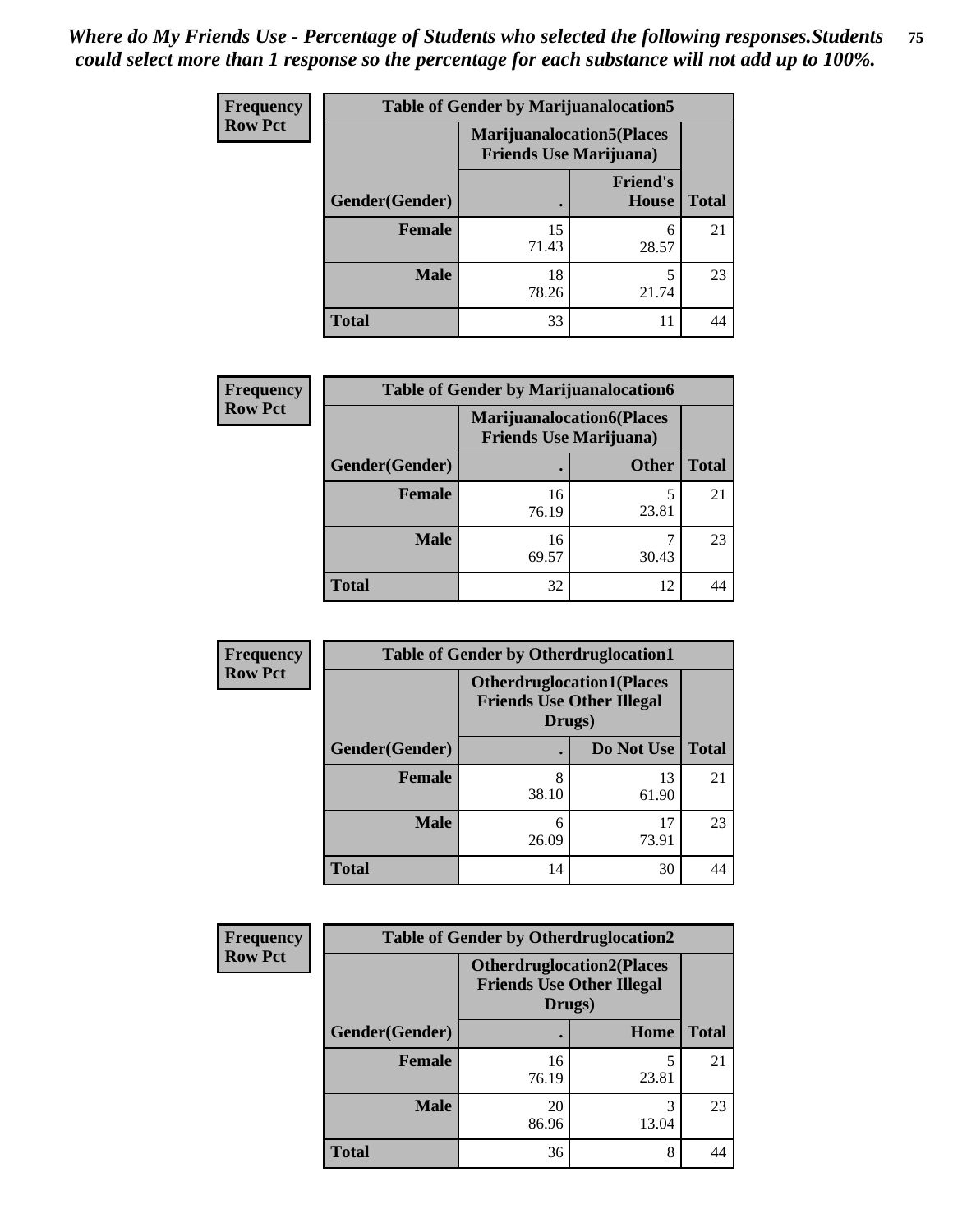*Where do My Friends Use - Percentage of Students who selected the following responses.Students could select more than 1 response so the percentage for each substance will not add up to 100%.*

**Table of Gender by Marijuanalocation5**

| Frequency Row Pct | Marijuanalocation5(Places Friends Use Marijuana) | | |
|---|---|---|---|
| Gender(Gender) | . | Friend's House | Total |
| **Female** | 15<br>71.43 | 6<br>28.57 | 21 |
| **Male** | 18<br>78.26 | 5<br>21.74 | 23 |
| **Total** | 33 | 11 | 44 |

**Table of Gender by Marijuanalocation6**

| Frequency Row Pct | Marijuanalocation6(Places Friends Use Marijuana) | | |
|---|---|---|---|
| Gender(Gender) | . | Other | Total |
| **Female** | 16<br>76.19 | 5<br>23.81 | 21 |
| **Male** | 16<br>69.57 | 7<br>30.43 | 23 |
| **Total** | 32 | 12 | 44 |

**Table of Gender by Otherdruglocation1**

| Frequency Row Pct | Otherdruglocation1(Places Friends Use Other Illegal Drugs) | | |
|---|---|---|---|
| Gender(Gender) | . | Do Not Use | Total |
| **Female** | 8<br>38.10 | 13<br>61.90 | 21 |
| **Male** | 6<br>26.09 | 17<br>73.91 | 23 |
| **Total** | 14 | 30 | 44 |

**Table of Gender by Otherdruglocation2**

| Frequency Row Pct | Otherdruglocation2(Places Friends Use Other Illegal Drugs) | | |
|---|---|---|---|
| Gender(Gender) | . | Home | Total |
| **Female** | 16<br>76.19 | 5<br>23.81 | 21 |
| **Male** | 20<br>86.96 | 3<br>13.04 | 23 |
| **Total** | 36 | 8 | 44 |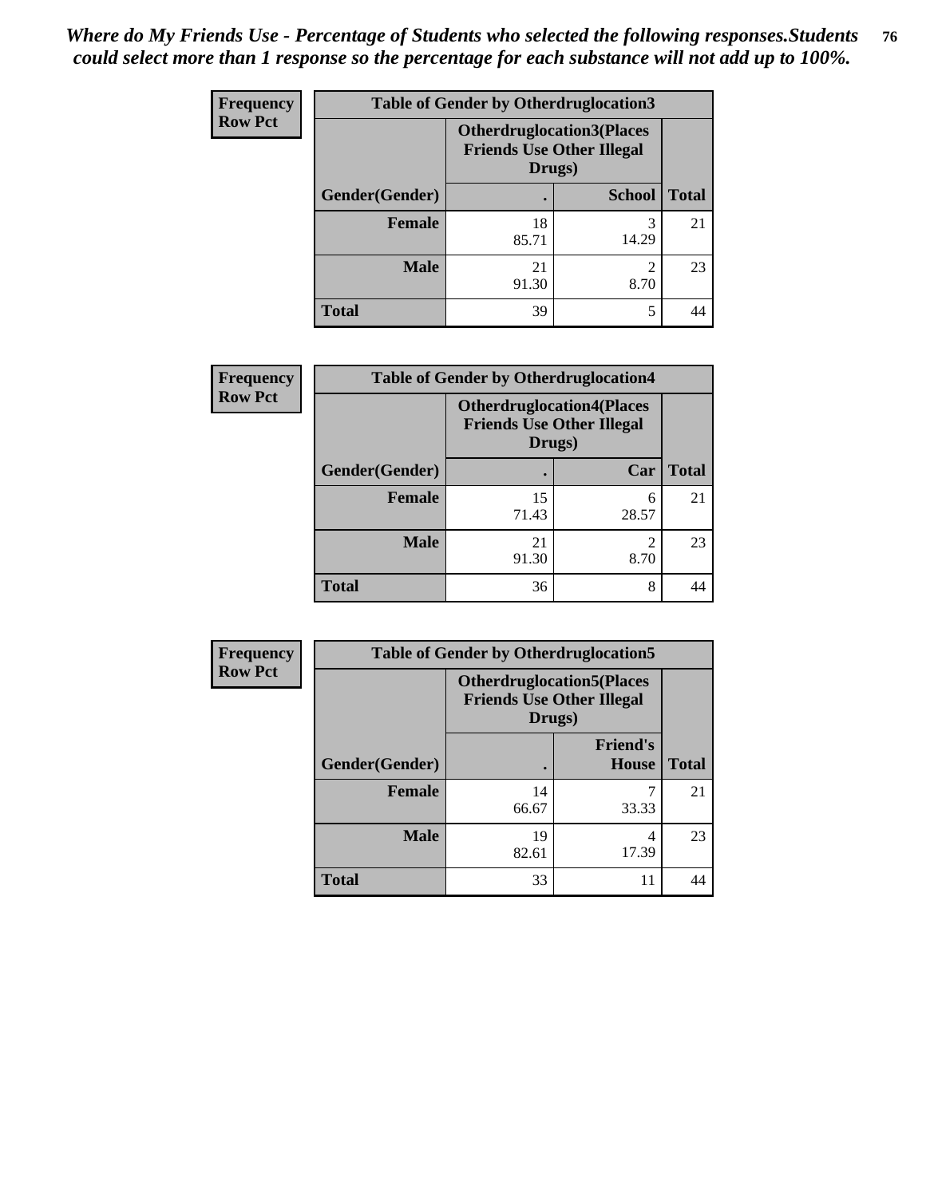*Where do My Friends Use - Percentage of Students who selected the following responses.Students could select more than 1 response so the percentage for each substance will not add up to 100%.*

**Frequency**
**Row Pct**

| Table of Gender by Otherdruglocation3 | | | |
|---|---|---|---|
| | Otherdruglocation3(Places Friends Use Other Illegal Drugs) | | |
| Gender(Gender) | . | School | Total |
| **Female** | 18<br>85.71 | 3<br>14.29 | 21 |
| **Male** | 21<br>91.30 | 2<br>8.70 | 23 |
| **Total** | 39 | 5 | 44 |

**Frequency**
**Row Pct**

| Table of Gender by Otherdruglocation4 | | | |
|---|---|---|---|
| | Otherdruglocation4(Places Friends Use Other Illegal Drugs) | | |
| Gender(Gender) | . | Car | Total |
| **Female** | 15<br>71.43 | 6<br>28.57 | 21 |
| **Male** | 21<br>91.30 | 2<br>8.70 | 23 |
| **Total** | 36 | 8 | 44 |

**Frequency**
**Row Pct**

| Table of Gender by Otherdruglocation5 | | | |
|---|---|---|---|
| | Otherdruglocation5(Places Friends Use Other Illegal Drugs) | | |
| Gender(Gender) | . | Friend's House | Total |
| **Female** | 14<br>66.67 | 7<br>33.33 | 21 |
| **Male** | 19<br>82.61 | 4<br>17.39 | 23 |
| **Total** | 33 | 11 | 44 |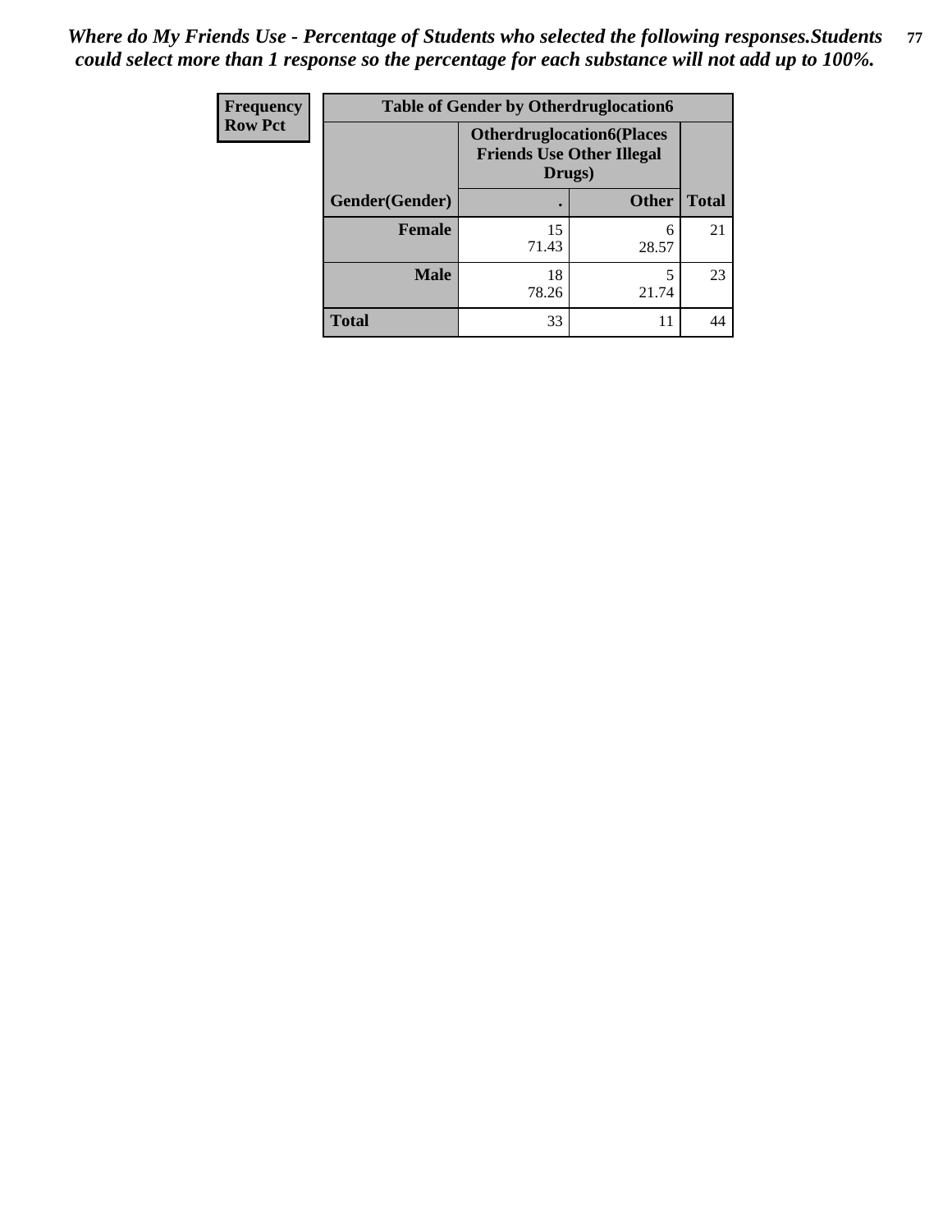*Where do My Friends Use - Percentage of Students who selected the following responses.Students could select more than 1 response so the percentage for each substance will not add up to 100%.*

| Frequency Row Pct | Table of Gender by Otherdruglocation6 | | |
|---|---|---|---|
| | Otherdruglocation6(Places Friends Use Other Illegal Drugs) | | |
| Gender(Gender) | . | Other | Total |
| Female | 15<br>71.43 | 6<br>28.57 | 21 |
| Male | 18<br>78.26 | 5<br>21.74 | 23 |
| Total | 33 | 11 | 44 |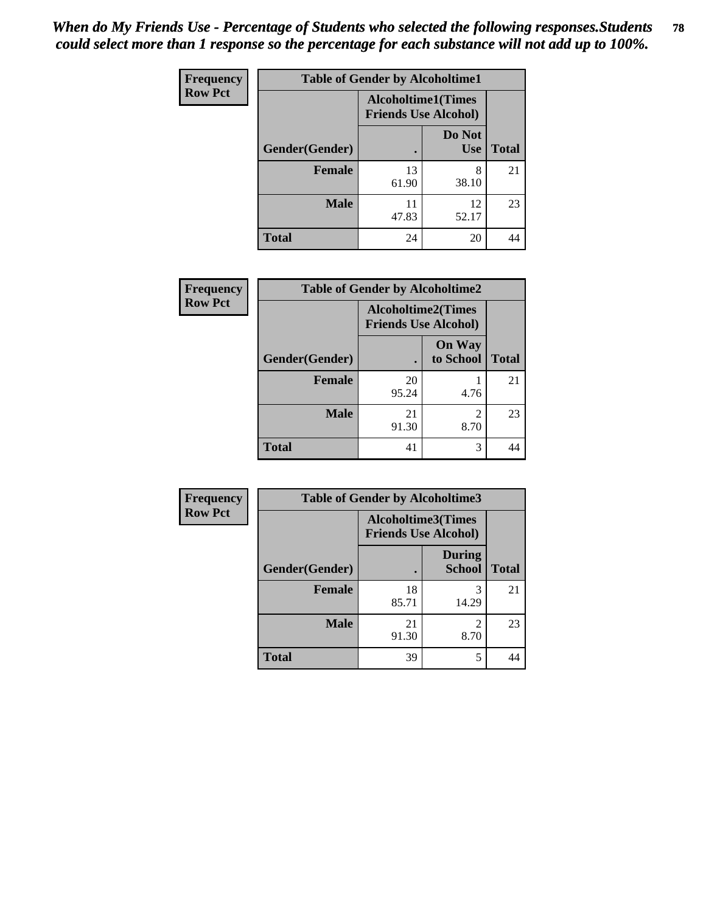*When do My Friends Use - Percentage of Students who selected the following responses.Students could select more than 1 response so the percentage for each substance will not add up to 100%.*

**Frequency**
**Row Pct**

| Table of Gender by Alcoholtime1 | | | |
|---|---|---|---|
| | Alcoholtime1(Times Friends Use Alcohol) | | |
| Gender(Gender) | . | Do Not Use | Total |
| Female | 13<br>61.90 | 8<br>38.10 | 21 |
| Male | 11<br>47.83 | 12<br>52.17 | 23 |
| Total | 24 | 20 | 44 |

**Frequency**
**Row Pct**

| Table of Gender by Alcoholtime2 | | | |
|---|---|---|---|
| | Alcoholtime2(Times Friends Use Alcohol) | | |
| Gender(Gender) | . | On Way to School | Total |
| Female | 20<br>95.24 | 1<br>4.76 | 21 |
| Male | 21<br>91.30 | 2<br>8.70 | 23 |
| Total | 41 | 3 | 44 |

**Frequency**
**Row Pct**

| Table of Gender by Alcoholtime3 | | | |
|---|---|---|---|
| | Alcoholtime3(Times Friends Use Alcohol) | | |
| Gender(Gender) | . | During School | Total |
| Female | 18<br>85.71 | 3<br>14.29 | 21 |
| Male | 21<br>91.30 | 2<br>8.70 | 23 |
| Total | 39 | 5 | 44 |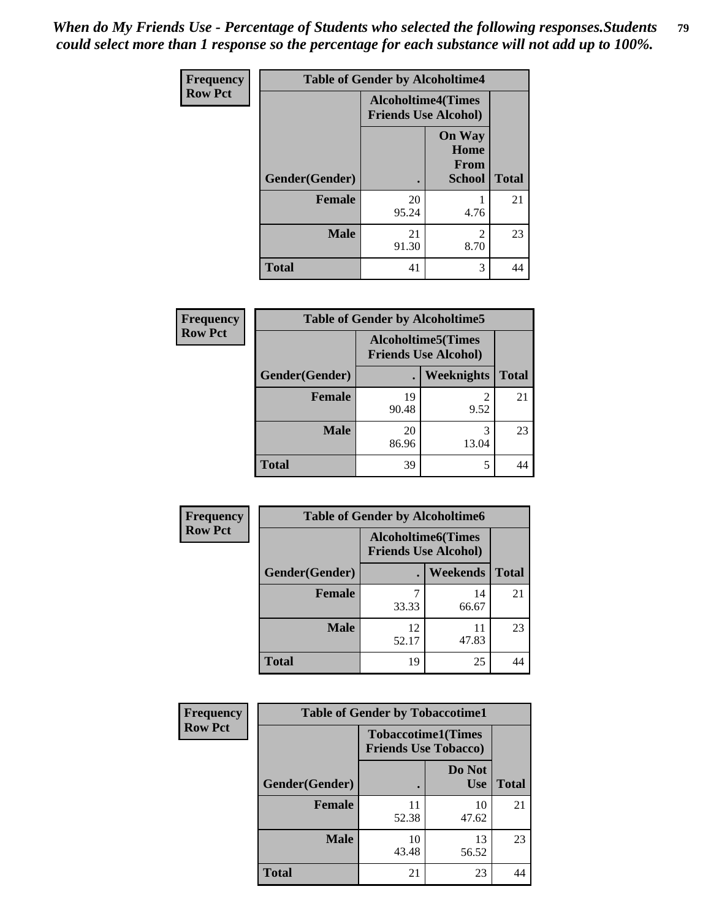*When do My Friends Use - Percentage of Students who selected the following responses.Students could select more than 1 response so the percentage for each substance will not add up to 100%.*

**Frequency**
**Row Pct**

| Table of Gender by Alcoholtime4 | | | |
|---|---|---|---|
| | Alcoholtime4(Times Friends Use Alcohol) | | |
| Gender(Gender) | . | On Way Home From School | Total |
| Female | 20<br>95.24 | 1<br>4.76 | 21 |
| Male | 21<br>91.30 | 2<br>8.70 | 23 |
| Total | 41 | 3 | 44 |

**Frequency**
**Row Pct**

| Table of Gender by Alcoholtime5 | | | |
|---|---|---|---|
| | Alcoholtime5(Times Friends Use Alcohol) | | |
| Gender(Gender) | . | Weeknights | Total |
| Female | 19<br>90.48 | 2<br>9.52 | 21 |
| Male | 20<br>86.96 | 3<br>13.04 | 23 |
| Total | 39 | 5 | 44 |

**Frequency**
**Row Pct**

| Table of Gender by Alcoholtime6 | | | |
|---|---|---|---|
| | Alcoholtime6(Times Friends Use Alcohol) | | |
| Gender(Gender) | . | Weekends | Total |
| Female | 7<br>33.33 | 14<br>66.67 | 21 |
| Male | 12<br>52.17 | 11<br>47.83 | 23 |
| Total | 19 | 25 | 44 |

**Frequency**
**Row Pct**

| Table of Gender by Tobaccotime1 | | | |
|---|---|---|---|
| | Tobaccotime1(Times Friends Use Tobacco) | | |
| Gender(Gender) | . | Do Not Use | Total |
| Female | 11<br>52.38 | 10<br>47.62 | 21 |
| Male | 10<br>43.48 | 13<br>56.52 | 23 |
| Total | 21 | 23 | 44 |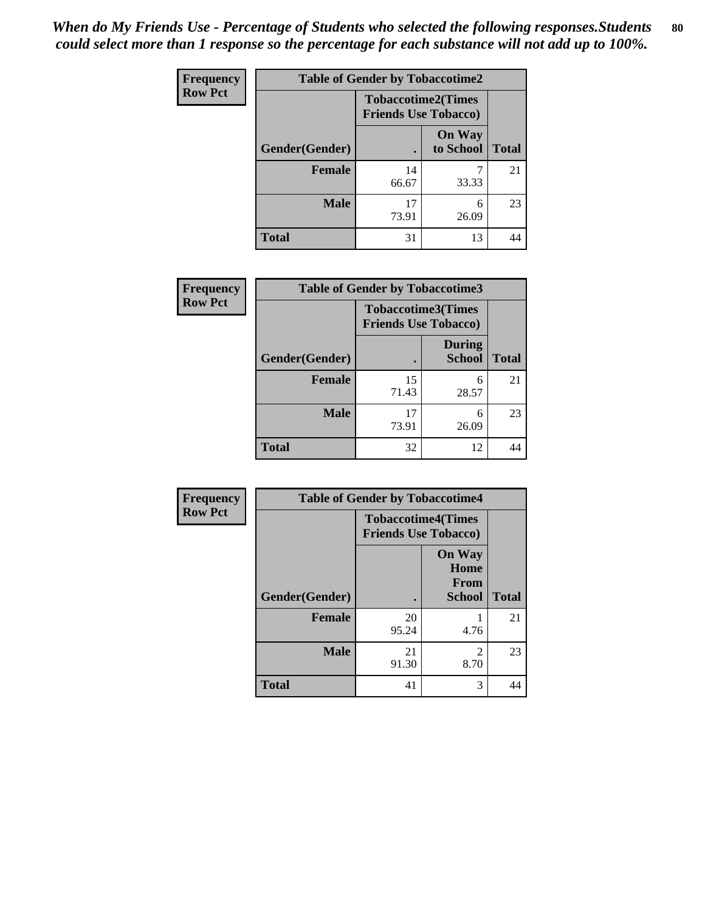*When do My Friends Use - Percentage of Students who selected the following responses.Students could select more than 1 response so the percentage for each substance will not add up to 100%.*

**Frequency**
**Row Pct**

| Table of Gender by Tobaccotime2 | | | |
|---|---|---|---|
| | Tobaccotime2(Times Friends Use Tobacco) | | |
| Gender(Gender) | . | On Way to School | Total |
| **Female** | 14<br>66.67 | 7<br>33.33 | 21 |
| **Male** | 17<br>73.91 | 6<br>26.09 | 23 |
| **Total** | 31 | 13 | 44 |

**Frequency**
**Row Pct**

| Table of Gender by Tobaccotime3 | | | |
|---|---|---|---|
| | Tobaccotime3(Times Friends Use Tobacco) | | |
| Gender(Gender) | . | During School | Total |
| **Female** | 15<br>71.43 | 6<br>28.57 | 21 |
| **Male** | 17<br>73.91 | 6<br>26.09 | 23 |
| **Total** | 32 | 12 | 44 |

**Frequency**
**Row Pct**

| Table of Gender by Tobaccotime4 | | | |
|---|---|---|---|
| | Tobaccotime4(Times Friends Use Tobacco) | | |
| Gender(Gender) | . | On Way Home From School | Total |
| **Female** | 20<br>95.24 | 1<br>4.76 | 21 |
| **Male** | 21<br>91.30 | 2<br>8.70 | 23 |
| **Total** | 41 | 3 | 44 |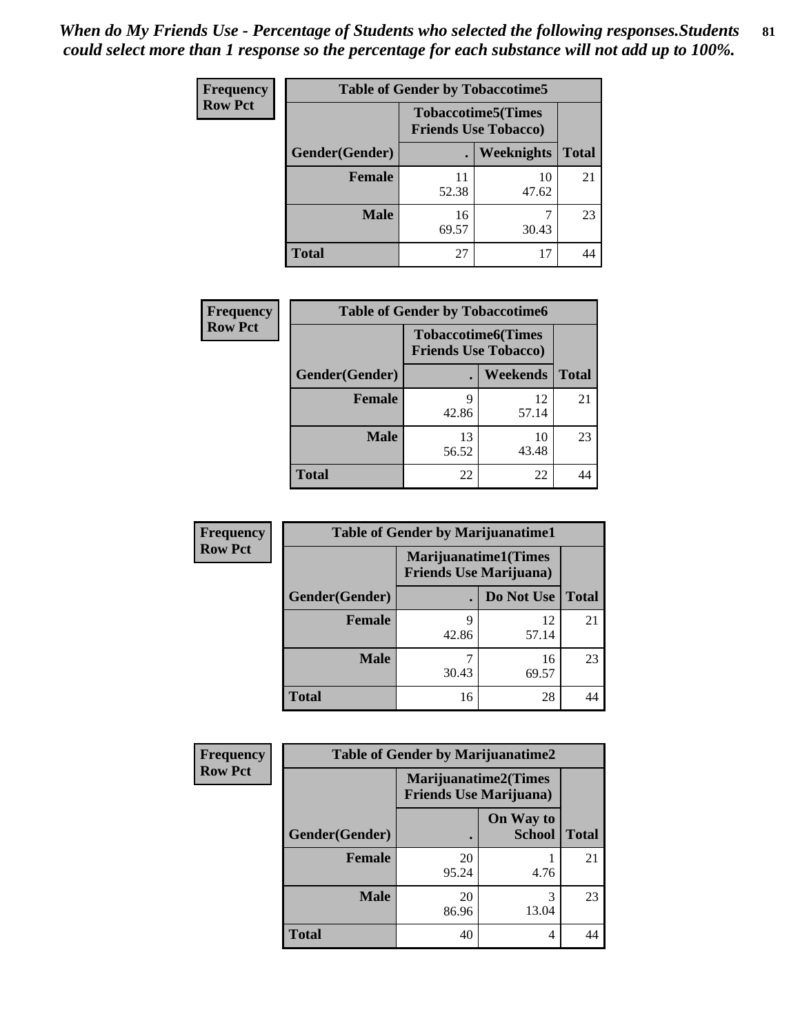*When do My Friends Use - Percentage of Students who selected the following responses.Students could select more than 1 response so the percentage for each substance will not add up to 100%.*

**Frequency**
**Row Pct**

| Table of Gender by Tobaccotime5 | | | |
|---|---|---|---|
| | Tobaccotime5(Times Friends Use Tobacco) | | |
| Gender(Gender) | . | Weeknights | Total |
| **Female** | 11<br>52.38 | 10<br>47.62 | 21 |
| **Male** | 16<br>69.57 | 7<br>30.43 | 23 |
| **Total** | 27 | 17 | 44 |

**Frequency**
**Row Pct**

| Table of Gender by Tobaccotime6 | | | |
|---|---|---|---|
| | Tobaccotime6(Times Friends Use Tobacco) | | |
| Gender(Gender) | . | Weekends | Total |
| **Female** | 9<br>42.86 | 12<br>57.14 | 21 |
| **Male** | 13<br>56.52 | 10<br>43.48 | 23 |
| **Total** | 22 | 22 | 44 |

**Frequency**
**Row Pct**

| Table of Gender by Marijuanatime1 | | | |
|---|---|---|---|
| | Marijuanatime1(Times Friends Use Marijuana) | | |
| Gender(Gender) | . | Do Not Use | Total |
| **Female** | 9<br>42.86 | 12<br>57.14 | 21 |
| **Male** | 7<br>30.43 | 16<br>69.57 | 23 |
| **Total** | 16 | 28 | 44 |

**Frequency**
**Row Pct**

| Table of Gender by Marijuanatime2 | | | |
|---|---|---|---|
| | Marijuanatime2(Times Friends Use Marijuana) | | |
| Gender(Gender) | . | On Way to School | Total |
| **Female** | 20<br>95.24 | 1<br>4.76 | 21 |
| **Male** | 20<br>86.96 | 3<br>13.04 | 23 |
| **Total** | 40 | 4 | 44 |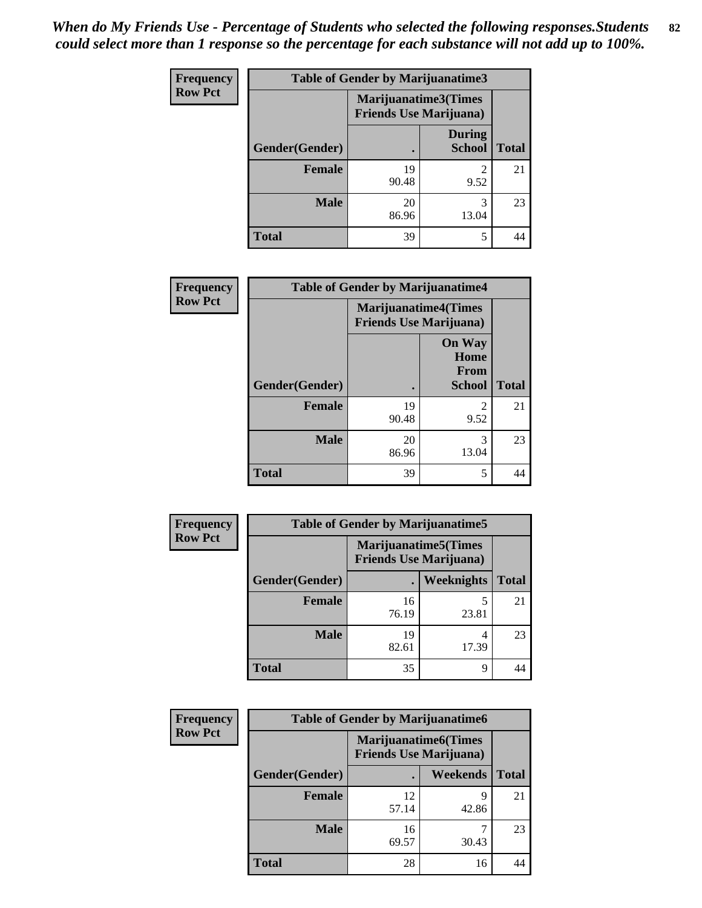*When do My Friends Use - Percentage of Students who selected the following responses.Students could select more than 1 response so the percentage for each substance will not add up to 100%.*

**Frequency**
**Row Pct**

| Table of Gender by Marijuanatime3 | | | |
|---|---|---|---|
| | Marijuanatime3(Times Friends Use Marijuana) | | |
| Gender(Gender) | . | During School | Total |
| Female | 19<br>90.48 | 2<br>9.52 | 21 |
| Male | 20<br>86.96 | 3<br>13.04 | 23 |
| Total | 39 | 5 | 44 |

**Frequency**
**Row Pct**

| Table of Gender by Marijuanatime4 | | | |
|---|---|---|---|
| | Marijuanatime4(Times Friends Use Marijuana) | | |
| Gender(Gender) | . | On Way Home From School | Total |
| Female | 19<br>90.48 | 2<br>9.52 | 21 |
| Male | 20<br>86.96 | 3<br>13.04 | 23 |
| Total | 39 | 5 | 44 |

**Frequency**
**Row Pct**

| Table of Gender by Marijuanatime5 | | | |
|---|---|---|---|
| | Marijuanatime5(Times Friends Use Marijuana) | | |
| Gender(Gender) | . | Weeknights | Total |
| Female | 16<br>76.19 | 5<br>23.81 | 21 |
| Male | 19<br>82.61 | 4<br>17.39 | 23 |
| Total | 35 | 9 | 44 |

**Frequency**
**Row Pct**

| Table of Gender by Marijuanatime6 | | | |
|---|---|---|---|
| | Marijuanatime6(Times Friends Use Marijuana) | | |
| Gender(Gender) | . | Weekends | Total |
| Female | 12<br>57.14 | 9<br>42.86 | 21 |
| Male | 16<br>69.57 | 7<br>30.43 | 23 |
| Total | 28 | 16 | 44 |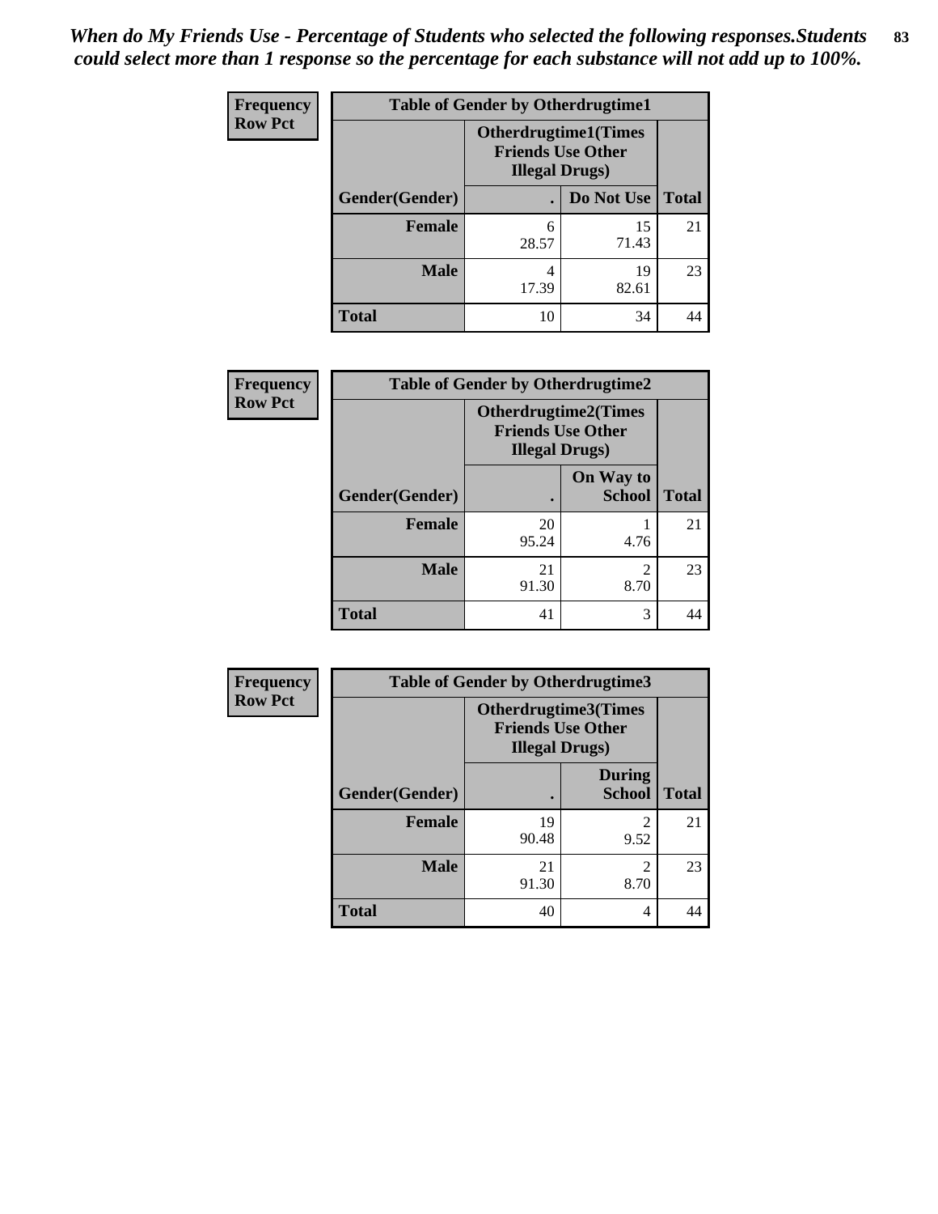*When do My Friends Use - Percentage of Students who selected the following responses.Students could select more than 1 response so the percentage for each substance will not add up to 100%.*

**Frequency**
**Row Pct**

| Table of Gender by Otherdrugtime1 | | | |
|---|---|---|---|
| | Otherdrugtime1(Times Friends Use Other Illegal Drugs) | | |
| Gender(Gender) | . | Do Not Use | Total |
| Female | 6<br>28.57 | 15<br>71.43 | 21 |
| Male | 4<br>17.39 | 19<br>82.61 | 23 |
| Total | 10 | 34 | 44 |

**Frequency**
**Row Pct**

| Table of Gender by Otherdrugtime2 | | | |
|---|---|---|---|
| | Otherdrugtime2(Times Friends Use Other Illegal Drugs) | | |
| Gender(Gender) | . | On Way to School | Total |
| Female | 20<br>95.24 | 1<br>4.76 | 21 |
| Male | 21<br>91.30 | 2<br>8.70 | 23 |
| Total | 41 | 3 | 44 |

**Frequency**
**Row Pct**

| Table of Gender by Otherdrugtime3 | | | |
|---|---|---|---|
| | Otherdrugtime3(Times Friends Use Other Illegal Drugs) | | |
| Gender(Gender) | . | During School | Total |
| Female | 19<br>90.48 | 2<br>9.52 | 21 |
| Male | 21<br>91.30 | 2<br>8.70 | 23 |
| Total | 40 | 4 | 44 |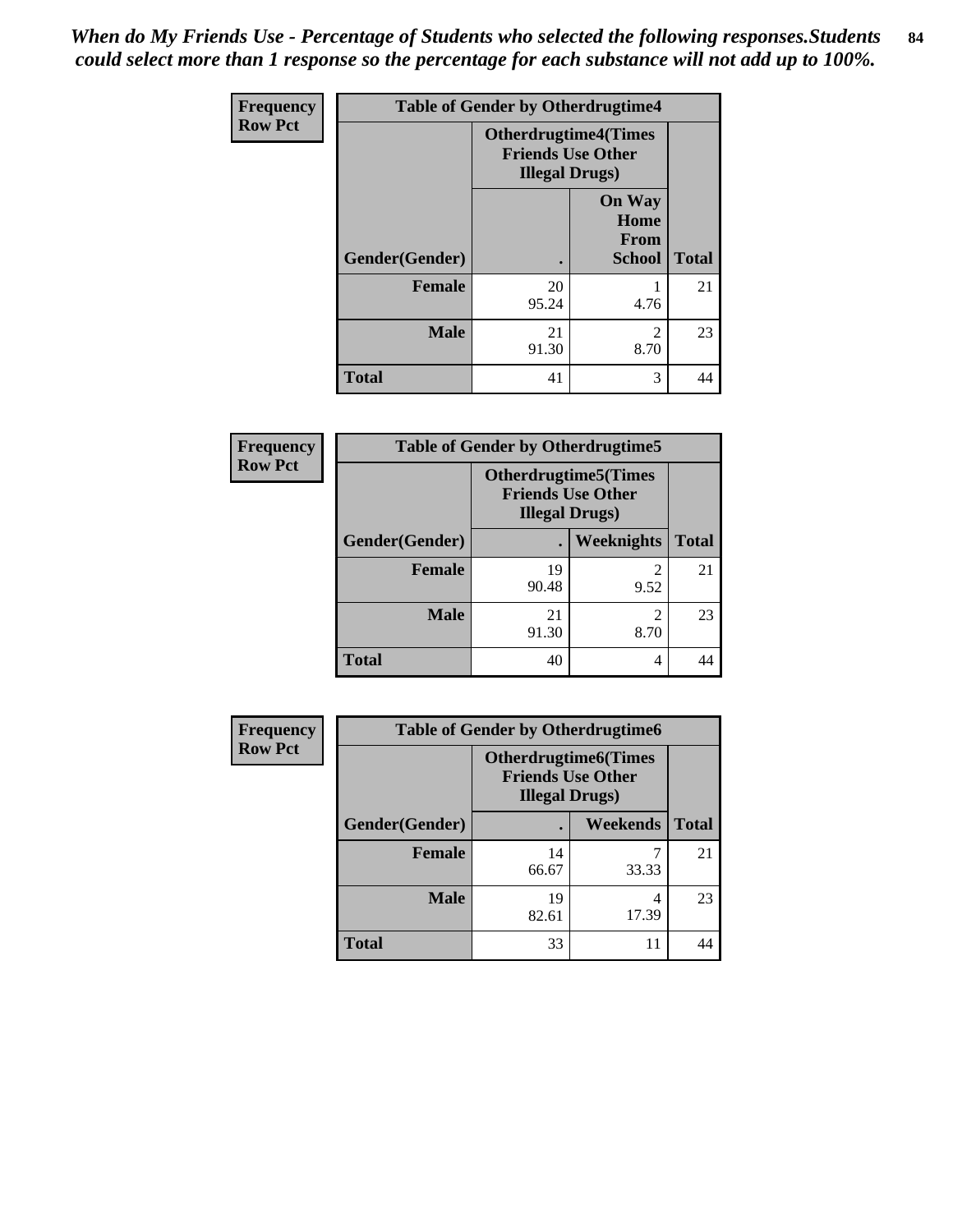*When do My Friends Use - Percentage of Students who selected the following responses.Students could select more than 1 response so the percentage for each substance will not add up to 100%.*

**Frequency**
**Row Pct**

| Table of Gender by Otherdrugtime4 | | | |
|---|---|---|---|
| | Otherdrugtime4(Times Friends Use Other Illegal Drugs) | | |
| Gender(Gender) | . | On Way Home From School | Total |
| **Female** | 20<br>95.24 | 1<br>4.76 | 21 |
| **Male** | 21<br>91.30 | 2<br>8.70 | 23 |
| **Total** | 41 | 3 | 44 |

**Frequency**
**Row Pct**

| Table of Gender by Otherdrugtime5 | | | |
|---|---|---|---|
| | Otherdrugtime5(Times Friends Use Other Illegal Drugs) | | |
| Gender(Gender) | . | Weeknights | Total |
| **Female** | 19<br>90.48 | 2<br>9.52 | 21 |
| **Male** | 21<br>91.30 | 2<br>8.70 | 23 |
| **Total** | 40 | 4 | 44 |

**Frequency**
**Row Pct**

| Table of Gender by Otherdrugtime6 | | | |
|---|---|---|---|
| | Otherdrugtime6(Times Friends Use Other Illegal Drugs) | | |
| Gender(Gender) | . | Weekends | Total |
| **Female** | 14<br>66.67 | 7<br>33.33 | 21 |
| **Male** | 19<br>82.61 | 4<br>17.39 | 23 |
| **Total** | 33 | 11 | 44 |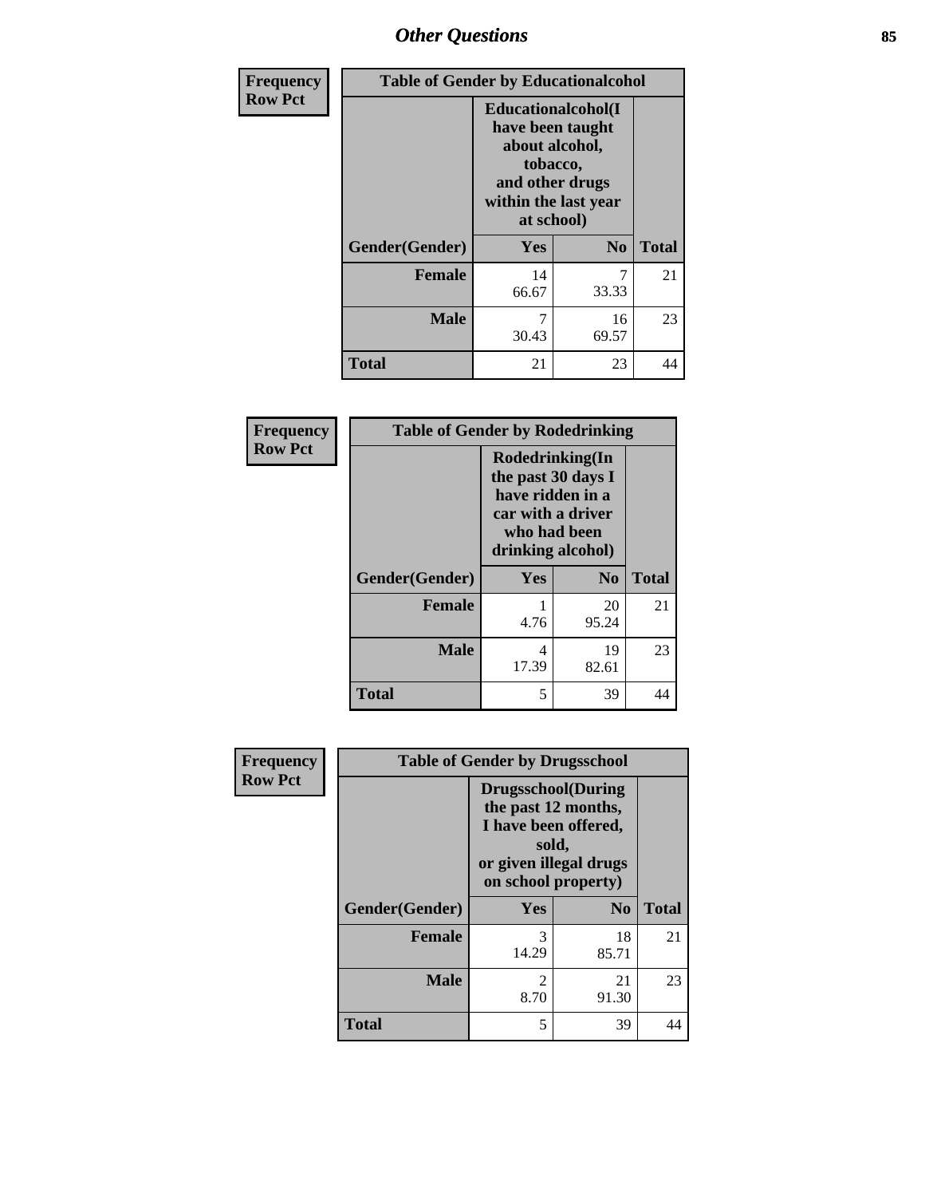| Frequency<br>Row Pct | Table of Gender by Educationalcohol | | |
|---|---|---|---|
| | Educationalcohol(I have been taught about alcohol, tobacco, and other drugs within the last year at school) | | |
| Gender(Gender) | Yes | No | Total |
| Female | 14<br>66.67 | 7<br>33.33 | 21 |
| Male | 7<br>30.43 | 16<br>69.57 | 23 |
| Total | 21 | 23 | 44 |

| Frequency<br>Row Pct | Table of Gender by Rodedrinking | | |
|---|---|---|---|
| | Rodedrinking(In the past 30 days I have ridden in a car with a driver who had been drinking alcohol) | | |
| Gender(Gender) | Yes | No | Total |
| Female | 1<br>4.76 | 20<br>95.24 | 21 |
| Male | 4<br>17.39 | 19<br>82.61 | 23 |
| Total | 5 | 39 | 44 |

| Frequency<br>Row Pct | Table of Gender by Drugsschool | | |
|---|---|---|---|
| | Drugsschool(During the past 12 months, I have been offered, sold, or given illegal drugs on school property) | | |
| Gender(Gender) | Yes | No | Total |
| Female | 3<br>14.29 | 18<br>85.71 | 21 |
| Male | 2<br>8.70 | 21<br>91.30 | 23 |
| Total | 5 | 39 | 44 |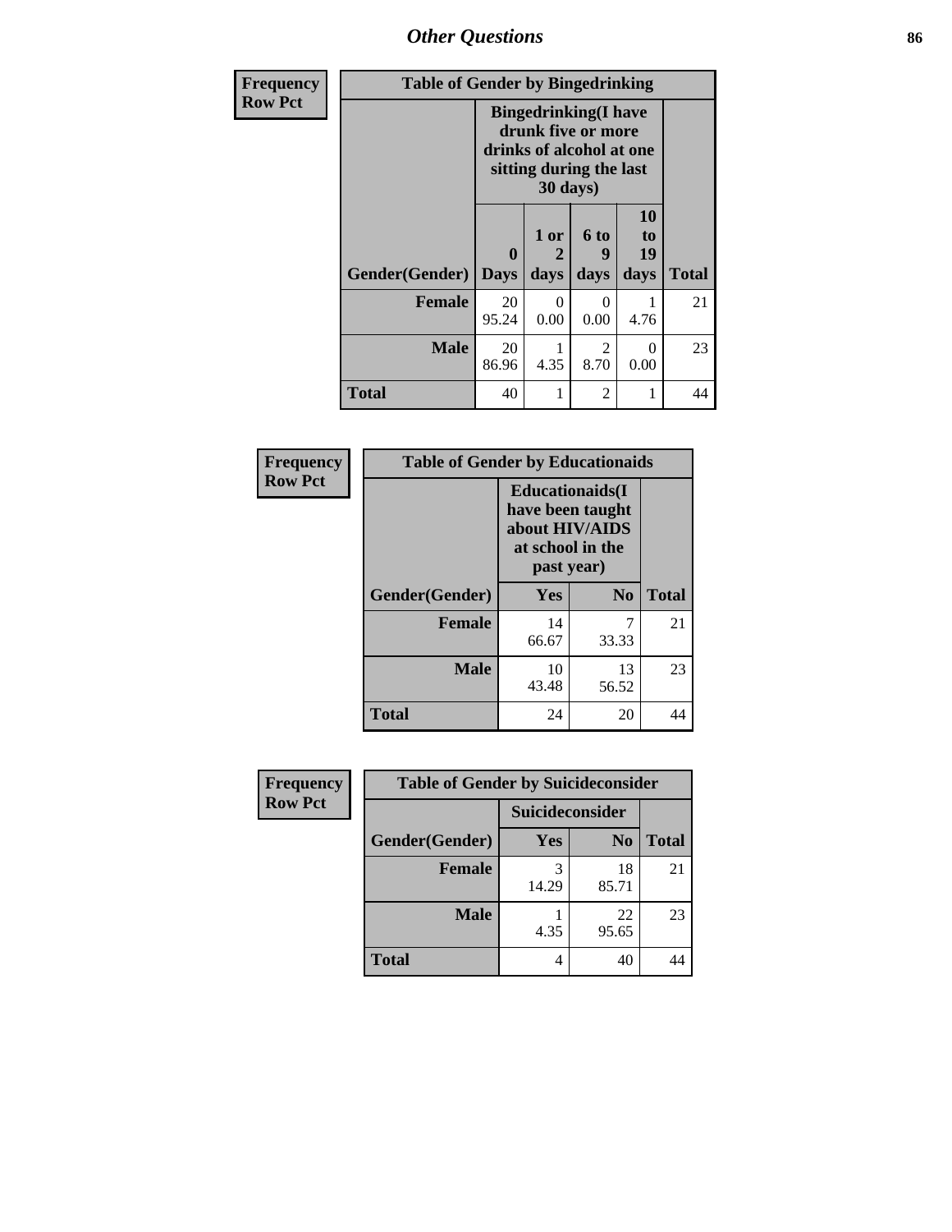## Other Questions

**Frequency**
**Row Pct**

| Table of Gender by Bingedrinking | | | | | |
|---|---|---|---|---|---|
| | Bingedrinking(I have drunk five or more drinks of alcohol at one sitting during the last 30 days) | | | | |
| Gender(Gender) | 0 Days | 1 or 2 days | 6 to 9 days | 10 to 19 days | Total |
| **Female** | 20<br>95.24 | 0<br>0.00 | 0<br>0.00 | 1<br>4.76 | 21 |
| **Male** | 20<br>86.96 | 1<br>4.35 | 2<br>8.70 | 0<br>0.00 | 23 |
| **Total** | 40 | 1 | 2 | 1 | 44 |

**Frequency**
**Row Pct**

| Table of Gender by Educationaids | | | |
|---|---|---|---|
| | Educationaids(I have been taught about HIV/AIDS at school in the past year) | | |
| Gender(Gender) | Yes | No | Total |
| **Female** | 14<br>66.67 | 7<br>33.33 | 21 |
| **Male** | 10<br>43.48 | 13<br>56.52 | 23 |
| **Total** | 24 | 20 | 44 |

**Frequency**
**Row Pct**

| Table of Gender by Suicideconsider | | | |
|---|---|---|---|
| | Suicideconsider | | |
| Gender(Gender) | Yes | No | Total |
| **Female** | 3<br>14.29 | 18<br>85.71 | 21 |
| **Male** | 1<br>4.35 | 22<br>95.65 | 23 |
| **Total** | 4 | 40 | 44 |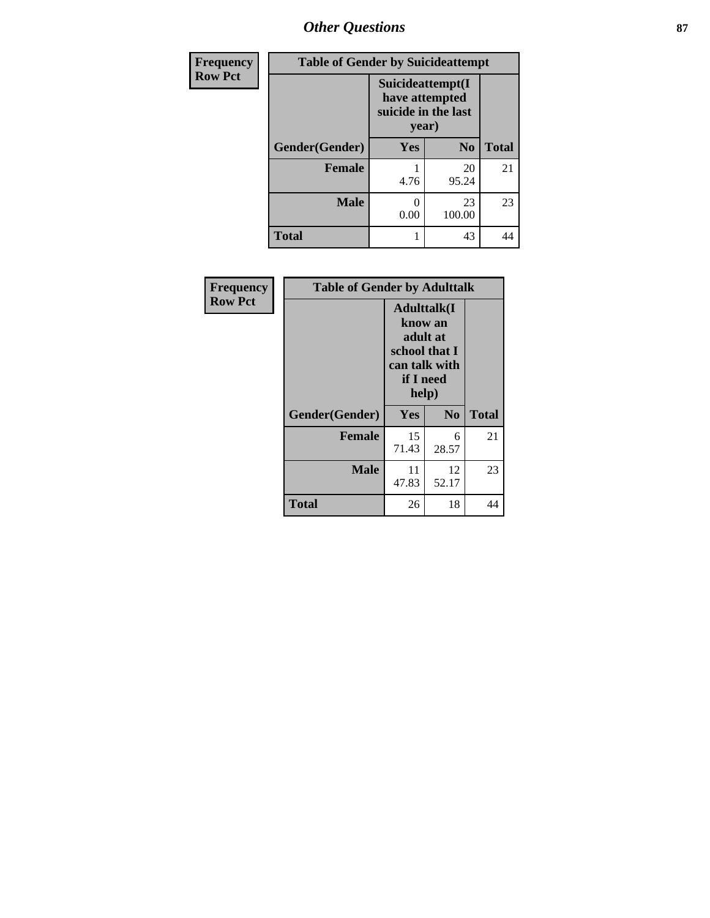| Frequency Row Pct | Table of Gender by Suicideattempt | | |
|---|---|---|---|
| | Suicideattempt(I have attempted suicide in the last year) | | |
| Gender(Gender) | Yes | No | Total |
| Female | 1<br>4.76 | 20<br>95.24 | 21 |
| Male | 0<br>0.00 | 23<br>100.00 | 23 |
| Total | 1 | 43 | 44 |

| Frequency Row Pct | Table of Gender by Adulttalk | | |
|---|---|---|---|
| | Adulttalk(I know an adult at school that I can talk with if I need help) | | |
| Gender(Gender) | Yes | No | Total |
| Female | 15<br>71.43 | 6<br>28.57 | 21 |
| Male | 11<br>47.83 | 12<br>52.17 | 23 |
| Total | 26 | 18 | 44 |